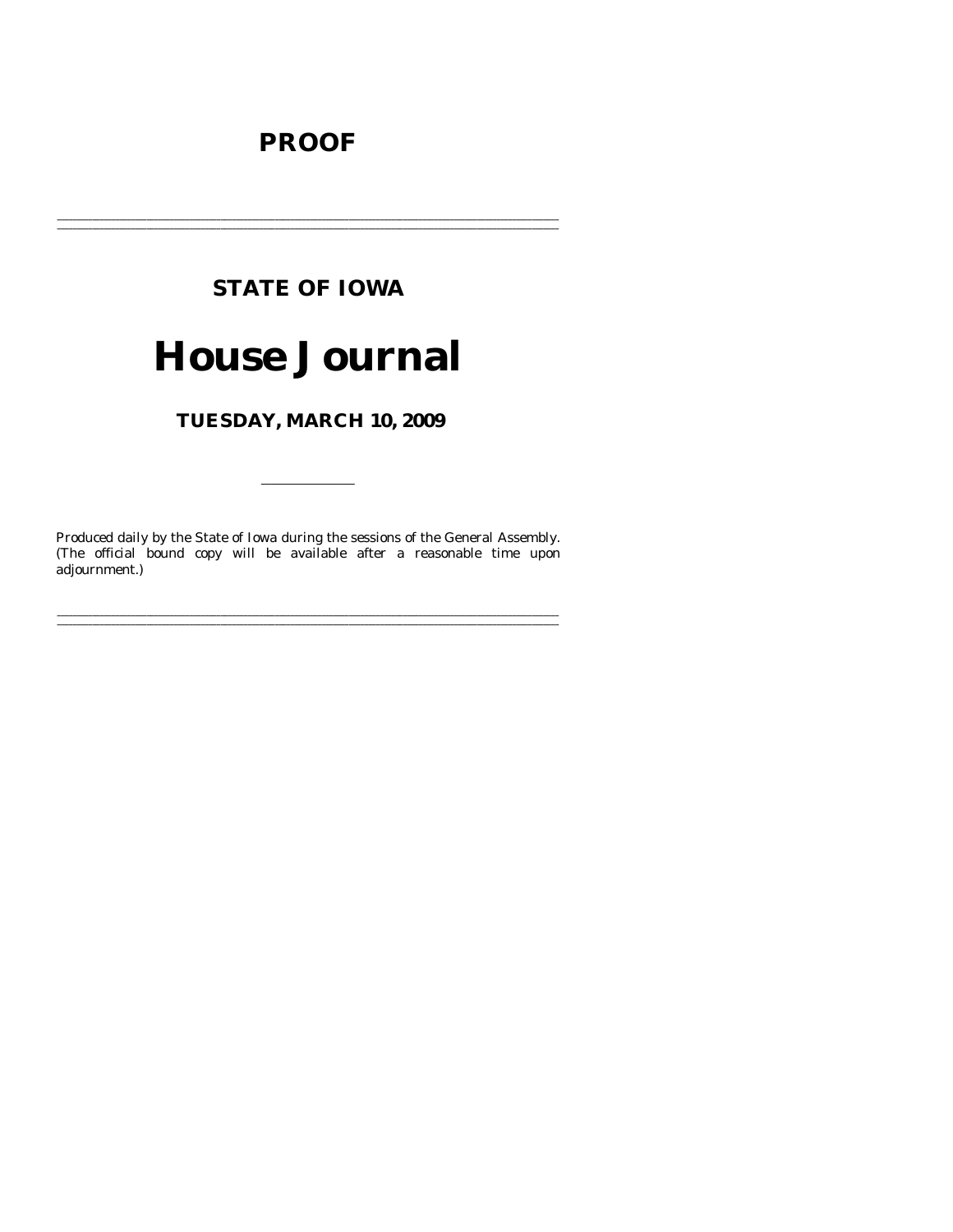**PROOF**

---

**STATE OF IOWA**

# House Journal

**TUESDAY, MARCH 10, 2009**

---

Produced daily by the State of Iowa during the sessions of the General Assembly. (The official bound copy will be available after a reasonable time upon adjournment.)

---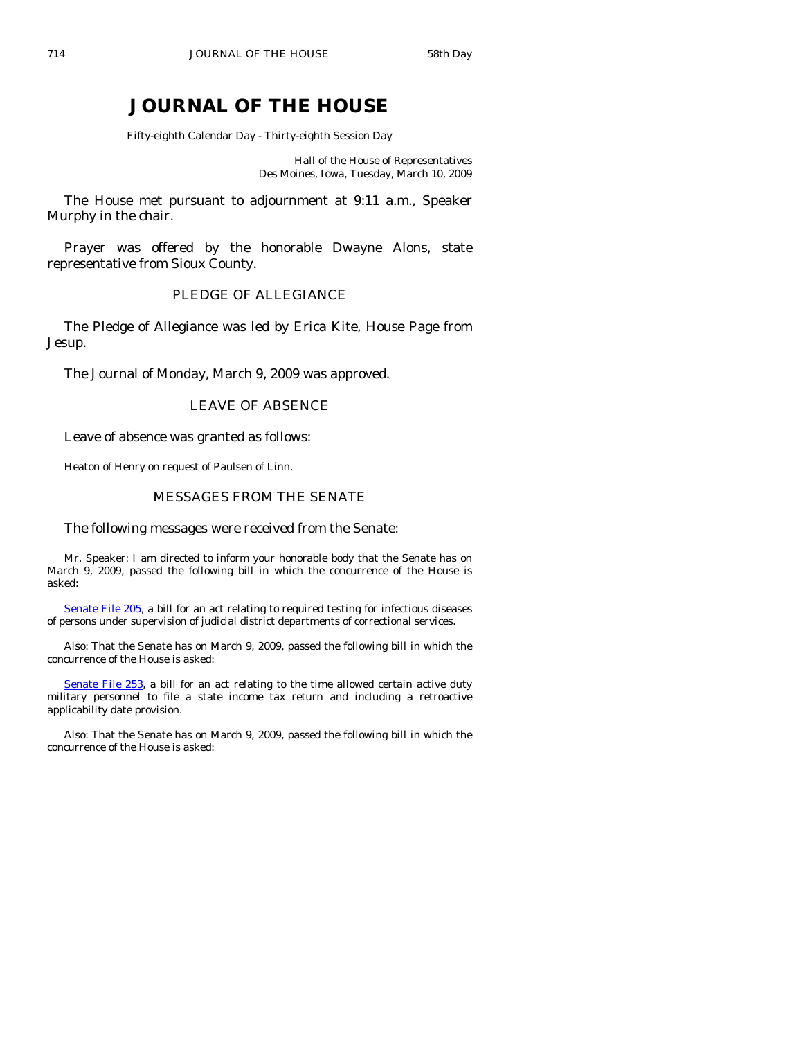# JOURNAL OF THE HOUSE

Fifty-eighth Calendar Day - Thirty-eighth Session Day

Hall of the House of Representatives
Des Moines, Iowa, Tuesday, March 10, 2009

The House met pursuant to adjournment at 9:11 a.m., Speaker Murphy in the chair.

Prayer was offered by the honorable Dwayne Alons, state representative from Sioux County.

## PLEDGE OF ALLEGIANCE

The Pledge of Allegiance was led by Erica Kite, House Page from Jesup.

The Journal of Monday, March 9, 2009 was approved.

## LEAVE OF ABSENCE

Leave of absence was granted as follows:

Heaton of Henry on request of Paulsen of Linn.

## MESSAGES FROM THE SENATE

The following messages were received from the Senate:

Mr. Speaker: I am directed to inform your honorable body that the Senate has on March 9, 2009, passed the following bill in which the concurrence of the House is asked:

Senate File 205, a bill for an act relating to required testing for infectious diseases of persons under supervision of judicial district departments of correctional services.

Also: That the Senate has on March 9, 2009, passed the following bill in which the concurrence of the House is asked:

Senate File 253, a bill for an act relating to the time allowed certain active duty military personnel to file a state income tax return and including a retroactive applicability date provision.

Also: That the Senate has on March 9, 2009, passed the following bill in which the concurrence of the House is asked: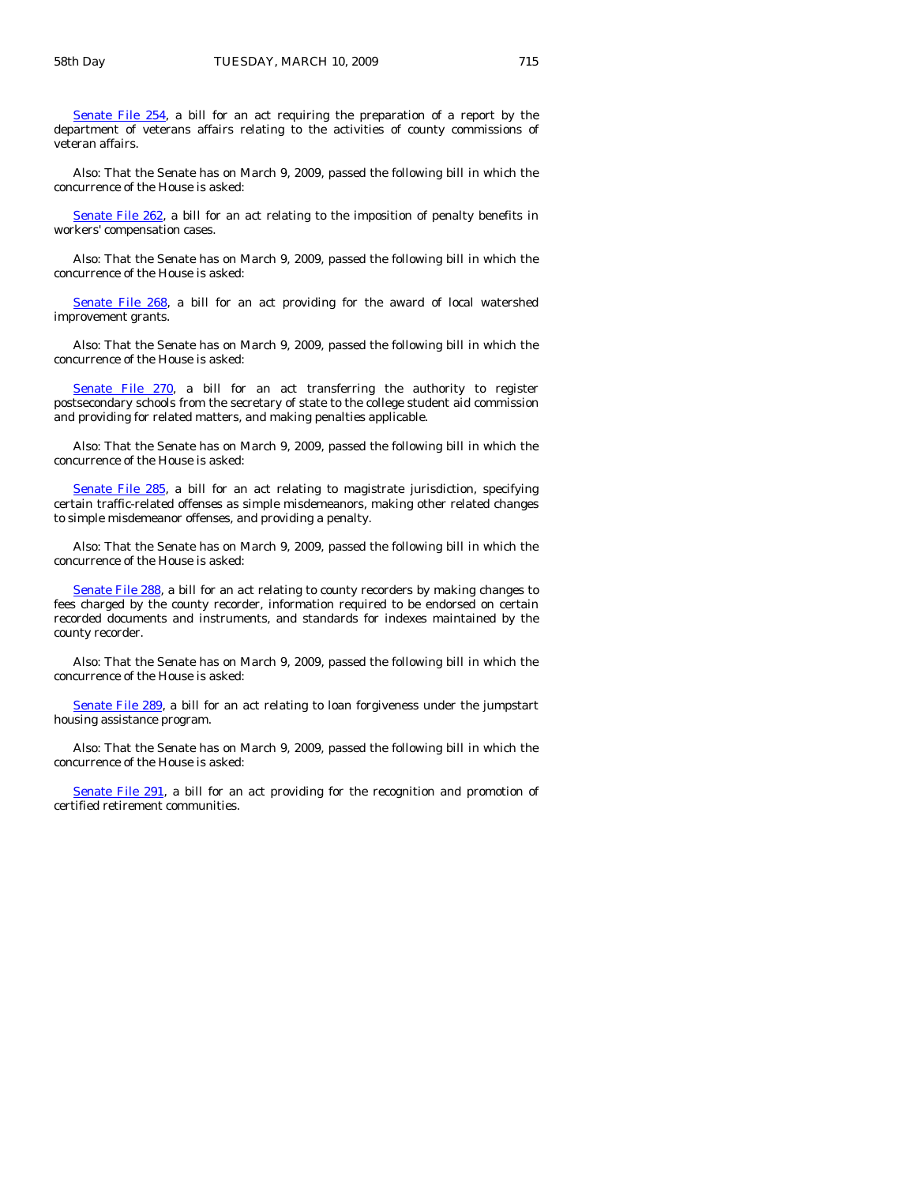Senate File 254, a bill for an act requiring the preparation of a report by the department of veterans affairs relating to the activities of county commissions of veteran affairs.

Also: That the Senate has on March 9, 2009, passed the following bill in which the concurrence of the House is asked:

Senate File 262, a bill for an act relating to the imposition of penalty benefits in workers' compensation cases.

Also: That the Senate has on March 9, 2009, passed the following bill in which the concurrence of the House is asked:

Senate File 268, a bill for an act providing for the award of local watershed improvement grants.

Also: That the Senate has on March 9, 2009, passed the following bill in which the concurrence of the House is asked:

Senate File 270, a bill for an act transferring the authority to register postsecondary schools from the secretary of state to the college student aid commission and providing for related matters, and making penalties applicable.

Also: That the Senate has on March 9, 2009, passed the following bill in which the concurrence of the House is asked:

Senate File 285, a bill for an act relating to magistrate jurisdiction, specifying certain traffic-related offenses as simple misdemeanors, making other related changes to simple misdemeanor offenses, and providing a penalty.

Also: That the Senate has on March 9, 2009, passed the following bill in which the concurrence of the House is asked:

Senate File 288, a bill for an act relating to county recorders by making changes to fees charged by the county recorder, information required to be endorsed on certain recorded documents and instruments, and standards for indexes maintained by the county recorder.

Also: That the Senate has on March 9, 2009, passed the following bill in which the concurrence of the House is asked:

Senate File 289, a bill for an act relating to loan forgiveness under the jumpstart housing assistance program.

Also: That the Senate has on March 9, 2009, passed the following bill in which the concurrence of the House is asked:

Senate File 291, a bill for an act providing for the recognition and promotion of certified retirement communities.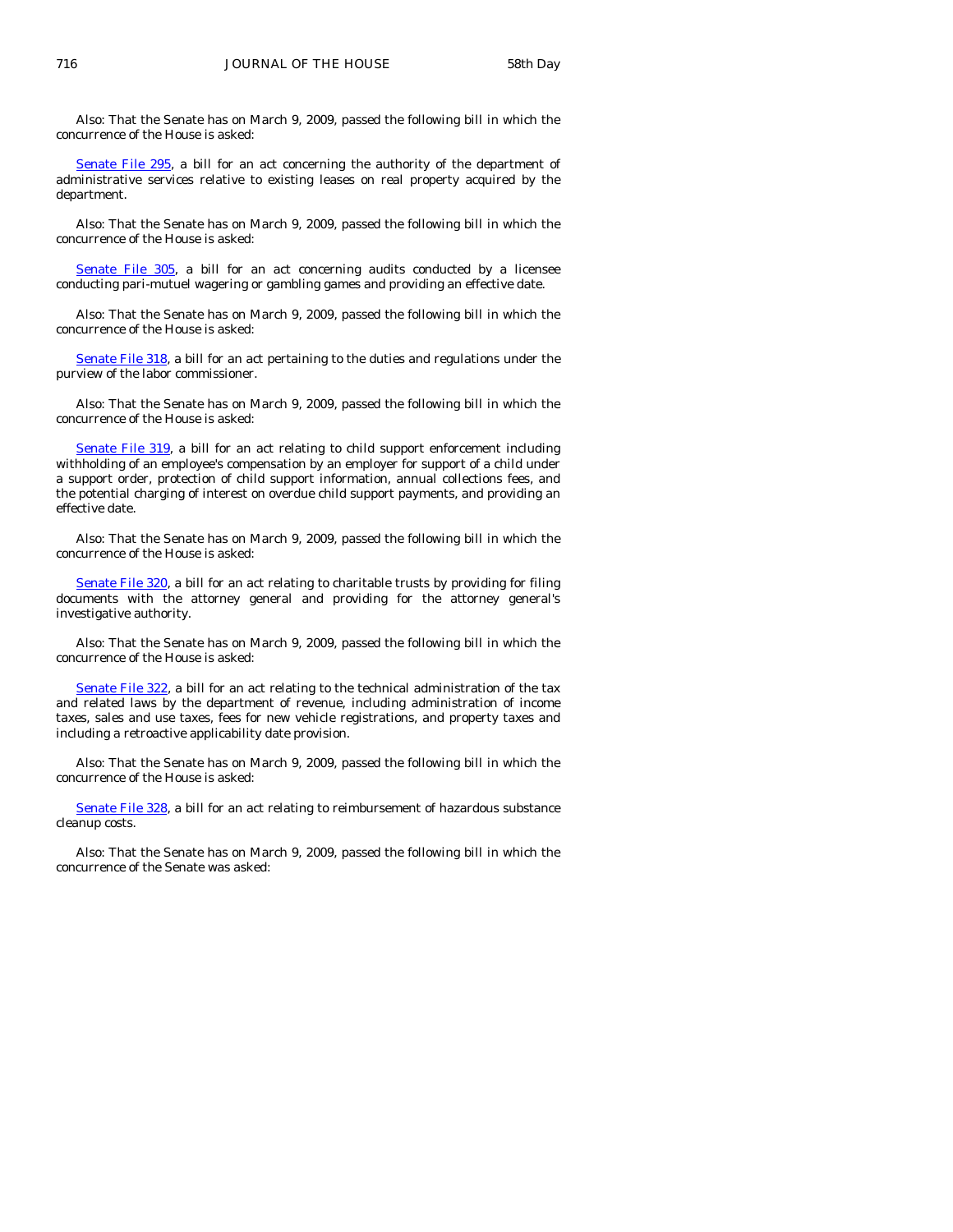Also: That the Senate has on March 9, 2009, passed the following bill in which the concurrence of the House is asked:

Senate File 295, a bill for an act concerning the authority of the department of administrative services relative to existing leases on real property acquired by the department.

Also: That the Senate has on March 9, 2009, passed the following bill in which the concurrence of the House is asked:

Senate File 305, a bill for an act concerning audits conducted by a licensee conducting pari-mutuel wagering or gambling games and providing an effective date.

Also: That the Senate has on March 9, 2009, passed the following bill in which the concurrence of the House is asked:

Senate File 318, a bill for an act pertaining to the duties and regulations under the purview of the labor commissioner.

Also: That the Senate has on March 9, 2009, passed the following bill in which the concurrence of the House is asked:

Senate File 319, a bill for an act relating to child support enforcement including withholding of an employee's compensation by an employer for support of a child under a support order, protection of child support information, annual collections fees, and the potential charging of interest on overdue child support payments, and providing an effective date.

Also: That the Senate has on March 9, 2009, passed the following bill in which the concurrence of the House is asked:

Senate File 320, a bill for an act relating to charitable trusts by providing for filing documents with the attorney general and providing for the attorney general's investigative authority.

Also: That the Senate has on March 9, 2009, passed the following bill in which the concurrence of the House is asked:

Senate File 322, a bill for an act relating to the technical administration of the tax and related laws by the department of revenue, including administration of income taxes, sales and use taxes, fees for new vehicle registrations, and property taxes and including a retroactive applicability date provision.

Also: That the Senate has on March 9, 2009, passed the following bill in which the concurrence of the House is asked:

Senate File 328, a bill for an act relating to reimbursement of hazardous substance cleanup costs.

Also: That the Senate has on March 9, 2009, passed the following bill in which the concurrence of the Senate was asked: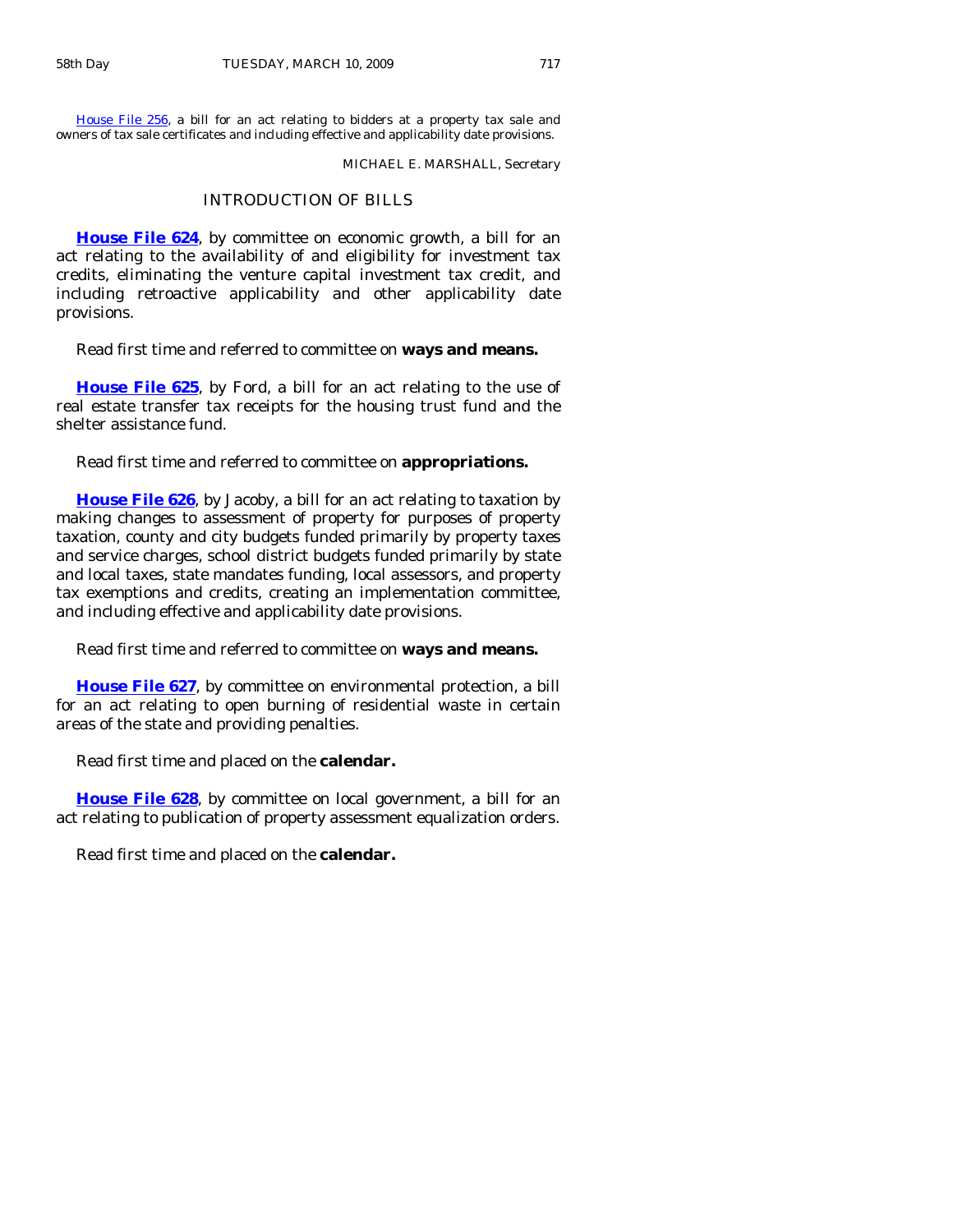House File 256, a bill for an act relating to bidders at a property tax sale and owners of tax sale certificates and including effective and applicability date provisions.

MICHAEL E. MARSHALL, Secretary

## INTRODUCTION OF BILLS

**House File 624**, by committee on economic growth, a bill for an act relating to the availability of and eligibility for investment tax credits, eliminating the venture capital investment tax credit, and including retroactive applicability and other applicability date provisions.

Read first time and referred to committee on **ways and means.**

**House File 625**, by Ford, a bill for an act relating to the use of real estate transfer tax receipts for the housing trust fund and the shelter assistance fund.

Read first time and referred to committee on **appropriations.**

**House File 626**, by Jacoby, a bill for an act relating to taxation by making changes to assessment of property for purposes of property taxation, county and city budgets funded primarily by property taxes and service charges, school district budgets funded primarily by state and local taxes, state mandates funding, local assessors, and property tax exemptions and credits, creating an implementation committee, and including effective and applicability date provisions.

Read first time and referred to committee on **ways and means.**

**House File 627**, by committee on environmental protection, a bill for an act relating to open burning of residential waste in certain areas of the state and providing penalties.

Read first time and placed on the **calendar.**

**House File 628**, by committee on local government, a bill for an act relating to publication of property assessment equalization orders.

Read first time and placed on the **calendar.**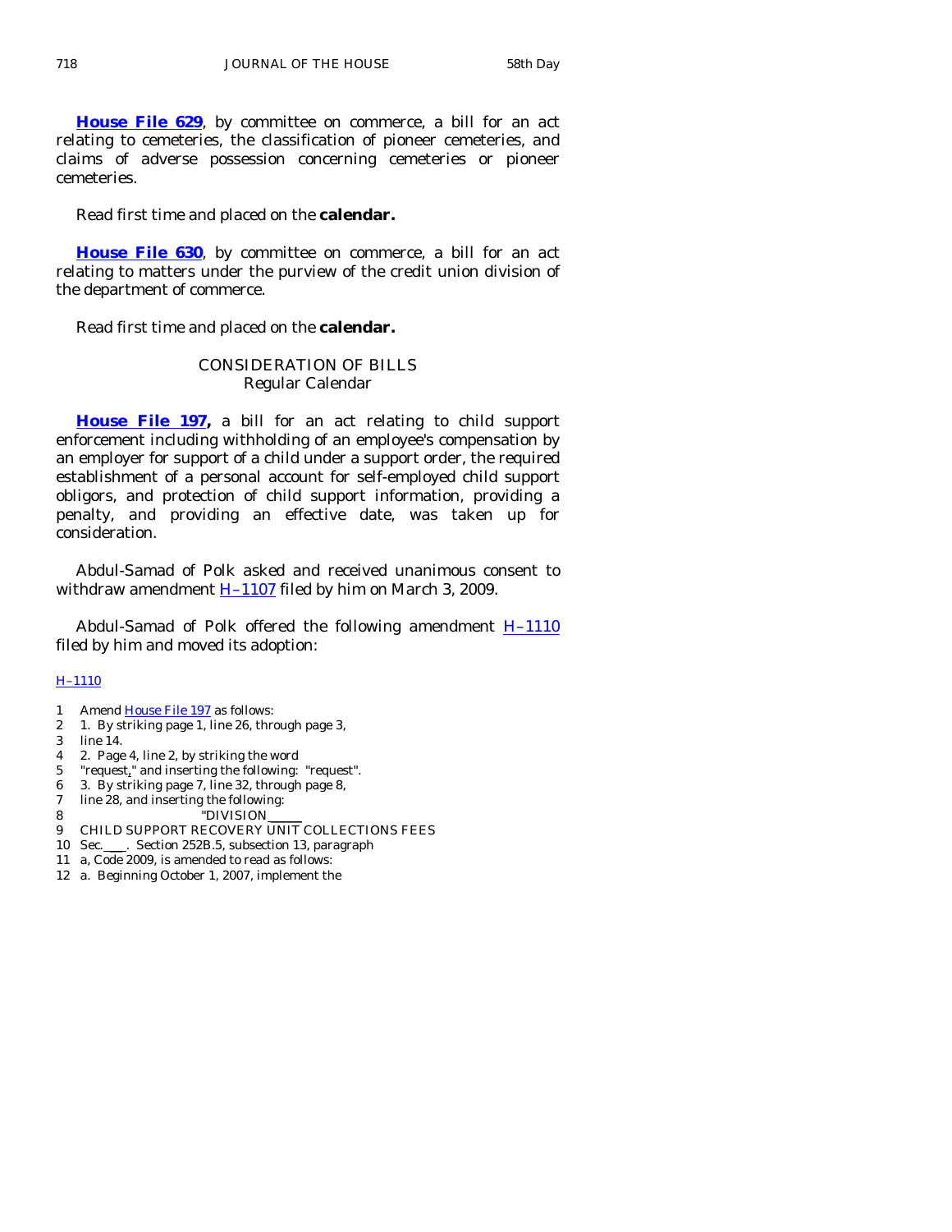**House File 629**, by committee on commerce, a bill for an act relating to cemeteries, the classification of pioneer cemeteries, and claims of adverse possession concerning cemeteries or pioneer cemeteries.

Read first time and placed on the **calendar.**

**House File 630**, by committee on commerce, a bill for an act relating to matters under the purview of the credit union division of the department of commerce.

Read first time and placed on the **calendar.**

CONSIDERATION OF BILLS
Regular Calendar

**House File 197,** a bill for an act relating to child support enforcement including withholding of an employee's compensation by an employer for support of a child under a support order, the required establishment of a personal account for self-employed child support obligors, and protection of child support information, providing a penalty, and providing an effective date, was taken up for consideration.

Abdul-Samad of Polk asked and received unanimous consent to withdraw amendment H–1107 filed by him on March 3, 2009.

Abdul-Samad of Polk offered the following amendment H–1110 filed by him and moved its adoption:

H–1110

1 Amend House File 197 as follows:
2 1. By striking page 1, line 26, through page 3,
3 line 14.
4 2. Page 4, line 2, by striking the word
5 "request," and inserting the following: "request".
6 3. By striking page 7, line 32, through page 8,
7 line 28, and inserting the following:
8 "DIVISION ____
9 CHILD SUPPORT RECOVERY UNIT COLLECTIONS FEES
10 Sec. ___. Section 252B.5, subsection 13, paragraph
11 a, Code 2009, is amended to read as follows:
12 a. Beginning October 1, 2007, implement the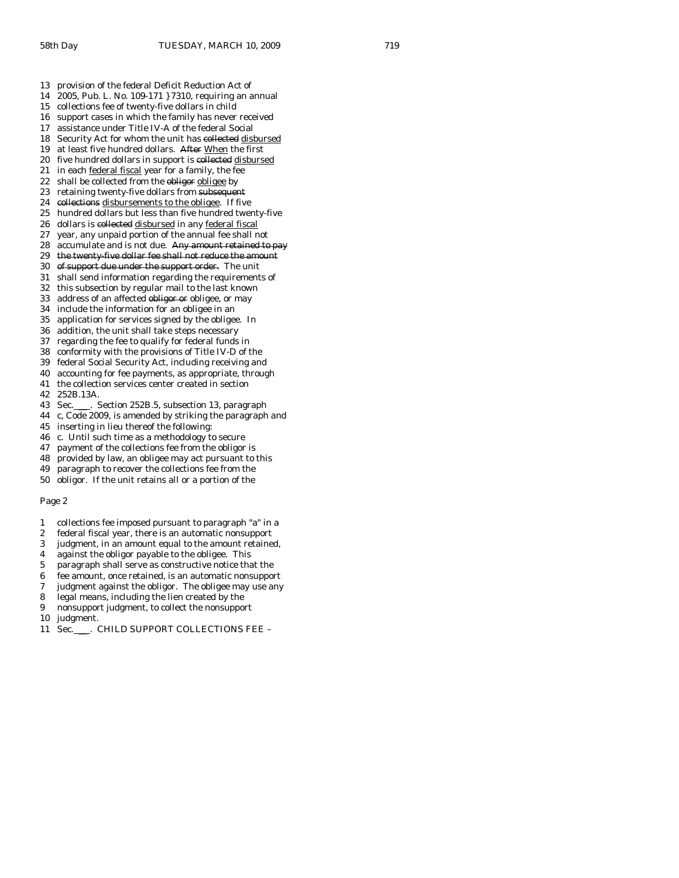13 provision of the federal Deficit Reduction Act of
14 2005, Pub. L. No. 109-171 }7310, requiring an annual
15 collections fee of twenty-five dollars in child
16 support cases in which the family has never received
17 assistance under Title IV-A of the federal Social
18 Security Act for whom the unit has ~~collected~~ <u>disbursed</u>
19 at least five hundred dollars. ~~After~~ <u>When</u> the first
20 five hundred dollars in support is ~~collected~~ <u>disbursed</u>
21 in each <u>federal fiscal</u> year for a family, the fee
22 shall be collected from the ~~obligor~~ <u>obligee</u> by
23 retaining twenty-five dollars from ~~subsequent~~
24 ~~collections~~ <u>disbursements to the obligee</u>. If five
25 hundred dollars but less than five hundred twenty-five
26 dollars is ~~collected~~ <u>disbursed</u> in any <u>federal fiscal</u>
27 year, any unpaid portion of the annual fee shall not
28 accumulate and is not due. ~~Any amount retained to pay~~
29 ~~the twenty-five dollar fee shall not reduce the amount~~
30 ~~of support due under the support order.~~ The unit
31 shall send information regarding the requirements of
32 this subsection by regular mail to the last known
33 address of an affected ~~obligor or~~ obligee, or may
34 include the information for an obligee in an
35 application for services signed by the obligee. In
36 addition, the unit shall take steps necessary
37 regarding the fee to qualify for federal funds in
38 conformity with the provisions of Title IV-D of the
39 federal Social Security Act, including receiving and
40 accounting for fee payments, as appropriate, through
41 the collection services center created in section
42 252B.13A.
43 Sec.___. Section 252B.5, subsection 13, paragraph
44 c, Code 2009, is amended by striking the paragraph and
45 inserting in lieu thereof the following:
46 c. Until such time as a methodology to secure
47 payment of the collections fee from the obligor is
48 provided by law, an obligee may act pursuant to this
49 paragraph to recover the collections fee from the
50 obligor. If the unit retains all or a portion of the

Page 2

1 collections fee imposed pursuant to paragraph "a" in a
2 federal fiscal year, there is an automatic nonsupport
3 judgment, in an amount equal to the amount retained,
4 against the obligor payable to the obligee. This
5 paragraph shall serve as constructive notice that the
6 fee amount, once retained, is an automatic nonsupport
7 judgment against the obligor. The obligee may use any
8 legal means, including the lien created by the
9 nonsupport judgment, to collect the nonsupport
10 judgment.
11 Sec.___. CHILD SUPPORT COLLECTIONS FEE –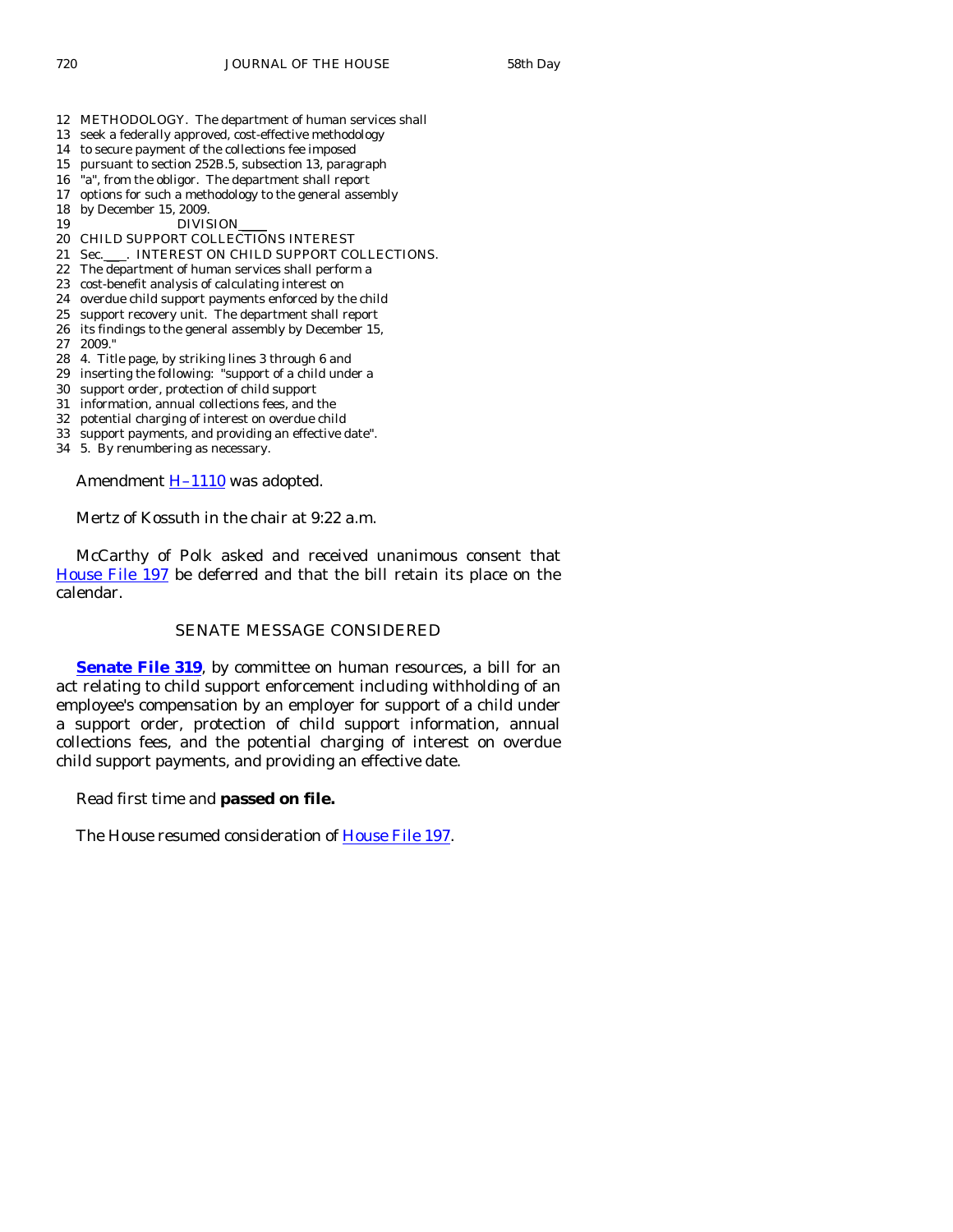12 METHODOLOGY. The department of human services shall
13 seek a federally approved, cost-effective methodology
14 to secure payment of the collections fee imposed
15 pursuant to section 252B.5, subsection 13, paragraph
16 "a", from the obligor. The department shall report
17 options for such a methodology to the general assembly
18 by December 15, 2009.
19 DIVISION____
20 CHILD SUPPORT COLLECTIONS INTEREST
21 Sec.___. INTEREST ON CHILD SUPPORT COLLECTIONS.
22 The department of human services shall perform a
23 cost-benefit analysis of calculating interest on
24 overdue child support payments enforced by the child
25 support recovery unit. The department shall report
26 its findings to the general assembly by December 15,
27 2009."
28 4. Title page, by striking lines 3 through 6 and
29 inserting the following: "support of a child under a
30 support order, protection of child support
31 information, annual collections fees, and the
32 potential charging of interest on overdue child
33 support payments, and providing an effective date".
34 5. By renumbering as necessary.

Amendment H–1110 was adopted.

Mertz of Kossuth in the chair at 9:22 a.m.

McCarthy of Polk asked and received unanimous consent that House File 197 be deferred and that the bill retain its place on the calendar.

## SENATE MESSAGE CONSIDERED

**Senate File 319**, by committee on human resources, a bill for an act relating to child support enforcement including withholding of an employee's compensation by an employer for support of a child under a support order, protection of child support information, annual collections fees, and the potential charging of interest on overdue child support payments, and providing an effective date.

Read first time and **passed on file.**

The House resumed consideration of House File 197.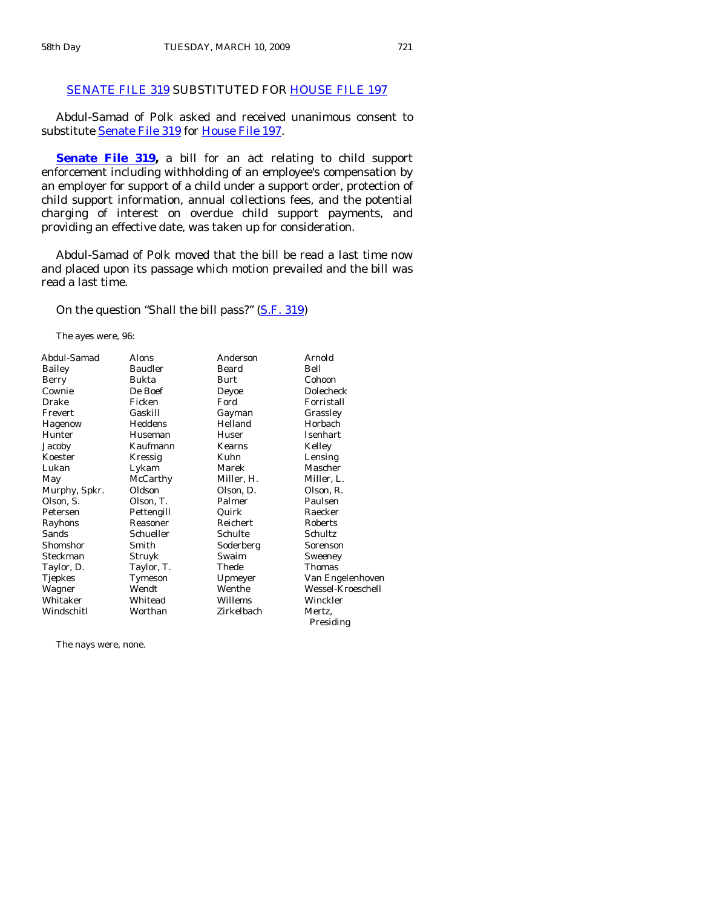## SENATE FILE 319 SUBSTITUTED FOR HOUSE FILE 197

Abdul-Samad of Polk asked and received unanimous consent to substitute Senate File 319 for House File 197.

**Senate File 319,** a bill for an act relating to child support enforcement including withholding of an employee's compensation by an employer for support of a child under a support order, protection of child support information, annual collections fees, and the potential charging of interest on overdue child support payments, and providing an effective date, was taken up for consideration.

Abdul-Samad of Polk moved that the bill be read a last time now and placed upon its passage which motion prevailed and the bill was read a last time.

On the question "Shall the bill pass?" (S.F. 319)

The ayes were, 96:

| | | | |
|---|---|---|---|
| Abdul-Samad | Alons | Anderson | Arnold |
| Bailey | Baudler | Beard | Bell |
| Berry | Bukta | Burt | Cohoon |
| Cownie | De Boef | Deyoe | Dolecheck |
| Drake | Ficken | Ford | Forristall |
| Frevert | Gaskill | Gayman | Grassley |
| Hagenow | Heddens | Helland | Horbach |
| Hunter | Huseman | Huser | Isenhart |
| Jacoby | Kaufmann | Kearns | Kelley |
| Koester | Kressig | Kuhn | Lensing |
| Lukan | Lykam | Marek | Mascher |
| May | McCarthy | Miller, H. | Miller, L. |
| Murphy, Spkr. | Oldson | Olson, D. | Olson, R. |
| Olson, S. | Olson, T. | Palmer | Paulsen |
| Petersen | Pettengill | Quirk | Raecker |
| Rayhons | Reasoner | Reichert | Roberts |
| Sands | Schueller | Schulte | Schultz |
| Shomshor | Smith | Soderberg | Sorenson |
| Steckman | Struyk | Swaim | Sweeney |
| Taylor, D. | Taylor, T. | Thede | Thomas |
| Tjepkes | Tymeson | Upmeyer | Van Engelenhoven |
| Wagner | Wendt | Wenthe | Wessel-Kroeschell |
| Whitaker | Whitead | Willems | Winckler |
| Windschitl | Worthan | Zirkelbach | Mertz, Presiding |

The nays were, none.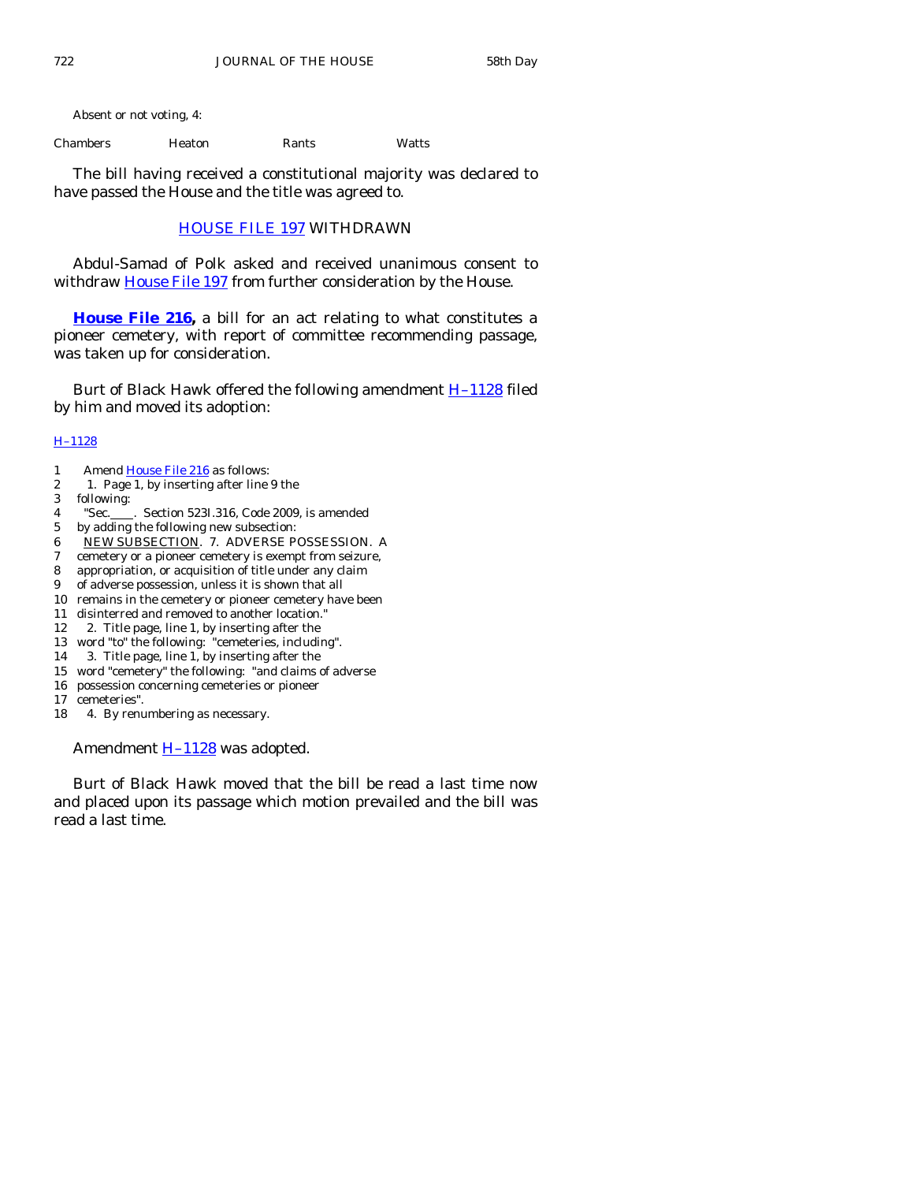Absent or not voting, 4:

| Chambers | Heaton | Rants | Watts |
|---|---|---|---|

The bill having received a constitutional majority was declared to have passed the House and the title was agreed to.

## HOUSE FILE 197 WITHDRAWN

Abdul-Samad of Polk asked and received unanimous consent to withdraw House File 197 from further consideration by the House.

**House File 216,** a bill for an act relating to what constitutes a pioneer cemetery, with report of committee recommending passage, was taken up for consideration.

Burt of Black Hawk offered the following amendment H–1128 filed by him and moved its adoption:

H–1128

1 Amend House File 216 as follows:
2 1. Page 1, by inserting after line 9 the
3 following:
4 "Sec.____. Section 523I.316, Code 2009, is amended
5 by adding the following new subsection:
6 NEW SUBSECTION. 7. ADVERSE POSSESSION. A
7 cemetery or a pioneer cemetery is exempt from seizure,
8 appropriation, or acquisition of title under any claim
9 of adverse possession, unless it is shown that all
10 remains in the cemetery or pioneer cemetery have been
11 disinterred and removed to another location."
12 2. Title page, line 1, by inserting after the
13 word "to" the following: "cemeteries, including".
14 3. Title page, line 1, by inserting after the
15 word "cemetery" the following: "and claims of adverse
16 possession concerning cemeteries or pioneer
17 cemeteries".
18 4. By renumbering as necessary.

Amendment H–1128 was adopted.

Burt of Black Hawk moved that the bill be read a last time now and placed upon its passage which motion prevailed and the bill was read a last time.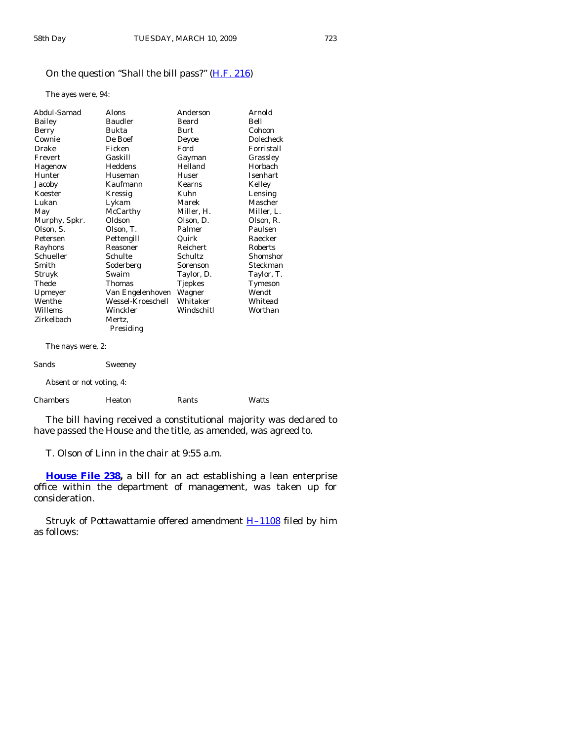On the question "Shall the bill pass?" (H.F. 216)

The ayes were, 94:

| | | | |
|---|---|---|---|
| Abdul-Samad | Alons | Anderson | Arnold |
| Bailey | Baudler | Beard | Bell |
| Berry | Bukta | Burt | Cohoon |
| Cownie | De Boef | Deyoe | Dolecheck |
| Drake | Ficken | Ford | Forristall |
| Frevert | Gaskill | Gayman | Grassley |
| Hagenow | Heddens | Helland | Horbach |
| Hunter | Huseman | Huser | Isenhart |
| Jacoby | Kaufmann | Kearns | Kelley |
| Koester | Kressig | Kuhn | Lensing |
| Lukan | Lykam | Marek | Mascher |
| May | McCarthy | Miller, H. | Miller, L. |
| Murphy, Spkr. | Oldson | Olson, D. | Olson, R. |
| Olson, S. | Olson, T. | Palmer | Paulsen |
| Petersen | Pettengill | Quirk | Raecker |
| Rayhons | Reasoner | Reichert | Roberts |
| Schueller | Schulte | Schultz | Shomshor |
| Smith | Soderberg | Sorenson | Steckman |
| Struyk | Swaim | Taylor, D. | Taylor, T. |
| Thede | Thomas | Tjepkes | Tymeson |
| Upmeyer | Van Engelenhoven | Wagner | Wendt |
| Wenthe | Wessel-Kroeschell | Whitaker | Whitead |
| Willems | Winckler | Windschitl | Worthan |
| Zirkelbach | Mertz, Presiding | | |

The nays were, 2:

| | |
|---|---|
| Sands | Sweeney |

Absent or not voting, 4:

| | | | |
|---|---|---|---|
| Chambers | Heaton | Rants | Watts |

The bill having received a constitutional majority was declared to have passed the House and the title, as amended, was agreed to.

T. Olson of Linn in the chair at 9:55 a.m.

**House File 238,** a bill for an act establishing a lean enterprise office within the department of management, was taken up for consideration.

Struyk of Pottawattamie offered amendment H–1108 filed by him as follows: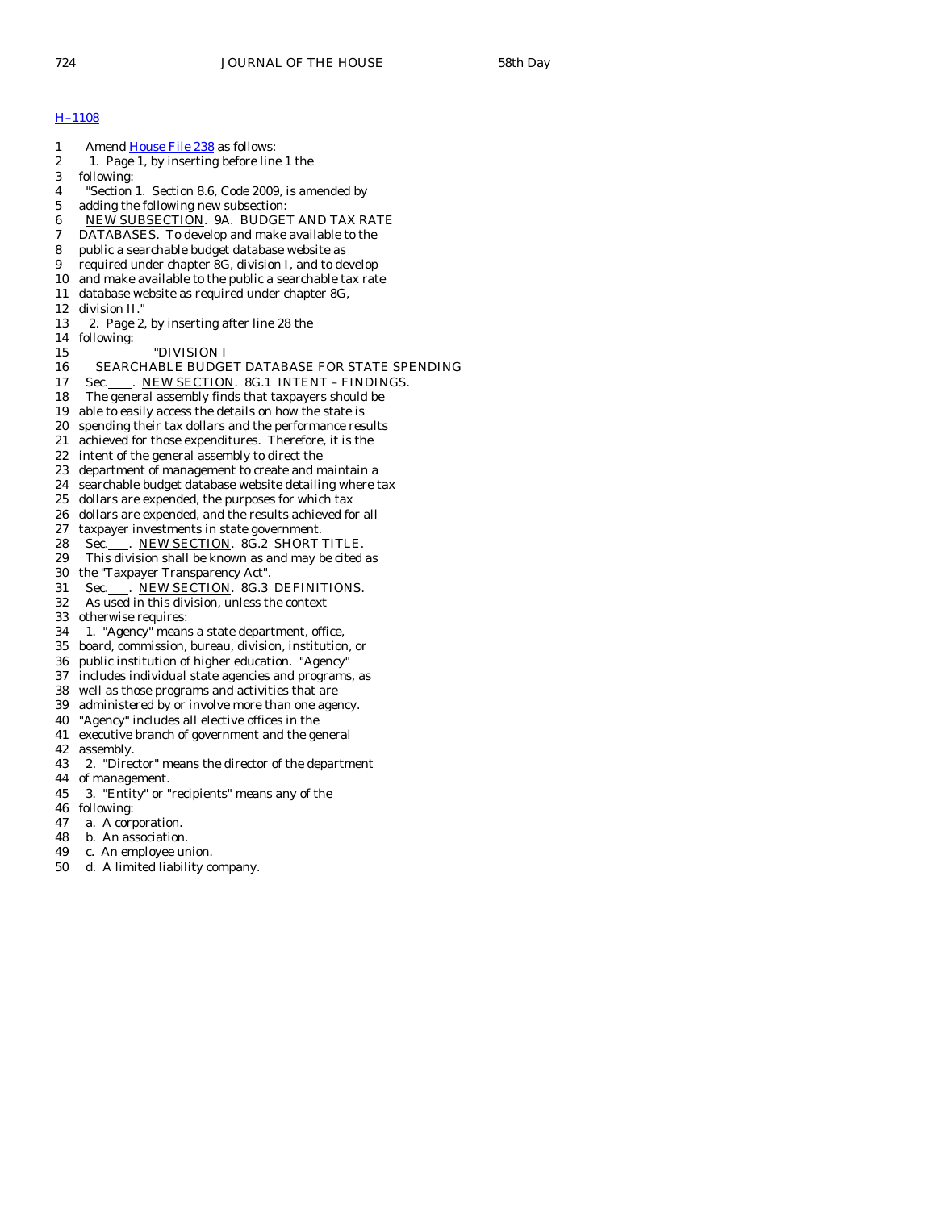H–1108

1 Amend House File 238 as follows:
2 1. Page 1, by inserting before line 1 the
3 following:
4 "Section 1. Section 8.6, Code 2009, is amended by
5 adding the following new subsection:
6 NEW SUBSECTION. 9A. BUDGET AND TAX RATE
7 DATABASES. To develop and make available to the
8 public a searchable budget database website as
9 required under chapter 8G, division I, and to develop
10 and make available to the public a searchable tax rate
11 database website as required under chapter 8G,
12 division II."
13 2. Page 2, by inserting after line 28 the
14 following:
15 "DIVISION I
16 SEARCHABLE BUDGET DATABASE FOR STATE SPENDING
17 Sec.___. NEW SECTION. 8G.1 INTENT – FINDINGS.
18 The general assembly finds that taxpayers should be
19 able to easily access the details on how the state is
20 spending their tax dollars and the performance results
21 achieved for those expenditures. Therefore, it is the
22 intent of the general assembly to direct the
23 department of management to create and maintain a
24 searchable budget database website detailing where tax
25 dollars are expended, the purposes for which tax
26 dollars are expended, and the results achieved for all
27 taxpayer investments in state government.
28 Sec.___. NEW SECTION. 8G.2 SHORT TITLE.
29 This division shall be known as and may be cited as
30 the "Taxpayer Transparency Act".
31 Sec.___. NEW SECTION. 8G.3 DEFINITIONS.
32 As used in this division, unless the context
33 otherwise requires:
34 1. "Agency" means a state department, office,
35 board, commission, bureau, division, institution, or
36 public institution of higher education. "Agency"
37 includes individual state agencies and programs, as
38 well as those programs and activities that are
39 administered by or involve more than one agency.
40 "Agency" includes all elective offices in the
41 executive branch of government and the general
42 assembly.
43 2. "Director" means the director of the department
44 of management.
45 3. "Entity" or "recipients" means any of the
46 following:
47 a. A corporation.
48 b. An association.
49 c. An employee union.
50 d. A limited liability company.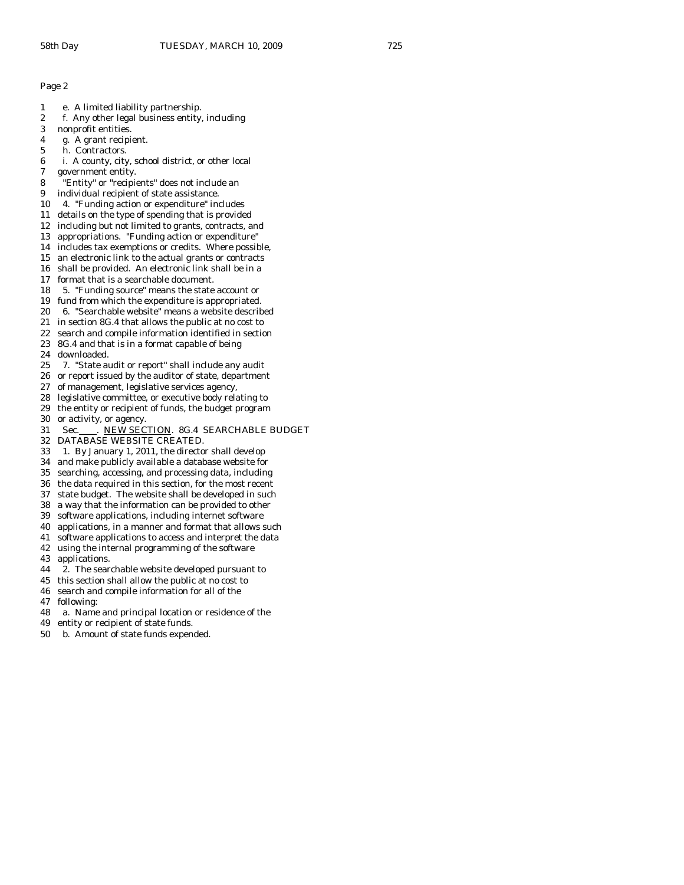Page 2

1 e. A limited liability partnership.
2 f. Any other legal business entity, including
3 nonprofit entities.
4 g. A grant recipient.
5 h. Contractors.
6 i. A county, city, school district, or other local
7 government entity.
8 "Entity" or "recipients" does not include an
9 individual recipient of state assistance.
10 4. "Funding action or expenditure" includes
11 details on the type of spending that is provided
12 including but not limited to grants, contracts, and
13 appropriations. "Funding action or expenditure"
14 includes tax exemptions or credits. Where possible,
15 an electronic link to the actual grants or contracts
16 shall be provided. An electronic link shall be in a
17 format that is a searchable document.
18 5. "Funding source" means the state account or
19 fund from which the expenditure is appropriated.
20 6. "Searchable website" means a website described
21 in section 8G.4 that allows the public at no cost to
22 search and compile information identified in section
23 8G.4 and that is in a format capable of being
24 downloaded.
25 7. "State audit or report" shall include any audit
26 or report issued by the auditor of state, department
27 of management, legislative services agency,
28 legislative committee, or executive body relating to
29 the entity or recipient of funds, the budget program
30 or activity, or agency.
31 Sec.____. NEW SECTION. 8G.4 SEARCHABLE BUDGET
32 DATABASE WEBSITE CREATED.
33 1. By January 1, 2011, the director shall develop
34 and make publicly available a database website for
35 searching, accessing, and processing data, including
36 the data required in this section, for the most recent
37 state budget. The website shall be developed in such
38 a way that the information can be provided to other
39 software applications, including internet software
40 applications, in a manner and format that allows such
41 software applications to access and interpret the data
42 using the internal programming of the software
43 applications.
44 2. The searchable website developed pursuant to
45 this section shall allow the public at no cost to
46 search and compile information for all of the
47 following:
48 a. Name and principal location or residence of the
49 entity or recipient of state funds.
50 b. Amount of state funds expended.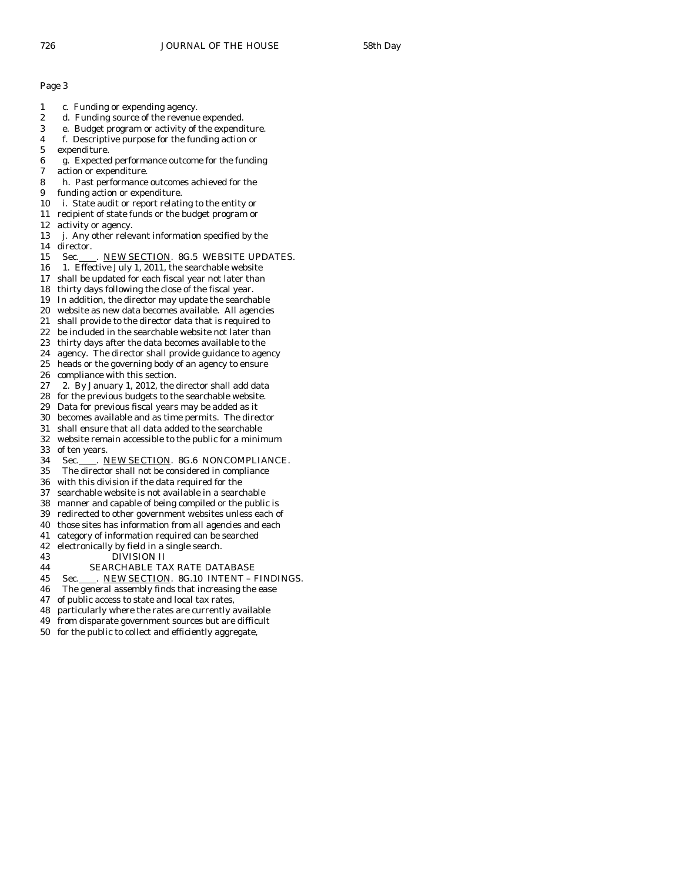Page 3

1 c. Funding or expending agency.
2 d. Funding source of the revenue expended.
3 e. Budget program or activity of the expenditure.
4 f. Descriptive purpose for the funding action or
5 expenditure.
6 g. Expected performance outcome for the funding
7 action or expenditure.
8 h. Past performance outcomes achieved for the
9 funding action or expenditure.
10 i. State audit or report relating to the entity or
11 recipient of state funds or the budget program or
12 activity or agency.
13 j. Any other relevant information specified by the
14 director.
15 Sec.____. NEW SECTION. 8G.5 WEBSITE UPDATES.
16 1. Effective July 1, 2011, the searchable website
17 shall be updated for each fiscal year not later than
18 thirty days following the close of the fiscal year.
19 In addition, the director may update the searchable
20 website as new data becomes available. All agencies
21 shall provide to the director data that is required to
22 be included in the searchable website not later than
23 thirty days after the data becomes available to the
24 agency. The director shall provide guidance to agency
25 heads or the governing body of an agency to ensure
26 compliance with this section.
27 2. By January 1, 2012, the director shall add data
28 for the previous budgets to the searchable website.
29 Data for previous fiscal years may be added as it
30 becomes available and as time permits. The director
31 shall ensure that all data added to the searchable
32 website remain accessible to the public for a minimum
33 of ten years.
34 Sec.____. NEW SECTION. 8G.6 NONCOMPLIANCE.
35 The director shall not be considered in compliance
36 with this division if the data required for the
37 searchable website is not available in a searchable
38 manner and capable of being compiled or the public is
39 redirected to other government websites unless each of
40 those sites has information from all agencies and each
41 category of information required can be searched
42 electronically by field in a single search.
43 DIVISION II
44 SEARCHABLE TAX RATE DATABASE
45 Sec.____. NEW SECTION. 8G.10 INTENT – FINDINGS.
46 The general assembly finds that increasing the ease
47 of public access to state and local tax rates,
48 particularly where the rates are currently available
49 from disparate government sources but are difficult
50 for the public to collect and efficiently aggregate,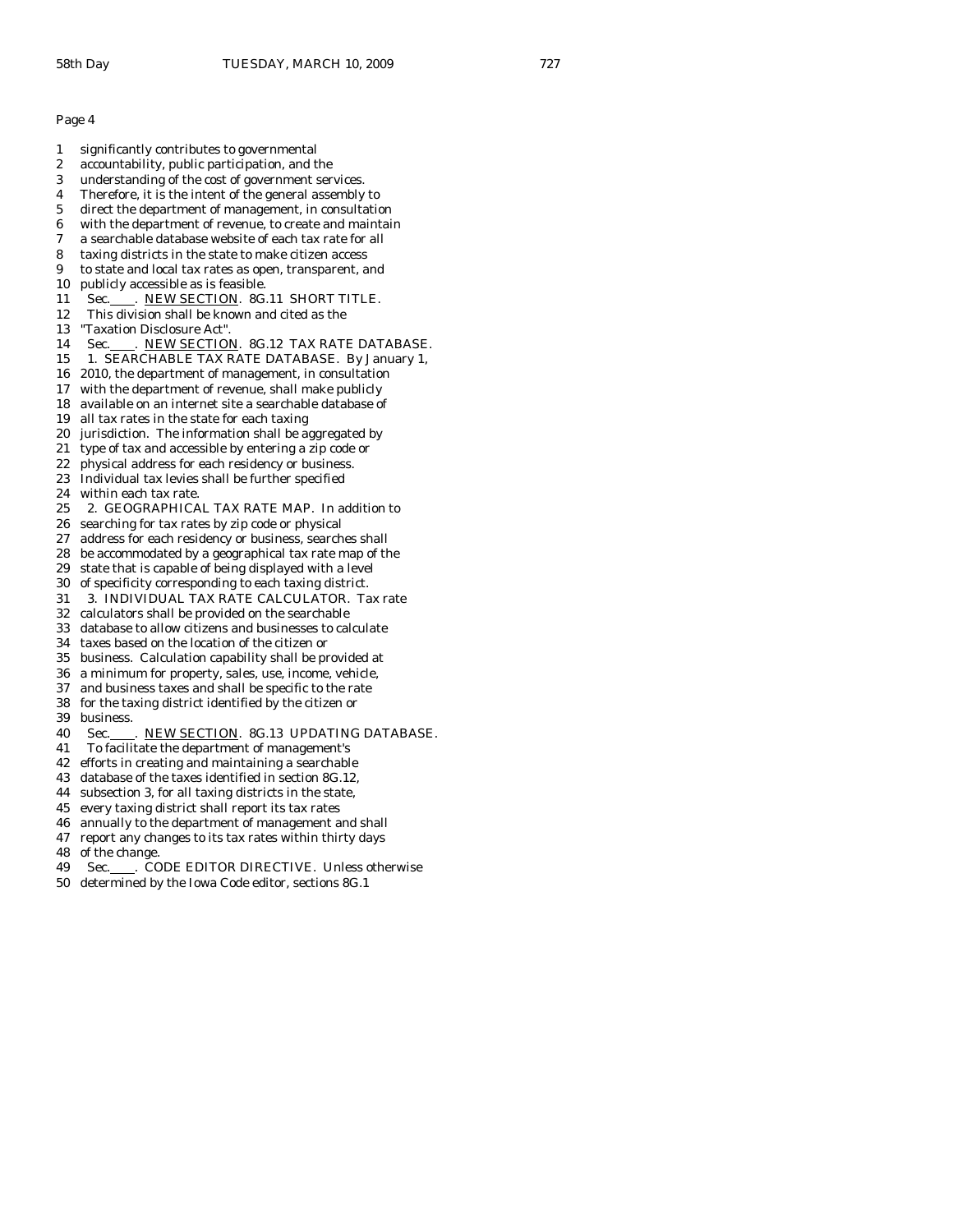Page 4

1 significantly contributes to governmental
2 accountability, public participation, and the
3 understanding of the cost of government services.
4 Therefore, it is the intent of the general assembly to
5 direct the department of management, in consultation
6 with the department of revenue, to create and maintain
7 a searchable database website of each tax rate for all
8 taxing districts in the state to make citizen access
9 to state and local tax rates as open, transparent, and
10 publicly accessible as is feasible.
11 Sec.____. NEW SECTION. 8G.11 SHORT TITLE.
12 This division shall be known and cited as the
13 "Taxation Disclosure Act".
14 Sec.____. NEW SECTION. 8G.12 TAX RATE DATABASE.
15 1. SEARCHABLE TAX RATE DATABASE. By January 1,
16 2010, the department of management, in consultation
17 with the department of revenue, shall make publicly
18 available on an internet site a searchable database of
19 all tax rates in the state for each taxing
20 jurisdiction. The information shall be aggregated by
21 type of tax and accessible by entering a zip code or
22 physical address for each residency or business.
23 Individual tax levies shall be further specified
24 within each tax rate.
25 2. GEOGRAPHICAL TAX RATE MAP. In addition to
26 searching for tax rates by zip code or physical
27 address for each residency or business, searches shall
28 be accommodated by a geographical tax rate map of the
29 state that is capable of being displayed with a level
30 of specificity corresponding to each taxing district.
31 3. INDIVIDUAL TAX RATE CALCULATOR. Tax rate
32 calculators shall be provided on the searchable
33 database to allow citizens and businesses to calculate
34 taxes based on the location of the citizen or
35 business. Calculation capability shall be provided at
36 a minimum for property, sales, use, income, vehicle,
37 and business taxes and shall be specific to the rate
38 for the taxing district identified by the citizen or
39 business.
40 Sec.____. NEW SECTION. 8G.13 UPDATING DATABASE.
41 To facilitate the department of management's
42 efforts in creating and maintaining a searchable
43 database of the taxes identified in section 8G.12,
44 subsection 3, for all taxing districts in the state,
45 every taxing district shall report its tax rates
46 annually to the department of management and shall
47 report any changes to its tax rates within thirty days
48 of the change.
49 Sec.____. CODE EDITOR DIRECTIVE. Unless otherwise
50 determined by the Iowa Code editor, sections 8G.1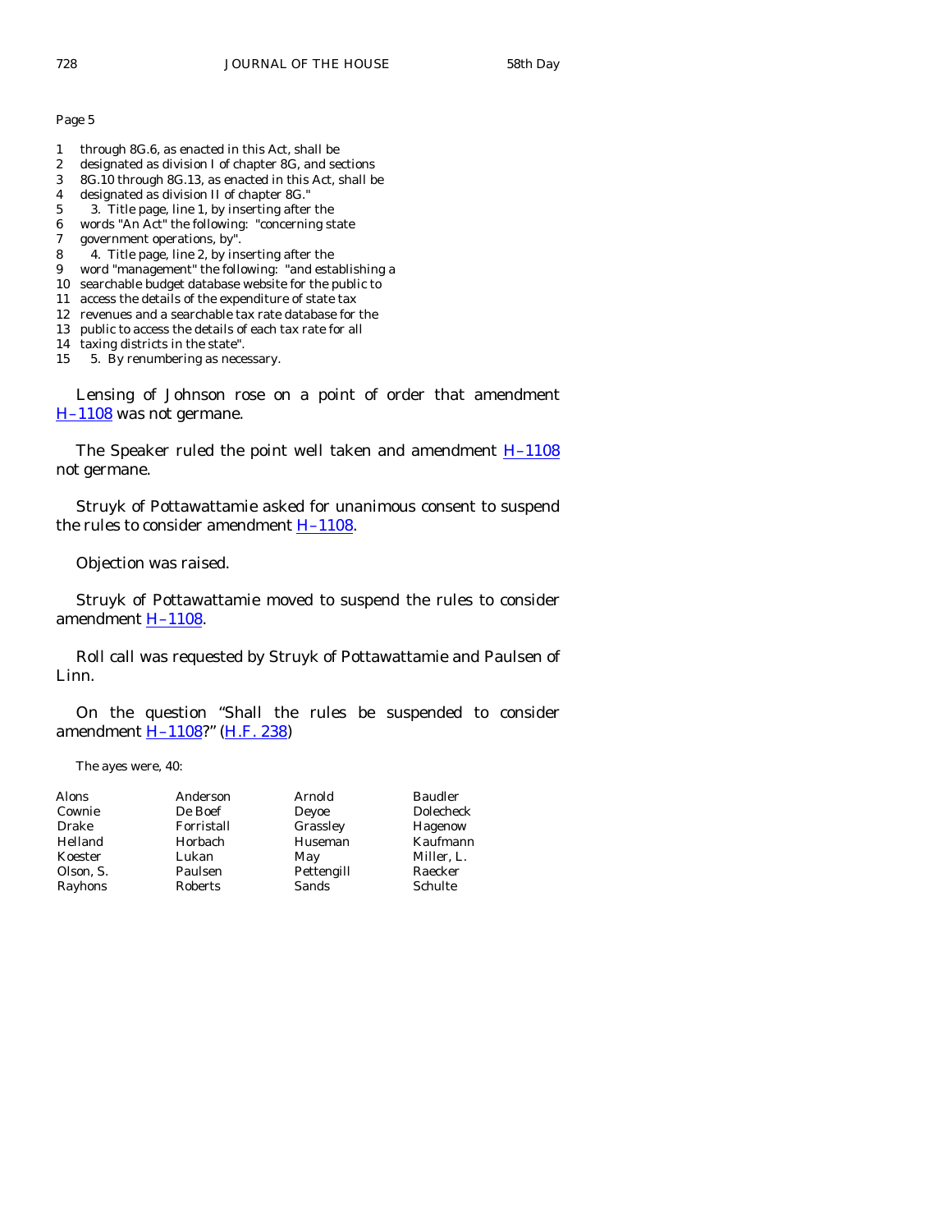Page 5

1 through 8G.6, as enacted in this Act, shall be
2 designated as division I of chapter 8G, and sections
3 8G.10 through 8G.13, as enacted in this Act, shall be
4 designated as division II of chapter 8G."
5 3. Title page, line 1, by inserting after the
6 words "An Act" the following: "concerning state
7 government operations, by".
8 4. Title page, line 2, by inserting after the
9 word "management" the following: "and establishing a
10 searchable budget database website for the public to
11 access the details of the expenditure of state tax
12 revenues and a searchable tax rate database for the
13 public to access the details of each tax rate for all
14 taxing districts in the state".
15 5. By renumbering as necessary.

Lensing of Johnson rose on a point of order that amendment H–1108 was not germane.

The Speaker ruled the point well taken and amendment H–1108 not germane.

Struyk of Pottawattamie asked for unanimous consent to suspend the rules to consider amendment H–1108.

Objection was raised.

Struyk of Pottawattamie moved to suspend the rules to consider amendment H–1108.

Roll call was requested by Struyk of Pottawattamie and Paulsen of Linn.

On the question "Shall the rules be suspended to consider amendment H–1108?" (H.F. 238)

The ayes were, 40:

| | | | |
|---|---|---|---|
| Alons | Anderson | Arnold | Baudler |
| Cownie | De Boef | Deyoe | Dolecheck |
| Drake | Forristall | Grassley | Hagenow |
| Helland | Horbach | Huseman | Kaufmann |
| Koester | Lukan | May | Miller, L. |
| Olson, S. | Paulsen | Pettengill | Raecker |
| Rayhons | Roberts | Sands | Schulte |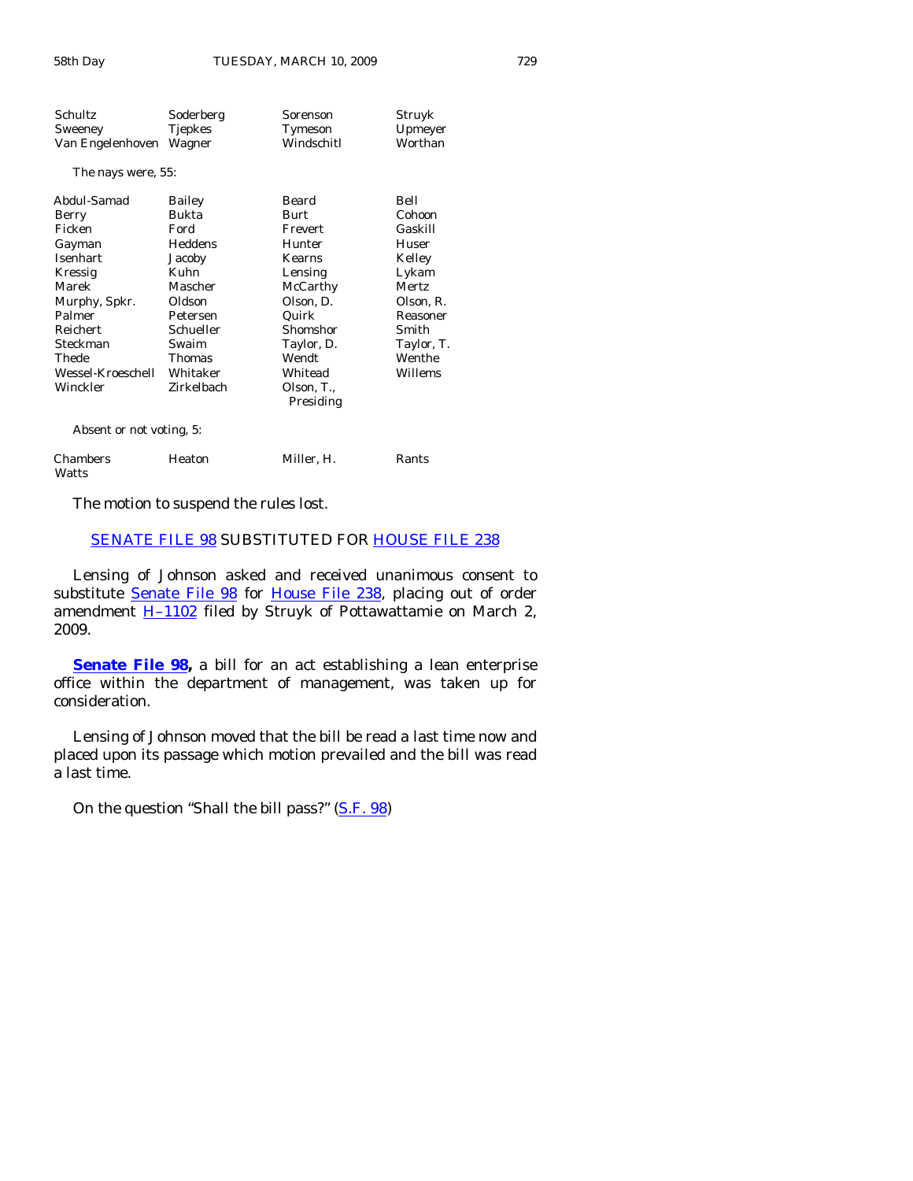| | | | |
|---|---|---|---|
| Schultz | Soderberg | Sorenson | Struyk |
| Sweeney | Tjepkes | Tymeson | Upmeyer |
| Van Engelenhoven | Wagner | Windschitl | Worthan |

The nays were, 55:

| | | | |
|---|---|---|---|
| Abdul-Samad | Bailey | Beard | Bell |
| Berry | Bukta | Burt | Cohoon |
| Ficken | Ford | Frevert | Gaskill |
| Gayman | Heddens | Hunter | Huser |
| Isenhart | Jacoby | Kearns | Kelley |
| Kressig | Kuhn | Lensing | Lykam |
| Marek | Mascher | McCarthy | Mertz |
| Murphy, Spkr. | Oldson | Olson, D. | Olson, R. |
| Palmer | Petersen | Quirk | Reasoner |
| Reichert | Schueller | Shomshor | Smith |
| Steckman | Swaim | Taylor, D. | Taylor, T. |
| Thede | Thomas | Wendt | Wenthe |
| Wessel-Kroeschell | Whitaker | Whitead | Willems |
| Winckler | Zirkelbach | Olson, T., Presiding | |

Absent or not voting, 5:

| | | | |
|---|---|---|---|
| Chambers | Heaton | Miller, H. | Rants |
| Watts | | | |

The motion to suspend the rules lost.

## SENATE FILE 98 SUBSTITUTED FOR HOUSE FILE 238

Lensing of Johnson asked and received unanimous consent to substitute Senate File 98 for House File 238, placing out of order amendment H–1102 filed by Struyk of Pottawattamie on March 2, 2009.

**Senate File 98,** a bill for an act establishing a lean enterprise office within the department of management, was taken up for consideration.

Lensing of Johnson moved that the bill be read a last time now and placed upon its passage which motion prevailed and the bill was read a last time.

On the question "Shall the bill pass?" (S.F. 98)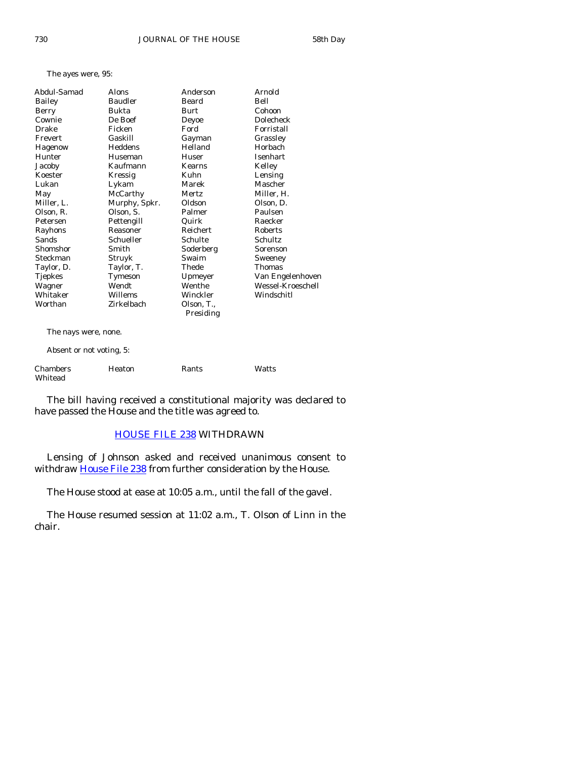The ayes were, 95:

| | | | |
|---|---|---|---|
| Abdul-Samad | Alons | Anderson | Arnold |
| Bailey | Baudler | Beard | Bell |
| Berry | Bukta | Burt | Cohoon |
| Cownie | De Boef | Deyoe | Dolecheck |
| Drake | Ficken | Ford | Forristall |
| Frevert | Gaskill | Gayman | Grassley |
| Hagenow | Heddens | Helland | Horbach |
| Hunter | Huseman | Huser | Isenhart |
| Jacoby | Kaufmann | Kearns | Kelley |
| Koester | Kressig | Kuhn | Lensing |
| Lukan | Lykam | Marek | Mascher |
| May | McCarthy | Mertz | Miller, H. |
| Miller, L. | Murphy, Spkr. | Oldson | Olson, D. |
| Olson, R. | Olson, S. | Palmer | Paulsen |
| Petersen | Pettengill | Quirk | Raecker |
| Rayhons | Reasoner | Reichert | Roberts |
| Sands | Schueller | Schulte | Schultz |
| Shomshor | Smith | Soderberg | Sorenson |
| Steckman | Struyk | Swaim | Sweeney |
| Taylor, D. | Taylor, T. | Thede | Thomas |
| Tjepkes | Tymeson | Upmeyer | Van Engelenhoven |
| Wagner | Wendt | Wenthe | Wessel-Kroeschell |
| Whitaker | Willems | Winckler | Windschitl |
| Worthan | Zirkelbach | Olson, T., Presiding | |

The nays were, none.

Absent or not voting, 5:

| | | | |
|---|---|---|---|
| Chambers | Heaton | Rants | Watts |
| Whitead | | | |

The bill having received a constitutional majority was declared to have passed the House and the title was agreed to.

## HOUSE FILE 238 WITHDRAWN

Lensing of Johnson asked and received unanimous consent to withdraw House File 238 from further consideration by the House.

The House stood at ease at 10:05 a.m., until the fall of the gavel.

The House resumed session at 11:02 a.m., T. Olson of Linn in the chair.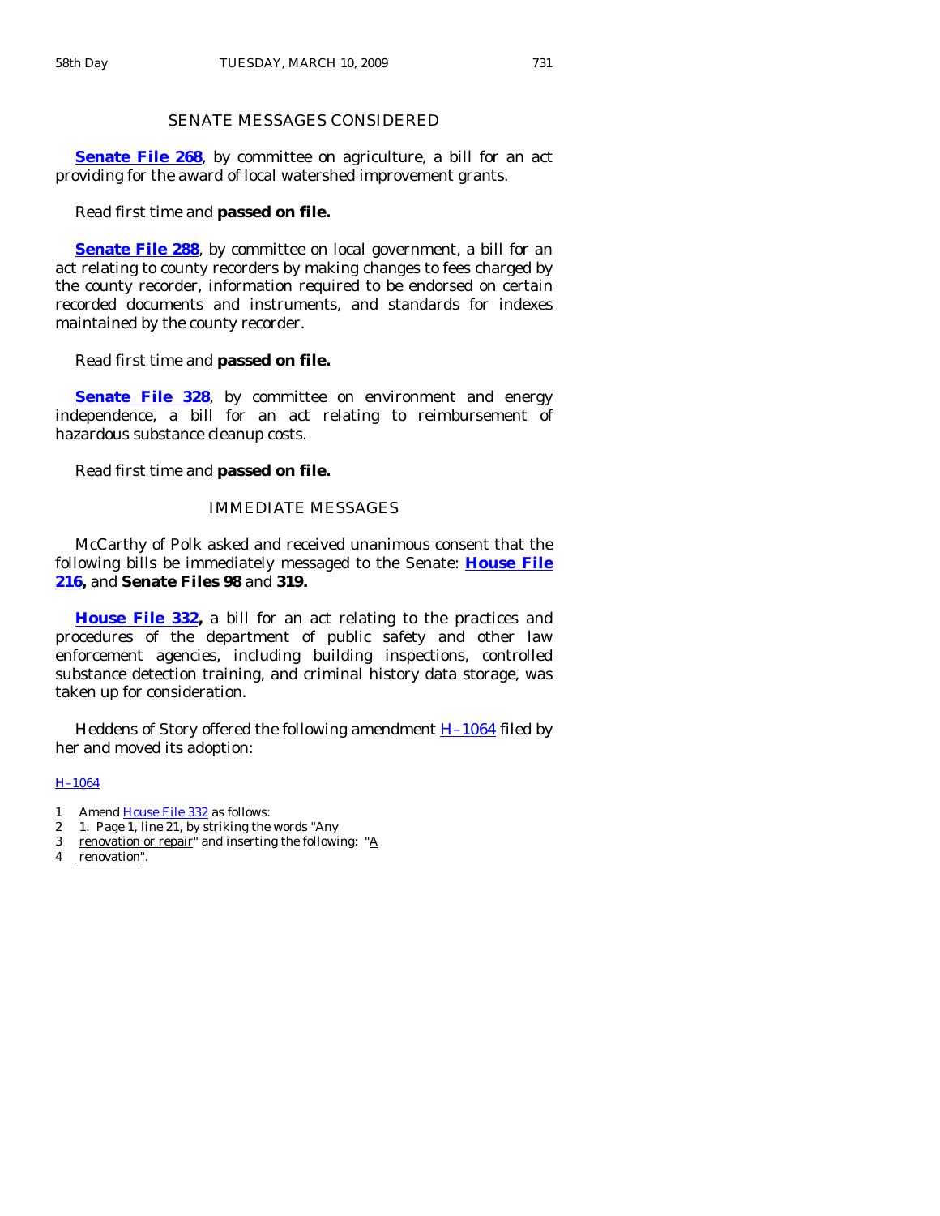## SENATE MESSAGES CONSIDERED

**Senate File 268**, by committee on agriculture, a bill for an act providing for the award of local watershed improvement grants.

Read first time and **passed on file.**

**Senate File 288**, by committee on local government, a bill for an act relating to county recorders by making changes to fees charged by the county recorder, information required to be endorsed on certain recorded documents and instruments, and standards for indexes maintained by the county recorder.

Read first time and **passed on file.**

**Senate File 328**, by committee on environment and energy independence, a bill for an act relating to reimbursement of hazardous substance cleanup costs.

Read first time and **passed on file.**

## IMMEDIATE MESSAGES

McCarthy of Polk asked and received unanimous consent that the following bills be immediately messaged to the Senate: **House File 216,** and **Senate Files 98** and **319.**

**House File 332,** a bill for an act relating to the practices and procedures of the department of public safety and other law enforcement agencies, including building inspections, controlled substance detection training, and criminal history data storage, was taken up for consideration.

Heddens of Story offered the following amendment H–1064 filed by her and moved its adoption:

H–1064

1 Amend House File 332 as follows:
2 1. Page 1, line 21, by striking the words "Any
3 renovation or repair" and inserting the following: "A
4 renovation".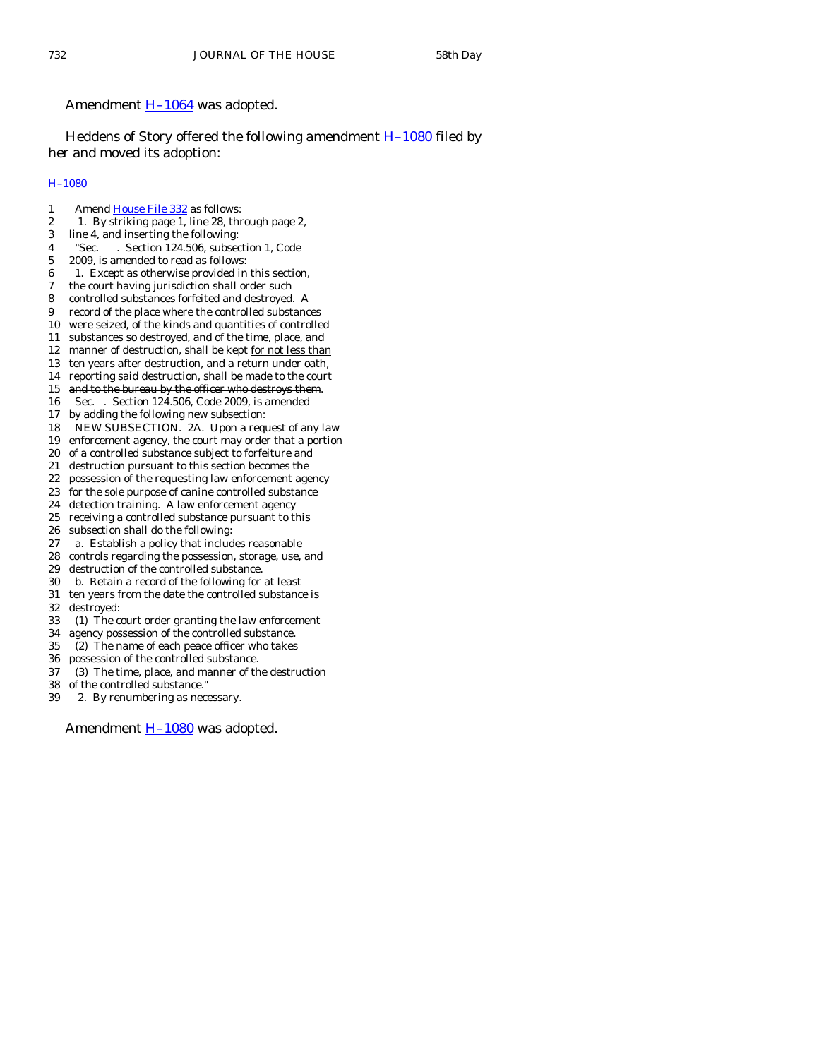Amendment H–1064 was adopted.

Heddens of Story offered the following amendment H–1080 filed by her and moved its adoption:

H–1080

1 Amend House File 332 as follows:
2 1. By striking page 1, line 28, through page 2,
3 line 4, and inserting the following:
4 "Sec.___. Section 124.506, subsection 1, Code
5 2009, is amended to read as follows:
6 1. Except as otherwise provided in this section,
7 the court having jurisdiction shall order such
8 controlled substances forfeited and destroyed. A
9 record of the place where the controlled substances
10 were seized, of the kinds and quantities of controlled
11 substances so destroyed, and of the time, place, and
12 manner of destruction, shall be kept <u>for not less than</u>
13 <u>ten years after destruction</u>, and a return under oath,
14 reporting said destruction, shall be made to the court
15 ~~and to the bureau by the officer who destroys them~~.
16 Sec.__. Section 124.506, Code 2009, is amended
17 by adding the following new subsection:
18 <u>NEW SUBSECTION</u>. 2A. Upon a request of any law
19 enforcement agency, the court may order that a portion
20 of a controlled substance subject to forfeiture and
21 destruction pursuant to this section becomes the
22 possession of the requesting law enforcement agency
23 for the sole purpose of canine controlled substance
24 detection training. A law enforcement agency
25 receiving a controlled substance pursuant to this
26 subsection shall do the following:
27 a. Establish a policy that includes reasonable
28 controls regarding the possession, storage, use, and
29 destruction of the controlled substance.
30 b. Retain a record of the following for at least
31 ten years from the date the controlled substance is
32 destroyed:
33 (1) The court order granting the law enforcement
34 agency possession of the controlled substance.
35 (2) The name of each peace officer who takes
36 possession of the controlled substance.
37 (3) The time, place, and manner of the destruction
38 of the controlled substance."
39 2. By renumbering as necessary.

Amendment H–1080 was adopted.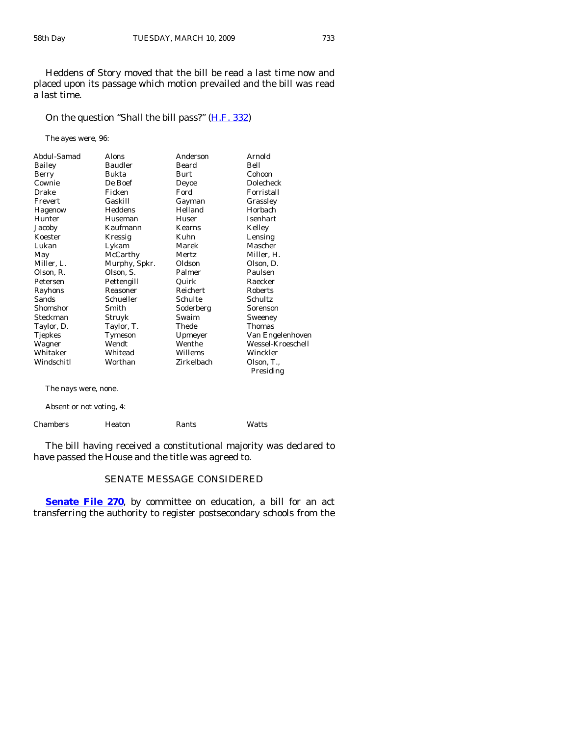Heddens of Story moved that the bill be read a last time now and placed upon its passage which motion prevailed and the bill was read a last time.

On the question "Shall the bill pass?" (H.F. 332)

The ayes were, 96:

| | | | |
|---|---|---|---|
| Abdul-Samad | Alons | Anderson | Arnold |
| Bailey | Baudler | Beard | Bell |
| Berry | Bukta | Burt | Cohoon |
| Cownie | De Boef | Deyoe | Dolecheck |
| Drake | Ficken | Ford | Forristall |
| Frevert | Gaskill | Gayman | Grassley |
| Hagenow | Heddens | Helland | Horbach |
| Hunter | Huseman | Huser | Isenhart |
| Jacoby | Kaufmann | Kearns | Kelley |
| Koester | Kressig | Kuhn | Lensing |
| Lukan | Lykam | Marek | Mascher |
| May | McCarthy | Mertz | Miller, H. |
| Miller, L. | Murphy, Spkr. | Oldson | Olson, D. |
| Olson, R. | Olson, S. | Palmer | Paulsen |
| Petersen | Pettengill | Quirk | Raecker |
| Rayhons | Reasoner | Reichert | Roberts |
| Sands | Schueller | Schulte | Schultz |
| Shomshor | Smith | Soderberg | Sorenson |
| Steckman | Struyk | Swaim | Sweeney |
| Taylor, D. | Taylor, T. | Thede | Thomas |
| Tjepkes | Tymeson | Upmeyer | Van Engelenhoven |
| Wagner | Wendt | Wenthe | Wessel-Kroeschell |
| Whitaker | Whitead | Willems | Winckler |
| Windschitl | Worthan | Zirkelbach | Olson, T., Presiding |

The nays were, none.

Absent or not voting, 4:

| | | | |
|---|---|---|---|
| Chambers | Heaton | Rants | Watts |

The bill having received a constitutional majority was declared to have passed the House and the title was agreed to.

## SENATE MESSAGE CONSIDERED

**Senate File 270**, by committee on education, a bill for an act transferring the authority to register postsecondary schools from the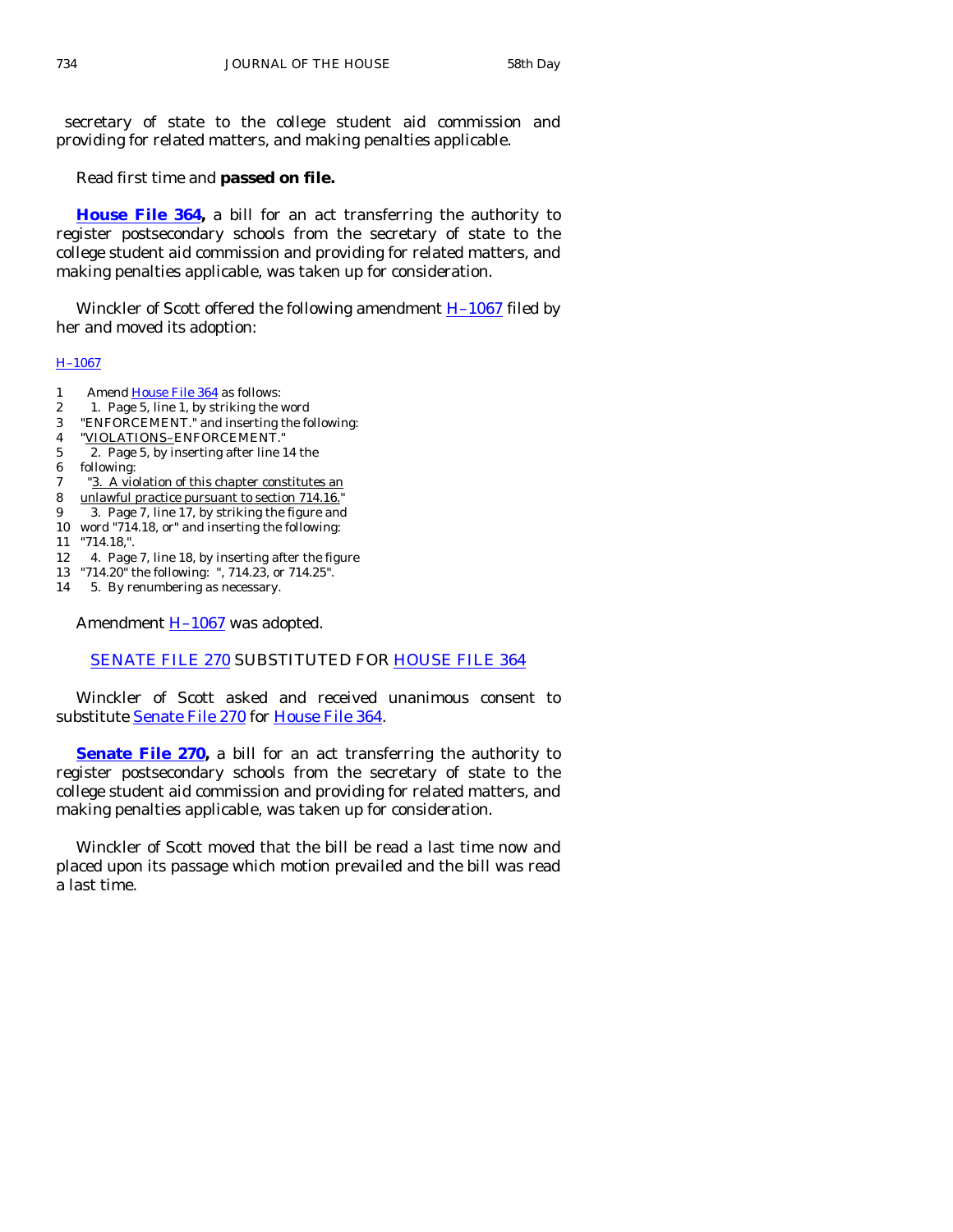secretary of state to the college student aid commission and providing for related matters, and making penalties applicable.

Read first time and **passed on file.**

**House File 364,** a bill for an act transferring the authority to register postsecondary schools from the secretary of state to the college student aid commission and providing for related matters, and making penalties applicable, was taken up for consideration.

Winckler of Scott offered the following amendment H–1067 filed by her and moved its adoption:

H–1067

1 Amend House File 364 as follows:
2 1. Page 5, line 1, by striking the word
3 "ENFORCEMENT." and inserting the following:
4 "VIOLATIONS–ENFORCEMENT."
5 2. Page 5, by inserting after line 14 the
6 following:
7 "3. A violation of this chapter constitutes an
8 unlawful practice pursuant to section 714.16."
9 3. Page 7, line 17, by striking the figure and
10 word "714.18, or" and inserting the following:
11 "714.18,".
12 4. Page 7, line 18, by inserting after the figure
13 "714.20" the following: ", 714.23, or 714.25".
14 5. By renumbering as necessary.

Amendment H–1067 was adopted.

SENATE FILE 270 SUBSTITUTED FOR HOUSE FILE 364

Winckler of Scott asked and received unanimous consent to substitute Senate File 270 for House File 364.

**Senate File 270,** a bill for an act transferring the authority to register postsecondary schools from the secretary of state to the college student aid commission and providing for related matters, and making penalties applicable, was taken up for consideration.

Winckler of Scott moved that the bill be read a last time now and placed upon its passage which motion prevailed and the bill was read a last time.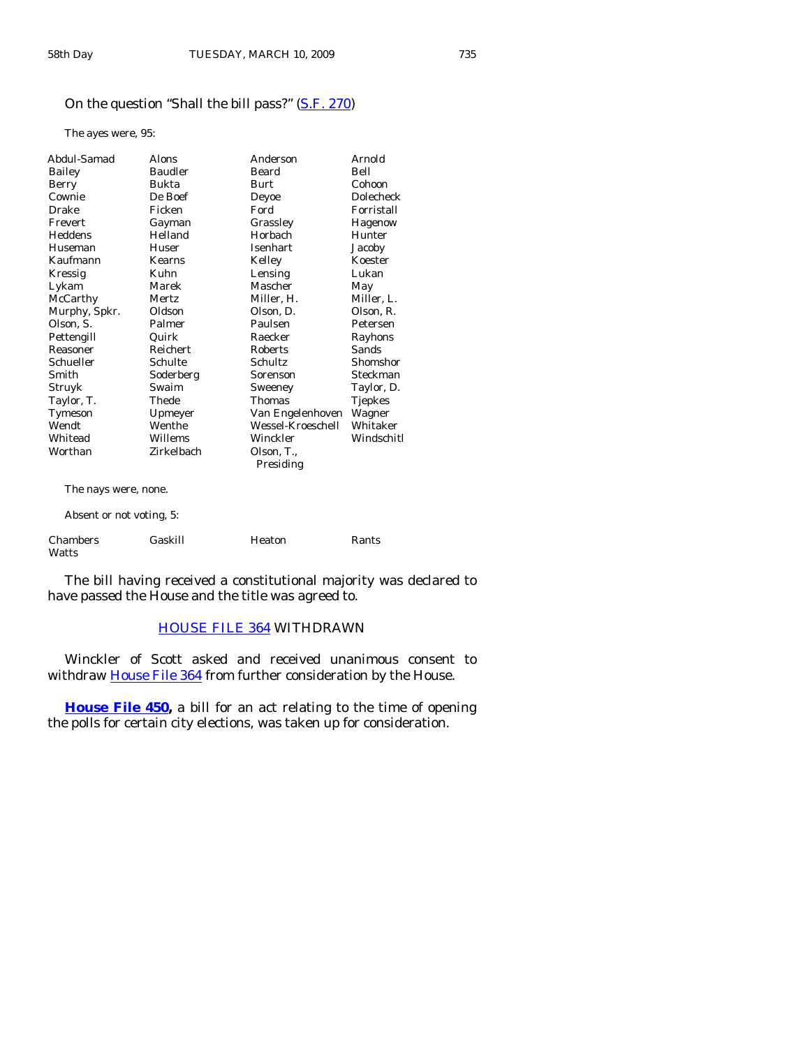On the question "Shall the bill pass?" (S.F. 270)

The ayes were, 95:

| | | | |
|---|---|---|---|
| Abdul-Samad | Alons | Anderson | Arnold |
| Bailey | Baudler | Beard | Bell |
| Berry | Bukta | Burt | Cohoon |
| Cownie | De Boef | Deyoe | Dolecheck |
| Drake | Ficken | Ford | Forristall |
| Frevert | Gayman | Grassley | Hagenow |
| Heddens | Helland | Horbach | Hunter |
| Huseman | Huser | Isenhart | Jacoby |
| Kaufmann | Kearns | Kelley | Koester |
| Kressig | Kuhn | Lensing | Lukan |
| Lykam | Marek | Mascher | May |
| McCarthy | Mertz | Miller, H. | Miller, L. |
| Murphy, Spkr. | Oldson | Olson, D. | Olson, R. |
| Olson, S. | Palmer | Paulsen | Petersen |
| Pettengill | Quirk | Raecker | Rayhons |
| Reasoner | Reichert | Roberts | Sands |
| Schueller | Schulte | Schultz | Shomshor |
| Smith | Soderberg | Sorenson | Steckman |
| Struyk | Swaim | Sweeney | Taylor, D. |
| Taylor, T. | Thede | Thomas | Tjepkes |
| Tymeson | Upmeyer | Van Engelenhoven | Wagner |
| Wendt | Wenthe | Wessel-Kroeschell | Whitaker |
| Whitead | Willems | Winckler | Windschitl |
| Worthan | Zirkelbach | Olson, T., Presiding | |

The nays were, none.

Absent or not voting, 5:

| | | | |
|---|---|---|---|
| Chambers | Gaskill | Heaton | Rants |
| Watts | | | |

The bill having received a constitutional majority was declared to have passed the House and the title was agreed to.

## HOUSE FILE 364 WITHDRAWN

Winckler of Scott asked and received unanimous consent to withdraw House File 364 from further consideration by the House.

**House File 450,** a bill for an act relating to the time of opening the polls for certain city elections, was taken up for consideration.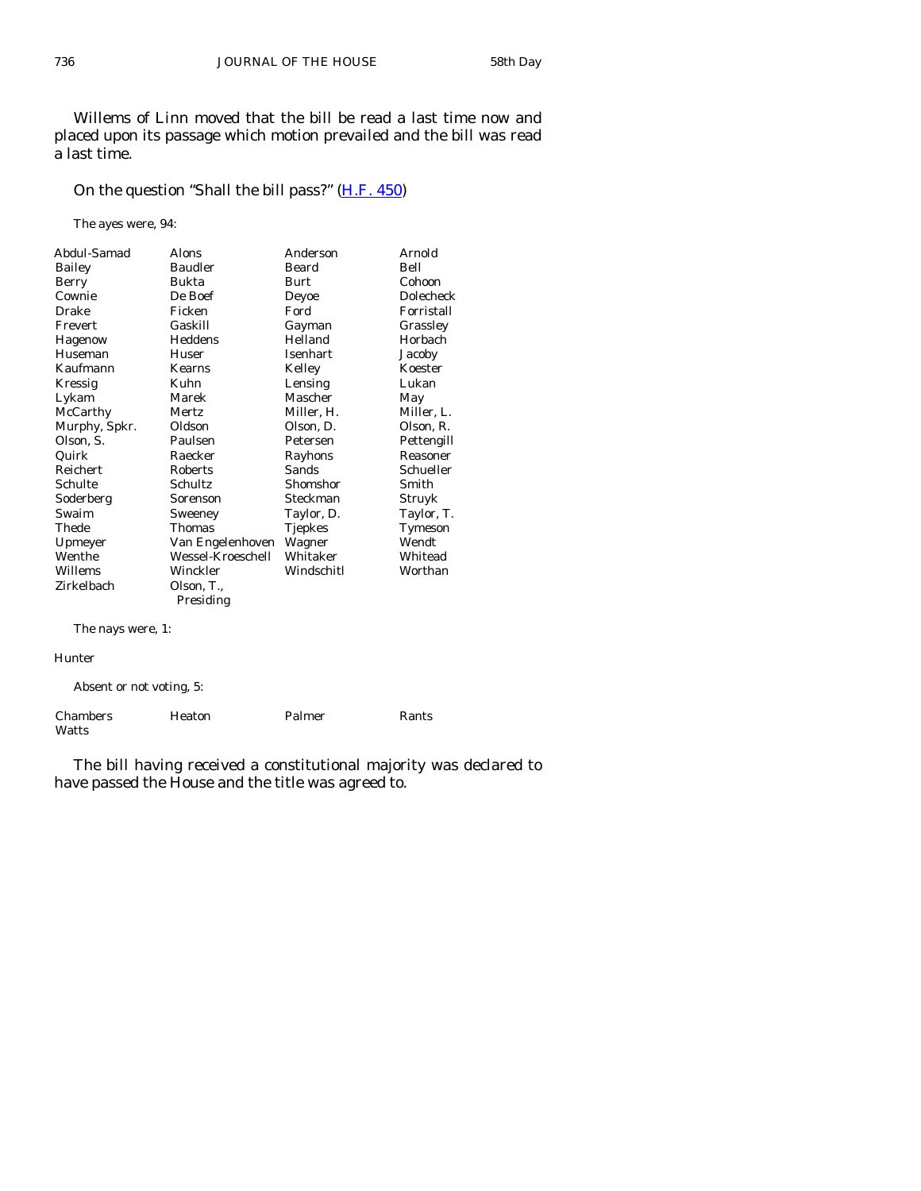Willems of Linn moved that the bill be read a last time now and placed upon its passage which motion prevailed and the bill was read a last time.

On the question "Shall the bill pass?" (H.F. 450)

The ayes were, 94:

| | | | |
|---|---|---|---|
| Abdul-Samad | Alons | Anderson | Arnold |
| Bailey | Baudler | Beard | Bell |
| Berry | Bukta | Burt | Cohoon |
| Cownie | De Boef | Deyoe | Dolecheck |
| Drake | Ficken | Ford | Forristall |
| Frevert | Gaskill | Gayman | Grassley |
| Hagenow | Heddens | Helland | Horbach |
| Huseman | Huser | Isenhart | Jacoby |
| Kaufmann | Kearns | Kelley | Koester |
| Kressig | Kuhn | Lensing | Lukan |
| Lykam | Marek | Mascher | May |
| McCarthy | Mertz | Miller, H. | Miller, L. |
| Murphy, Spkr. | Oldson | Olson, D. | Olson, R. |
| Olson, S. | Paulsen | Petersen | Pettengill |
| Quirk | Raecker | Rayhons | Reasoner |
| Reichert | Roberts | Sands | Schueller |
| Schulte | Schultz | Shomshor | Smith |
| Soderberg | Sorenson | Steckman | Struyk |
| Swaim | Sweeney | Taylor, D. | Taylor, T. |
| Thede | Thomas | Tjepkes | Tymeson |
| Upmeyer | Van Engelenhoven | Wagner | Wendt |
| Wenthe | Wessel-Kroeschell | Whitaker | Whitead |
| Willems | Winckler | Windschitl | Worthan |
| Zirkelbach | Olson, T., Presiding | | |

The nays were, 1:

Hunter

Absent or not voting, 5:

| | | | |
|---|---|---|---|
| Chambers | Heaton | Palmer | Rants |
| Watts | | | |

The bill having received a constitutional majority was declared to have passed the House and the title was agreed to.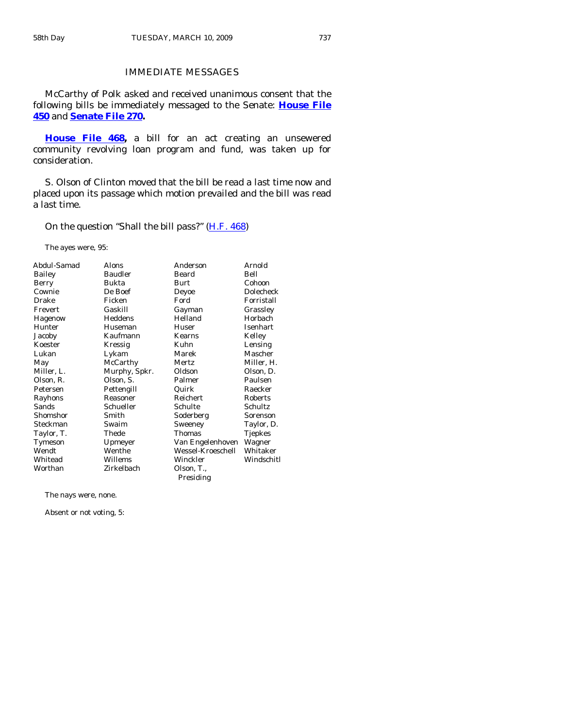## IMMEDIATE MESSAGES

McCarthy of Polk asked and received unanimous consent that the following bills be immediately messaged to the Senate: **House File 450** and **Senate File 270.**

**House File 468,** a bill for an act creating an unsewered community revolving loan program and fund, was taken up for consideration.

S. Olson of Clinton moved that the bill be read a last time now and placed upon its passage which motion prevailed and the bill was read a last time.

On the question "Shall the bill pass?" (H.F. 468)

The ayes were, 95:

| | | | |
|---|---|---|---|
| Abdul-Samad | Alons | Anderson | Arnold |
| Bailey | Baudler | Beard | Bell |
| Berry | Bukta | Burt | Cohoon |
| Cownie | De Boef | Deyoe | Dolecheck |
| Drake | Ficken | Ford | Forristall |
| Frevert | Gaskill | Gayman | Grassley |
| Hagenow | Heddens | Helland | Horbach |
| Hunter | Huseman | Huser | Isenhart |
| Jacoby | Kaufmann | Kearns | Kelley |
| Koester | Kressig | Kuhn | Lensing |
| Lukan | Lykam | Marek | Mascher |
| May | McCarthy | Mertz | Miller, H. |
| Miller, L. | Murphy, Spkr. | Oldson | Olson, D. |
| Olson, R. | Olson, S. | Palmer | Paulsen |
| Petersen | Pettengill | Quirk | Raecker |
| Rayhons | Reasoner | Reichert | Roberts |
| Sands | Schueller | Schulte | Schultz |
| Shomshor | Smith | Soderberg | Sorenson |
| Steckman | Swaim | Sweeney | Taylor, D. |
| Taylor, T. | Thede | Thomas | Tjepkes |
| Tymeson | Upmeyer | Van Engelenhoven | Wagner |
| Wendt | Wenthe | Wessel-Kroeschell | Whitaker |
| Whitead | Willems | Winckler | Windschitl |
| Worthan | Zirkelbach | Olson, T., Presiding | |

The nays were, none.

Absent or not voting, 5: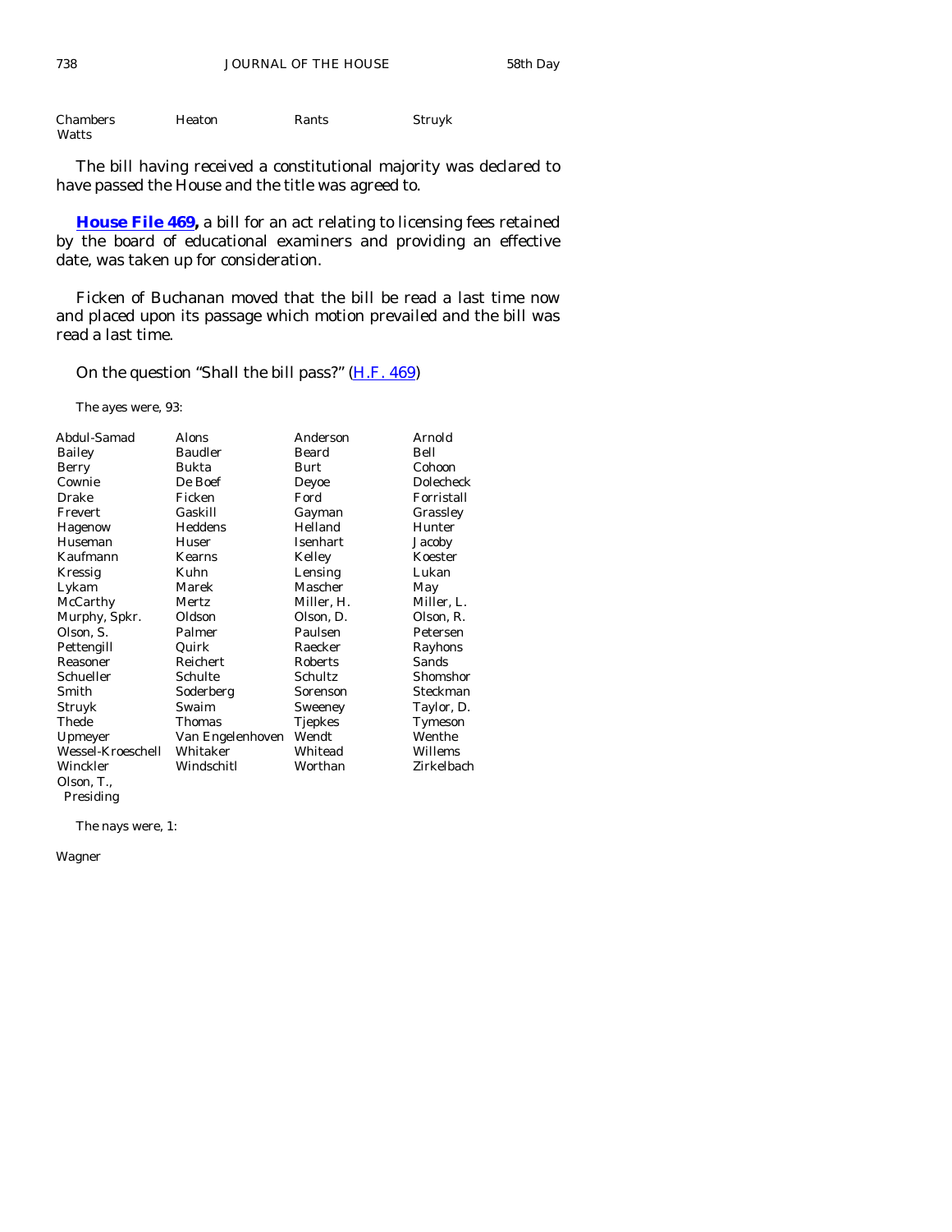| Chambers | Heaton | Rants | Struyk |
|---|---|---|---|
| Watts | | | |

The bill having received a constitutional majority was declared to have passed the House and the title was agreed to.

**House File 469,** a bill for an act relating to licensing fees retained by the board of educational examiners and providing an effective date, was taken up for consideration.

Ficken of Buchanan moved that the bill be read a last time now and placed upon its passage which motion prevailed and the bill was read a last time.

On the question "Shall the bill pass?" (H.F. 469)

The ayes were, 93:

| Abdul-Samad | Alons | Anderson | Arnold |
|---|---|---|---|
| Bailey | Baudler | Beard | Bell |
| Berry | Bukta | Burt | Cohoon |
| Cownie | De Boef | Deyoe | Dolecheck |
| Drake | Ficken | Ford | Forristall |
| Frevert | Gaskill | Gayman | Grassley |
| Hagenow | Heddens | Helland | Hunter |
| Huseman | Huser | Isenhart | Jacoby |
| Kaufmann | Kearns | Kelley | Koester |
| Kressig | Kuhn | Lensing | Lukan |
| Lykam | Marek | Mascher | May |
| McCarthy | Mertz | Miller, H. | Miller, L. |
| Murphy, Spkr. | Oldson | Olson, D. | Olson, R. |
| Olson, S. | Palmer | Paulsen | Petersen |
| Pettengill | Quirk | Raecker | Rayhons |
| Reasoner | Reichert | Roberts | Sands |
| Schueller | Schulte | Schultz | Shomshor |
| Smith | Soderberg | Sorenson | Steckman |
| Struyk | Swaim | Sweeney | Taylor, D. |
| Thede | Thomas | Tjepkes | Tymeson |
| Upmeyer | Van Engelenhoven | Wendt | Wenthe |
| Wessel-Kroeschell | Whitaker | Whitead | Willems |
| Winckler | Windschitl | Worthan | Zirkelbach |
| Olson, T., Presiding | | | |

The nays were, 1:

Wagner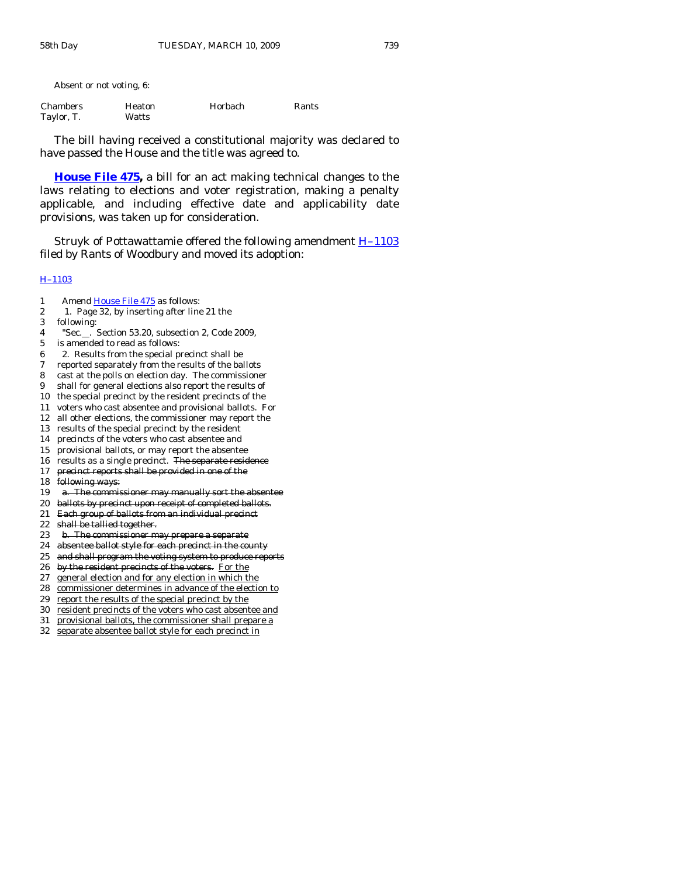Absent or not voting, 6:

| | | | |
|---|---|---|---|
| Chambers | Heaton | Horbach | Rants |
| Taylor, T. | Watts | | |

The bill having received a constitutional majority was declared to have passed the House and the title was agreed to.

**House File 475,** a bill for an act making technical changes to the laws relating to elections and voter registration, making a penalty applicable, and including effective date and applicability date provisions, was taken up for consideration.

Struyk of Pottawattamie offered the following amendment H–1103 filed by Rants of Woodbury and moved its adoption:

H–1103

1 Amend House File 475 as follows:
2 1. Page 32, by inserting after line 21 the
3 following:
4 "Sec.\_\_. Section 53.20, subsection 2, Code 2009,
5 is amended to read as follows:
6 2. Results from the special precinct shall be
7 reported separately from the results of the ballots
8 cast at the polls on election day. The commissioner
9 shall for general elections also report the results of
10 the special precinct by the resident precincts of the
11 voters who cast absentee and provisional ballots. For
12 all other elections, the commissioner may report the
13 results of the special precinct by the resident
14 precincts of the voters who cast absentee and
15 provisional ballots, or may report the absentee
16 results as a single precinct. ~~The separate residence~~
17 ~~precinct reports shall be provided in one of the~~
18 ~~following ways:~~
19 ~~a. The commissioner may manually sort the absentee~~
20 ~~ballots by precinct upon receipt of completed ballots.~~
21 ~~Each group of ballots from an individual precinct~~
22 ~~shall be tallied together.~~
23 ~~b. The commissioner may prepare a separate~~
24 ~~absentee ballot style for each precinct in the county~~
25 ~~and shall program the voting system to produce reports~~
26 ~~by the resident precincts of the voters.~~ <u>For the</u>
27 <u>general election and for any election in which the</u>
28 <u>commissioner determines in advance of the election to</u>
29 <u>report the results of the special precinct by the</u>
30 <u>resident precincts of the voters who cast absentee and</u>
31 <u>provisional ballots, the commissioner shall prepare a</u>
32 <u>separate absentee ballot style for each precinct in</u>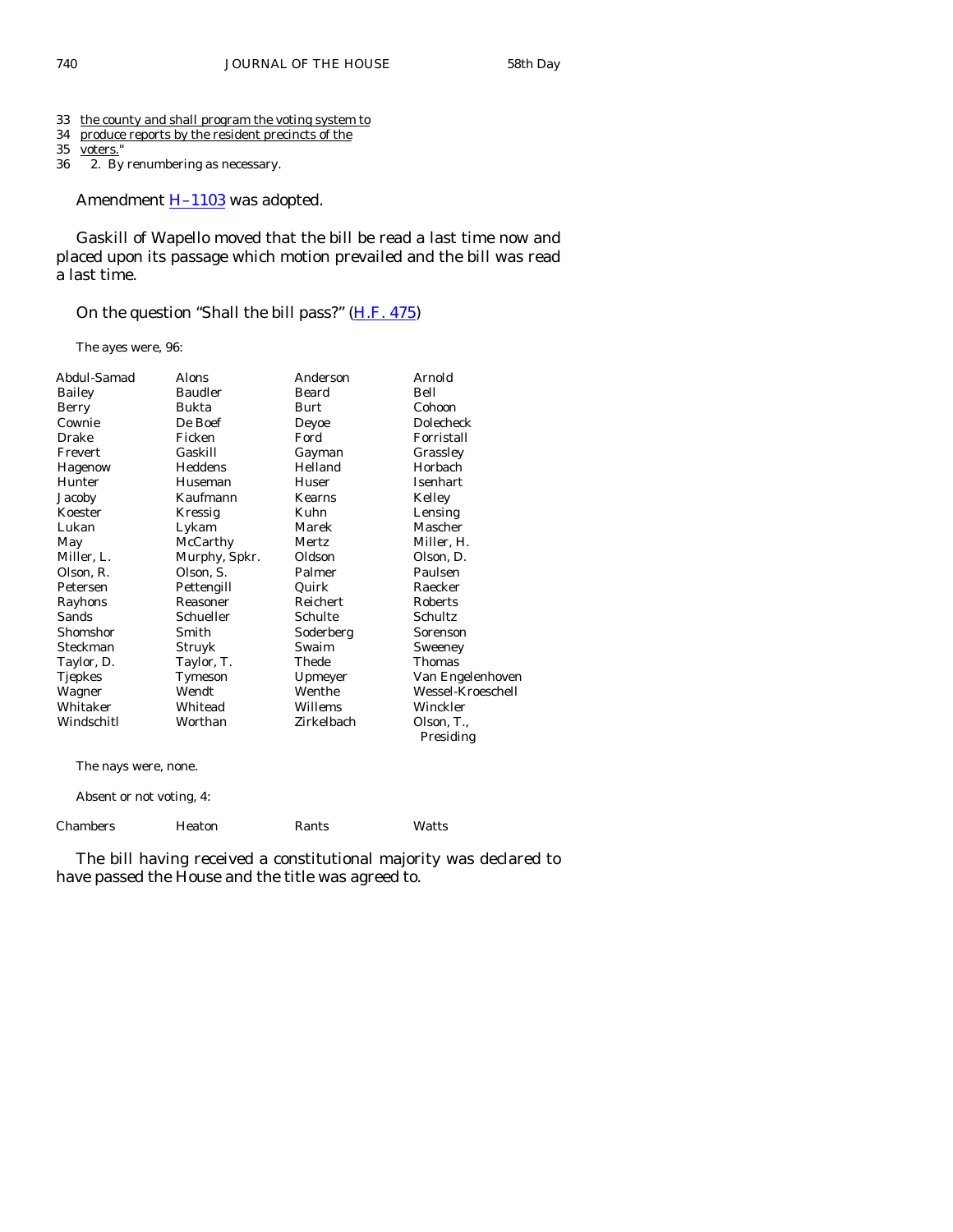33 the county and shall program the voting system to
34 produce reports by the resident precincts of the
35 voters."
36 2. By renumbering as necessary.

Amendment H–1103 was adopted.

Gaskill of Wapello moved that the bill be read a last time now and placed upon its passage which motion prevailed and the bill was read a last time.

On the question "Shall the bill pass?" (H.F. 475)

The ayes were, 96:

| | | | |
|---|---|---|---|
| Abdul-Samad | Alons | Anderson | Arnold |
| Bailey | Baudler | Beard | Bell |
| Berry | Bukta | Burt | Cohoon |
| Cownie | De Boef | Deyoe | Dolecheck |
| Drake | Ficken | Ford | Forristall |
| Frevert | Gaskill | Gayman | Grassley |
| Hagenow | Heddens | Helland | Horbach |
| Hunter | Huseman | Huser | Isenhart |
| Jacoby | Kaufmann | Kearns | Kelley |
| Koester | Kressig | Kuhn | Lensing |
| Lukan | Lykam | Marek | Mascher |
| May | McCarthy | Mertz | Miller, H. |
| Miller, L. | Murphy, Spkr. | Oldson | Olson, D. |
| Olson, R. | Olson, S. | Palmer | Paulsen |
| Petersen | Pettengill | Quirk | Raecker |
| Rayhons | Reasoner | Reichert | Roberts |
| Sands | Schueller | Schulte | Schultz |
| Shomshor | Smith | Soderberg | Sorenson |
| Steckman | Struyk | Swaim | Sweeney |
| Taylor, D. | Taylor, T. | Thede | Thomas |
| Tjepkes | Tymeson | Upmeyer | Van Engelenhoven |
| Wagner | Wendt | Wenthe | Wessel-Kroeschell |
| Whitaker | Whitead | Willems | Winckler |
| Windschitl | Worthan | Zirkelbach | Olson, T., Presiding |

The nays were, none.

Absent or not voting, 4:

| | | | |
|---|---|---|---|
| Chambers | Heaton | Rants | Watts |

The bill having received a constitutional majority was declared to have passed the House and the title was agreed to.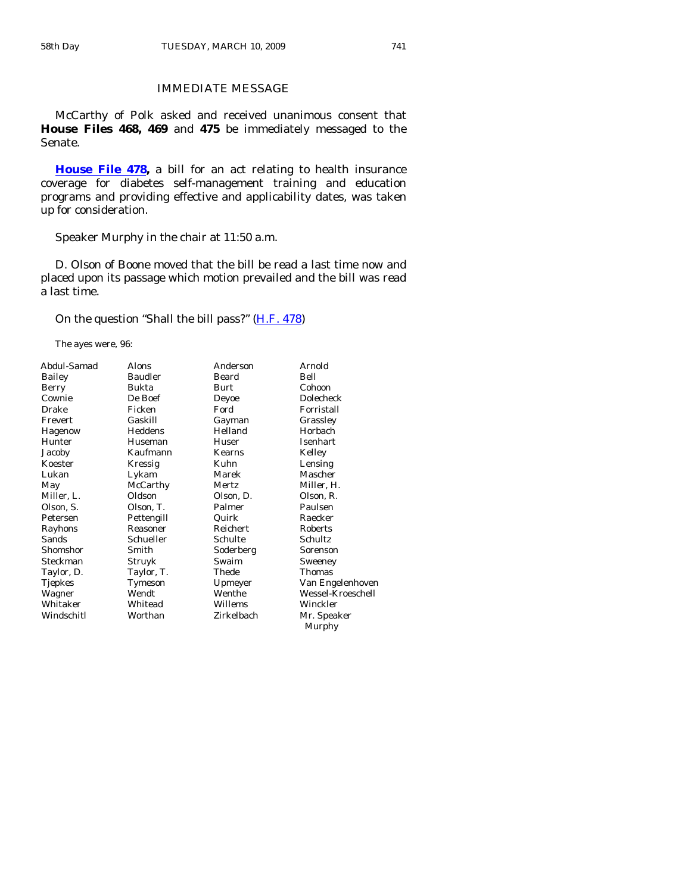## IMMEDIATE MESSAGE

McCarthy of Polk asked and received unanimous consent that **House Files 468, 469** and **475** be immediately messaged to the Senate.

**House File 478,** a bill for an act relating to health insurance coverage for diabetes self-management training and education programs and providing effective and applicability dates, was taken up for consideration.

Speaker Murphy in the chair at 11:50 a.m.

D. Olson of Boone moved that the bill be read a last time now and placed upon its passage which motion prevailed and the bill was read a last time.

On the question "Shall the bill pass?" (H.F. 478)

The ayes were, 96:

| | | | |
|---|---|---|---|
| Abdul-Samad | Alons | Anderson | Arnold |
| Bailey | Baudler | Beard | Bell |
| Berry | Bukta | Burt | Cohoon |
| Cownie | De Boef | Deyoe | Dolecheck |
| Drake | Ficken | Ford | Forristall |
| Frevert | Gaskill | Gayman | Grassley |
| Hagenow | Heddens | Helland | Horbach |
| Hunter | Huseman | Huser | Isenhart |
| Jacoby | Kaufmann | Kearns | Kelley |
| Koester | Kressig | Kuhn | Lensing |
| Lukan | Lykam | Marek | Mascher |
| May | McCarthy | Mertz | Miller, H. |
| Miller, L. | Oldson | Olson, D. | Olson, R. |
| Olson, S. | Olson, T. | Palmer | Paulsen |
| Petersen | Pettengill | Quirk | Raecker |
| Rayhons | Reasoner | Reichert | Roberts |
| Sands | Schueller | Schulte | Schultz |
| Shomshor | Smith | Soderberg | Sorenson |
| Steckman | Struyk | Swaim | Sweeney |
| Taylor, D. | Taylor, T. | Thede | Thomas |
| Tjepkes | Tymeson | Upmeyer | Van Engelenhoven |
| Wagner | Wendt | Wenthe | Wessel-Kroeschell |
| Whitaker | Whitead | Willems | Winckler |
| Windschitl | Worthan | Zirkelbach | Mr. Speaker Murphy |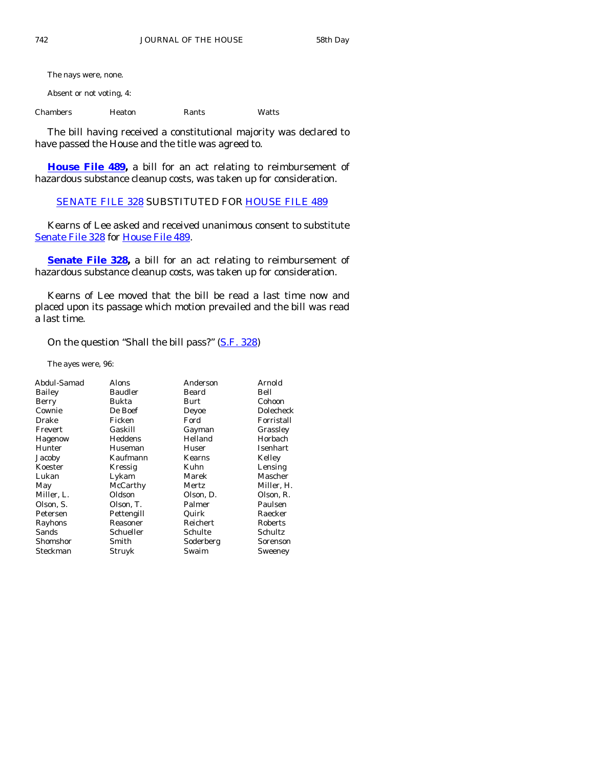The nays were, none.

Absent or not voting, 4:

| | | | |
|---|---|---|---|
| Chambers | Heaton | Rants | Watts |

The bill having received a constitutional majority was declared to have passed the House and the title was agreed to.

**House File 489,** a bill for an act relating to reimbursement of hazardous substance cleanup costs, was taken up for consideration.

SENATE FILE 328 SUBSTITUTED FOR HOUSE FILE 489

Kearns of Lee asked and received unanimous consent to substitute Senate File 328 for House File 489.

**Senate File 328,** a bill for an act relating to reimbursement of hazardous substance cleanup costs, was taken up for consideration.

Kearns of Lee moved that the bill be read a last time now and placed upon its passage which motion prevailed and the bill was read a last time.

On the question "Shall the bill pass?" (S.F. 328)

The ayes were, 96:

| | | | |
|---|---|---|---|
| Abdul-Samad | Alons | Anderson | Arnold |
| Bailey | Baudler | Beard | Bell |
| Berry | Bukta | Burt | Cohoon |
| Cownie | De Boef | Deyoe | Dolecheck |
| Drake | Ficken | Ford | Forristall |
| Frevert | Gaskill | Gayman | Grassley |
| Hagenow | Heddens | Helland | Horbach |
| Hunter | Huseman | Huser | Isenhart |
| Jacoby | Kaufmann | Kearns | Kelley |
| Koester | Kressig | Kuhn | Lensing |
| Lukan | Lykam | Marek | Mascher |
| May | McCarthy | Mertz | Miller, H. |
| Miller, L. | Oldson | Olson, D. | Olson, R. |
| Olson, S. | Olson, T. | Palmer | Paulsen |
| Petersen | Pettengill | Quirk | Raecker |
| Rayhons | Reasoner | Reichert | Roberts |
| Sands | Schueller | Schulte | Schultz |
| Shomshor | Smith | Soderberg | Sorenson |
| Steckman | Struyk | Swaim | Sweeney |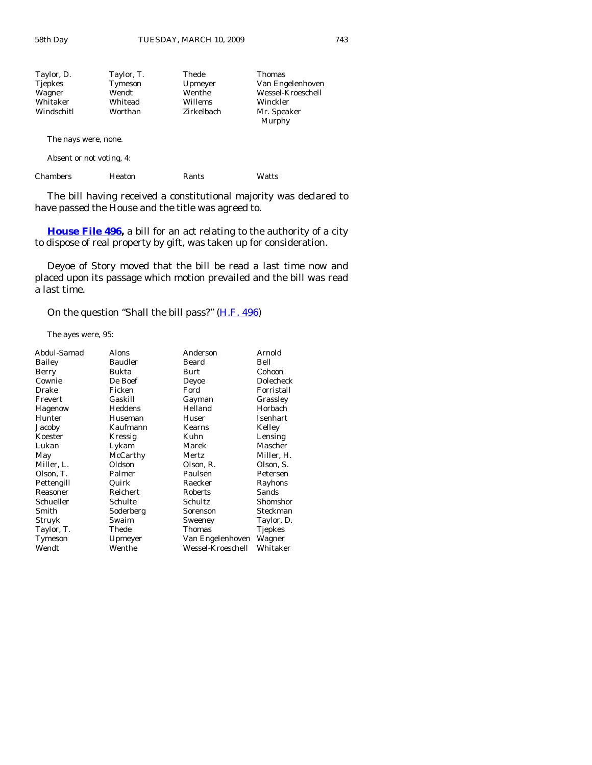| | | | |
|---|---|---|---|
| Taylor, D. | Taylor, T. | Thede | Thomas |
| Tjepkes | Tymeson | Upmeyer | Van Engelenhoven |
| Wagner | Wendt | Wenthe | Wessel-Kroeschell |
| Whitaker | Whitead | Willems | Winckler |
| Windschitl | Worthan | Zirkelbach | Mr. Speaker Murphy |

The nays were, none.

Absent or not voting, 4:

| | | | |
|---|---|---|---|
| Chambers | Heaton | Rants | Watts |

The bill having received a constitutional majority was declared to have passed the House and the title was agreed to.

**House File 496,** a bill for an act relating to the authority of a city to dispose of real property by gift, was taken up for consideration.

Deyoe of Story moved that the bill be read a last time now and placed upon its passage which motion prevailed and the bill was read a last time.

On the question "Shall the bill pass?" (H.F. 496)

The ayes were, 95:

| | | | |
|---|---|---|---|
| Abdul-Samad | Alons | Anderson | Arnold |
| Bailey | Baudler | Beard | Bell |
| Berry | Bukta | Burt | Cohoon |
| Cownie | De Boef | Deyoe | Dolecheck |
| Drake | Ficken | Ford | Forristall |
| Frevert | Gaskill | Gayman | Grassley |
| Hagenow | Heddens | Helland | Horbach |
| Hunter | Huseman | Huser | Isenhart |
| Jacoby | Kaufmann | Kearns | Kelley |
| Koester | Kressig | Kuhn | Lensing |
| Lukan | Lykam | Marek | Mascher |
| May | McCarthy | Mertz | Miller, H. |
| Miller, L. | Oldson | Olson, R. | Olson, S. |
| Olson, T. | Palmer | Paulsen | Petersen |
| Pettengill | Quirk | Raecker | Rayhons |
| Reasoner | Reichert | Roberts | Sands |
| Schueller | Schulte | Schultz | Shomshor |
| Smith | Soderberg | Sorenson | Steckman |
| Struyk | Swaim | Sweeney | Taylor, D. |
| Taylor, T. | Thede | Thomas | Tjepkes |
| Tymeson | Upmeyer | Van Engelenhoven | Wagner |
| Wendt | Wenthe | Wessel-Kroeschell | Whitaker |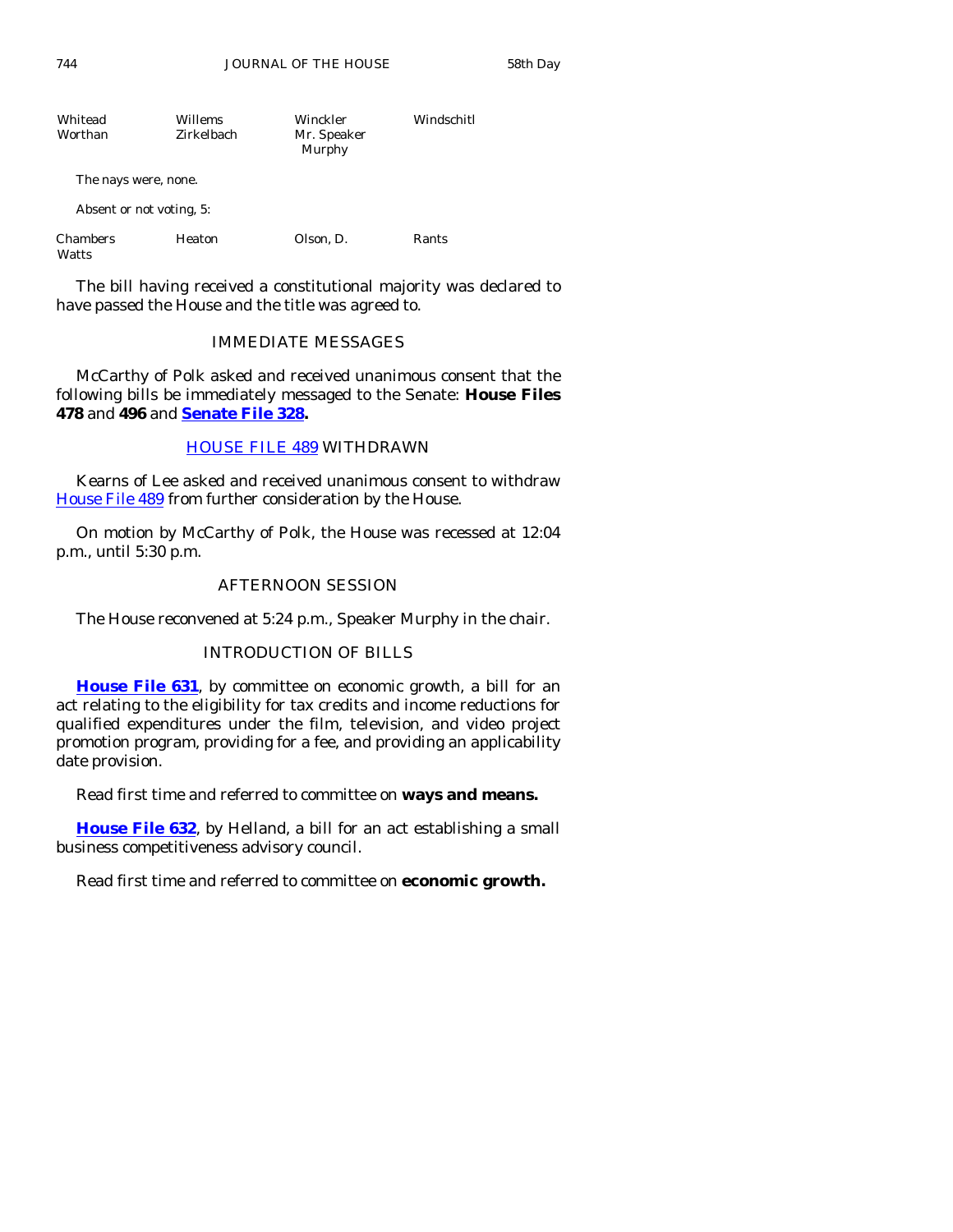| Whitead | Willems | Winckler | Windschitl |
|---|---|---|---|
| Worthan | Zirkelbach | Mr. Speaker Murphy | |

The nays were, none.

Absent or not voting, 5:

| Chambers | Heaton | Olson, D. | Rants |
|---|---|---|---|
| Watts | | | |

The bill having received a constitutional majority was declared to have passed the House and the title was agreed to.

## IMMEDIATE MESSAGES

McCarthy of Polk asked and received unanimous consent that the following bills be immediately messaged to the Senate: **House Files 478** and **496** and **Senate File 328.**

## HOUSE FILE 489 WITHDRAWN

Kearns of Lee asked and received unanimous consent to withdraw House File 489 from further consideration by the House.

On motion by McCarthy of Polk, the House was recessed at 12:04 p.m., until 5:30 p.m.

## AFTERNOON SESSION

The House reconvened at 5:24 p.m., Speaker Murphy in the chair.

## INTRODUCTION OF BILLS

**House File 631**, by committee on economic growth, a bill for an act relating to the eligibility for tax credits and income reductions for qualified expenditures under the film, television, and video project promotion program, providing for a fee, and providing an applicability date provision.

Read first time and referred to committee on **ways and means.**

**House File 632**, by Helland, a bill for an act establishing a small business competitiveness advisory council.

Read first time and referred to committee on **economic growth.**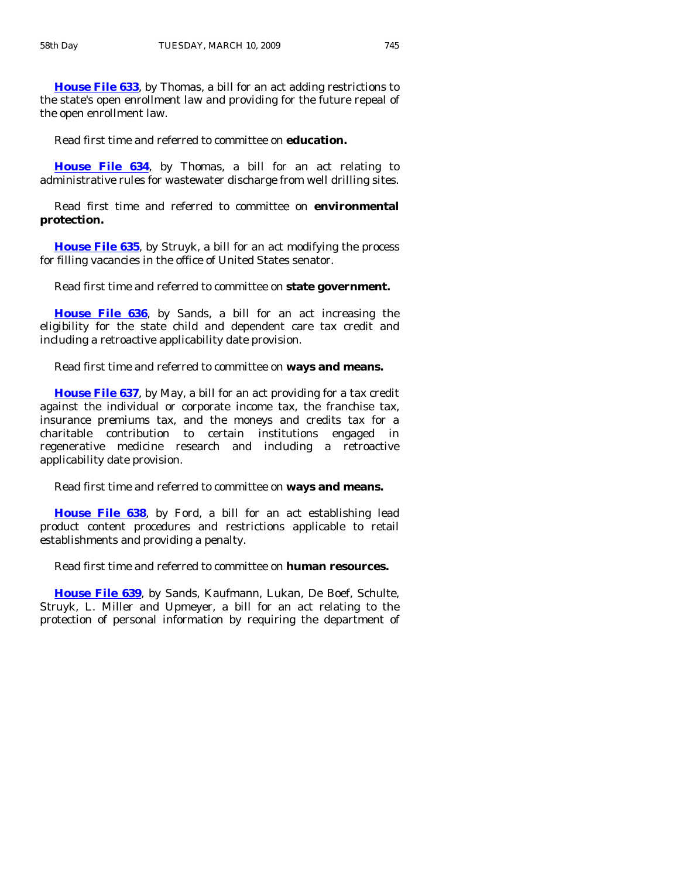**House File 633**, by Thomas, a bill for an act adding restrictions to the state's open enrollment law and providing for the future repeal of the open enrollment law.

Read first time and referred to committee on **education.**

**House File 634**, by Thomas, a bill for an act relating to administrative rules for wastewater discharge from well drilling sites.

Read first time and referred to committee on **environmental protection.**

**House File 635**, by Struyk, a bill for an act modifying the process for filling vacancies in the office of United States senator.

Read first time and referred to committee on **state government.**

**House File 636**, by Sands, a bill for an act increasing the eligibility for the state child and dependent care tax credit and including a retroactive applicability date provision.

Read first time and referred to committee on **ways and means.**

**House File 637**, by May, a bill for an act providing for a tax credit against the individual or corporate income tax, the franchise tax, insurance premiums tax, and the moneys and credits tax for a charitable contribution to certain institutions engaged in regenerative medicine research and including a retroactive applicability date provision.

Read first time and referred to committee on **ways and means.**

**House File 638**, by Ford, a bill for an act establishing lead product content procedures and restrictions applicable to retail establishments and providing a penalty.

Read first time and referred to committee on **human resources.**

**House File 639**, by Sands, Kaufmann, Lukan, De Boef, Schulte, Struyk, L. Miller and Upmeyer, a bill for an act relating to the protection of personal information by requiring the department of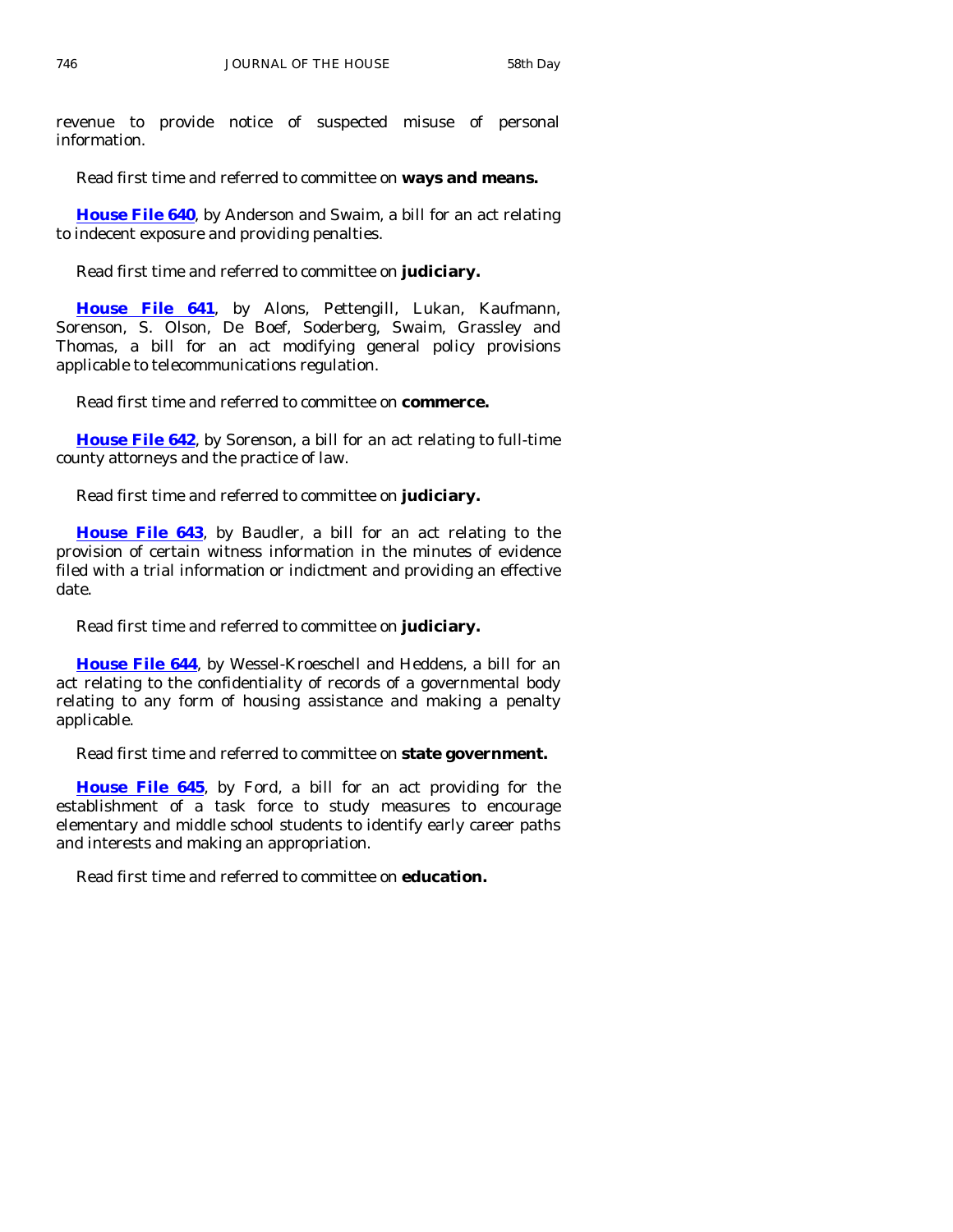revenue to provide notice of suspected misuse of personal information.

Read first time and referred to committee on **ways and means.**

**House File 640**, by Anderson and Swaim, a bill for an act relating to indecent exposure and providing penalties.

Read first time and referred to committee on **judiciary.**

**House File 641**, by Alons, Pettengill, Lukan, Kaufmann, Sorenson, S. Olson, De Boef, Soderberg, Swaim, Grassley and Thomas, a bill for an act modifying general policy provisions applicable to telecommunications regulation.

Read first time and referred to committee on **commerce.**

**House File 642**, by Sorenson, a bill for an act relating to full-time county attorneys and the practice of law.

Read first time and referred to committee on **judiciary.**

**House File 643**, by Baudler, a bill for an act relating to the provision of certain witness information in the minutes of evidence filed with a trial information or indictment and providing an effective date.

Read first time and referred to committee on **judiciary.**

**House File 644**, by Wessel-Kroeschell and Heddens, a bill for an act relating to the confidentiality of records of a governmental body relating to any form of housing assistance and making a penalty applicable.

Read first time and referred to committee on **state government.**

**House File 645**, by Ford, a bill for an act providing for the establishment of a task force to study measures to encourage elementary and middle school students to identify early career paths and interests and making an appropriation.

Read first time and referred to committee on **education.**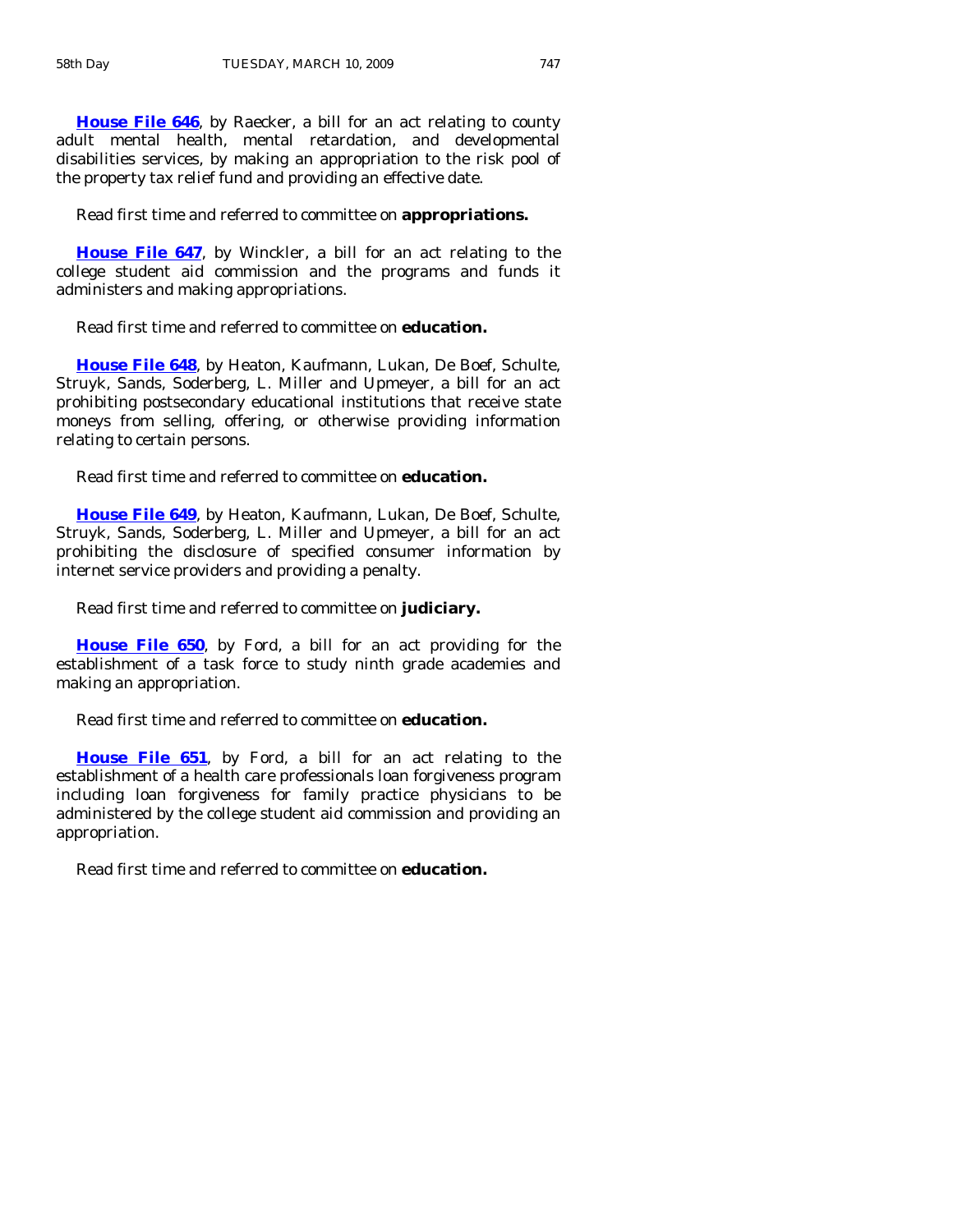**House File 646**, by Raecker, a bill for an act relating to county adult mental health, mental retardation, and developmental disabilities services, by making an appropriation to the risk pool of the property tax relief fund and providing an effective date.

Read first time and referred to committee on **appropriations.**

**House File 647**, by Winckler, a bill for an act relating to the college student aid commission and the programs and funds it administers and making appropriations.

Read first time and referred to committee on **education.**

**House File 648**, by Heaton, Kaufmann, Lukan, De Boef, Schulte, Struyk, Sands, Soderberg, L. Miller and Upmeyer, a bill for an act prohibiting postsecondary educational institutions that receive state moneys from selling, offering, or otherwise providing information relating to certain persons.

Read first time and referred to committee on **education.**

**House File 649**, by Heaton, Kaufmann, Lukan, De Boef, Schulte, Struyk, Sands, Soderberg, L. Miller and Upmeyer, a bill for an act prohibiting the disclosure of specified consumer information by internet service providers and providing a penalty.

Read first time and referred to committee on **judiciary.**

**House File 650**, by Ford, a bill for an act providing for the establishment of a task force to study ninth grade academies and making an appropriation.

Read first time and referred to committee on **education.**

**House File 651**, by Ford, a bill for an act relating to the establishment of a health care professionals loan forgiveness program including loan forgiveness for family practice physicians to be administered by the college student aid commission and providing an appropriation.

Read first time and referred to committee on **education.**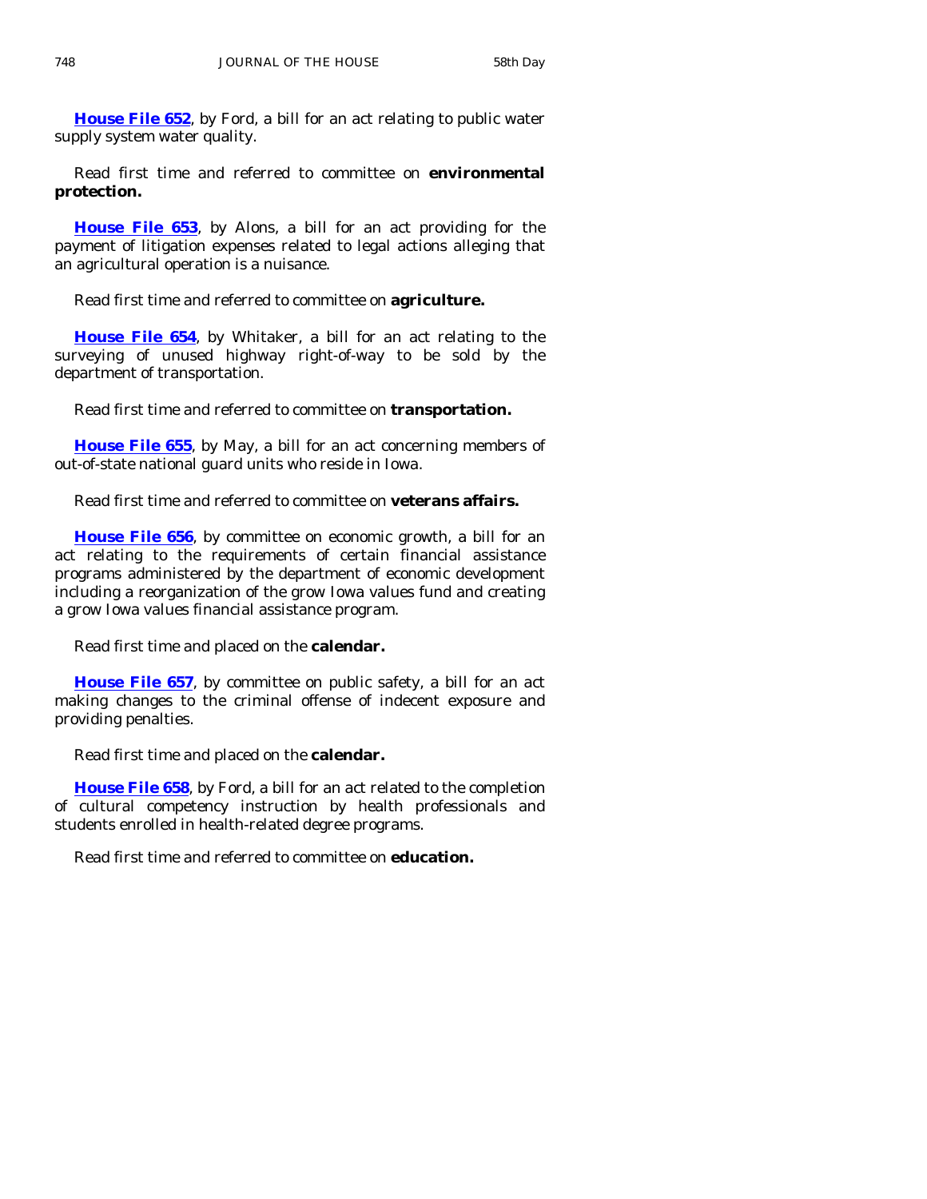**House File 652**, by Ford, a bill for an act relating to public water supply system water quality.

Read first time and referred to committee on **environmental protection.**

**House File 653**, by Alons, a bill for an act providing for the payment of litigation expenses related to legal actions alleging that an agricultural operation is a nuisance.

Read first time and referred to committee on **agriculture.**

**House File 654**, by Whitaker, a bill for an act relating to the surveying of unused highway right-of-way to be sold by the department of transportation.

Read first time and referred to committee on **transportation.**

**House File 655**, by May, a bill for an act concerning members of out-of-state national guard units who reside in Iowa.

Read first time and referred to committee on **veterans affairs.**

**House File 656**, by committee on economic growth, a bill for an act relating to the requirements of certain financial assistance programs administered by the department of economic development including a reorganization of the grow Iowa values fund and creating a grow Iowa values financial assistance program.

Read first time and placed on the **calendar.**

**House File 657**, by committee on public safety, a bill for an act making changes to the criminal offense of indecent exposure and providing penalties.

Read first time and placed on the **calendar.**

**House File 658**, by Ford, a bill for an act related to the completion of cultural competency instruction by health professionals and students enrolled in health-related degree programs.

Read first time and referred to committee on **education.**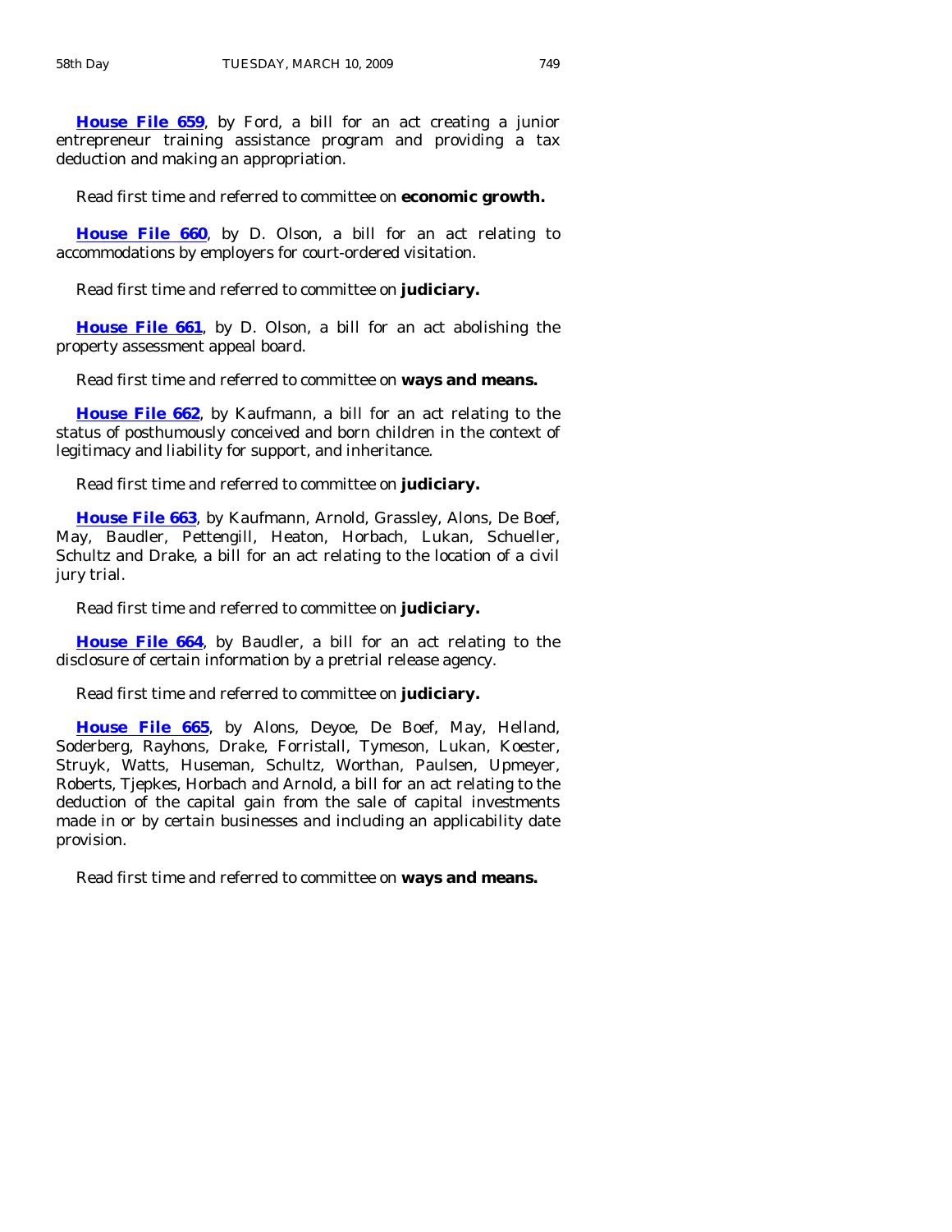**House File 659**, by Ford, a bill for an act creating a junior entrepreneur training assistance program and providing a tax deduction and making an appropriation.

Read first time and referred to committee on **economic growth.**

**House File 660**, by D. Olson, a bill for an act relating to accommodations by employers for court-ordered visitation.

Read first time and referred to committee on **judiciary.**

**House File 661**, by D. Olson, a bill for an act abolishing the property assessment appeal board.

Read first time and referred to committee on **ways and means.**

**House File 662**, by Kaufmann, a bill for an act relating to the status of posthumously conceived and born children in the context of legitimacy and liability for support, and inheritance.

Read first time and referred to committee on **judiciary.**

**House File 663**, by Kaufmann, Arnold, Grassley, Alons, De Boef, May, Baudler, Pettengill, Heaton, Horbach, Lukan, Schueller, Schultz and Drake, a bill for an act relating to the location of a civil jury trial.

Read first time and referred to committee on **judiciary.**

**House File 664**, by Baudler, a bill for an act relating to the disclosure of certain information by a pretrial release agency.

Read first time and referred to committee on **judiciary.**

**House File 665**, by Alons, Deyoe, De Boef, May, Helland, Soderberg, Rayhons, Drake, Forristall, Tymeson, Lukan, Koester, Struyk, Watts, Huseman, Schultz, Worthan, Paulsen, Upmeyer, Roberts, Tjepkes, Horbach and Arnold, a bill for an act relating to the deduction of the capital gain from the sale of capital investments made in or by certain businesses and including an applicability date provision.

Read first time and referred to committee on **ways and means.**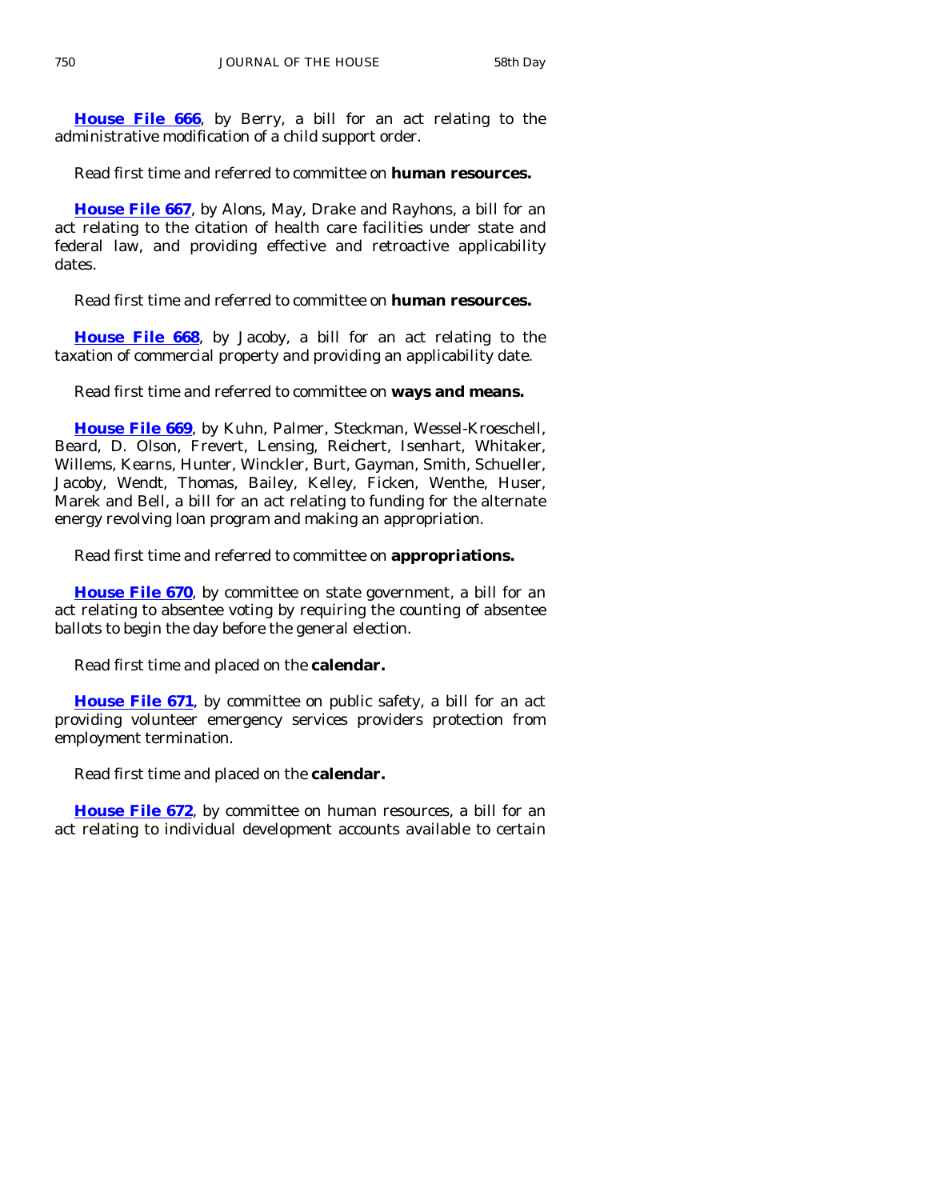**House File 666**, by Berry, a bill for an act relating to the administrative modification of a child support order.

Read first time and referred to committee on **human resources.**

**House File 667**, by Alons, May, Drake and Rayhons, a bill for an act relating to the citation of health care facilities under state and federal law, and providing effective and retroactive applicability dates.

Read first time and referred to committee on **human resources.**

**House File 668**, by Jacoby, a bill for an act relating to the taxation of commercial property and providing an applicability date.

Read first time and referred to committee on **ways and means.**

**House File 669**, by Kuhn, Palmer, Steckman, Wessel-Kroeschell, Beard, D. Olson, Frevert, Lensing, Reichert, Isenhart, Whitaker, Willems, Kearns, Hunter, Winckler, Burt, Gayman, Smith, Schueller, Jacoby, Wendt, Thomas, Bailey, Kelley, Ficken, Wenthe, Huser, Marek and Bell, a bill for an act relating to funding for the alternate energy revolving loan program and making an appropriation.

Read first time and referred to committee on **appropriations.**

**House File 670**, by committee on state government, a bill for an act relating to absentee voting by requiring the counting of absentee ballots to begin the day before the general election.

Read first time and placed on the **calendar.**

**House File 671**, by committee on public safety, a bill for an act providing volunteer emergency services providers protection from employment termination.

Read first time and placed on the **calendar.**

**House File 672**, by committee on human resources, a bill for an act relating to individual development accounts available to certain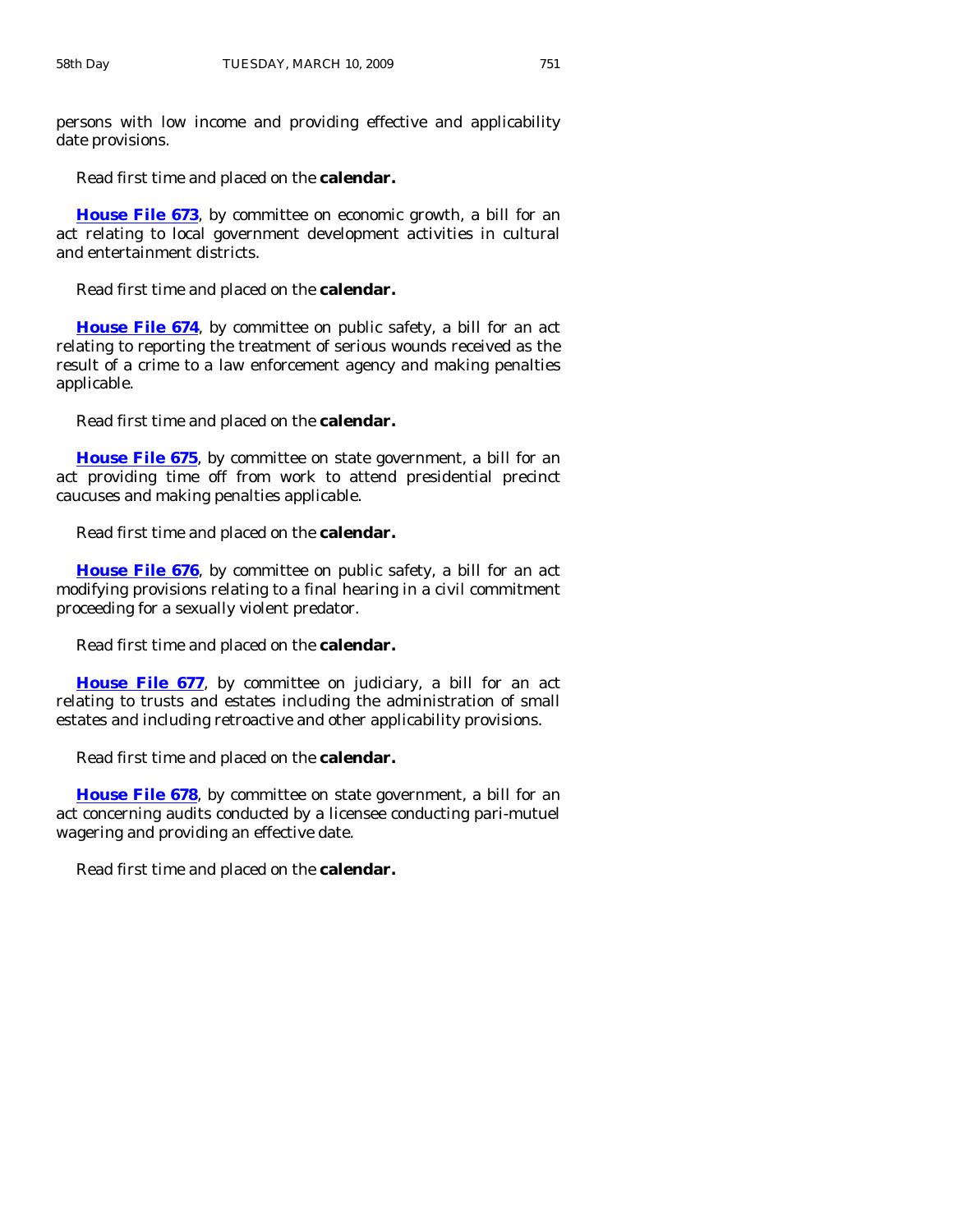persons with low income and providing effective and applicability date provisions.

Read first time and placed on the **calendar.**

**House File 673**, by committee on economic growth, a bill for an act relating to local government development activities in cultural and entertainment districts.

Read first time and placed on the **calendar.**

**House File 674**, by committee on public safety, a bill for an act relating to reporting the treatment of serious wounds received as the result of a crime to a law enforcement agency and making penalties applicable.

Read first time and placed on the **calendar.**

**House File 675**, by committee on state government, a bill for an act providing time off from work to attend presidential precinct caucuses and making penalties applicable.

Read first time and placed on the **calendar.**

**House File 676**, by committee on public safety, a bill for an act modifying provisions relating to a final hearing in a civil commitment proceeding for a sexually violent predator.

Read first time and placed on the **calendar.**

**House File 677**, by committee on judiciary, a bill for an act relating to trusts and estates including the administration of small estates and including retroactive and other applicability provisions.

Read first time and placed on the **calendar.**

**House File 678**, by committee on state government, a bill for an act concerning audits conducted by a licensee conducting pari-mutuel wagering and providing an effective date.

Read first time and placed on the **calendar.**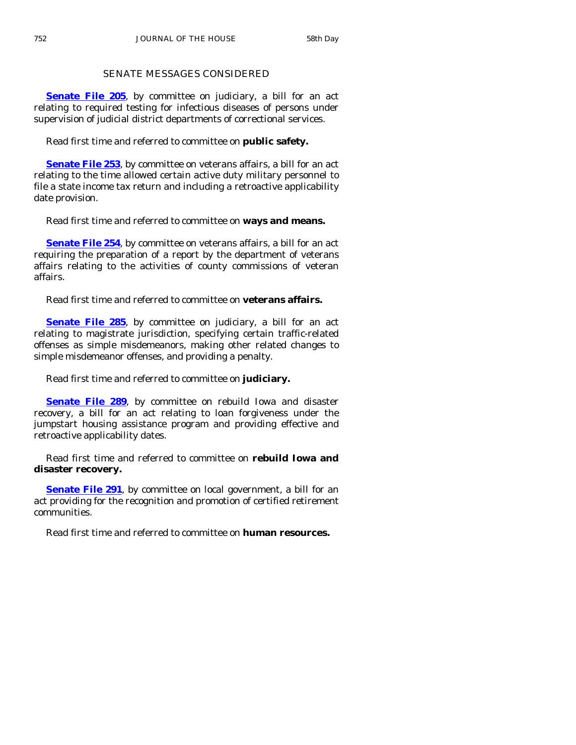## SENATE MESSAGES CONSIDERED

**Senate File 205**, by committee on judiciary, a bill for an act relating to required testing for infectious diseases of persons under supervision of judicial district departments of correctional services.

Read first time and referred to committee on **public safety.**

**Senate File 253**, by committee on veterans affairs, a bill for an act relating to the time allowed certain active duty military personnel to file a state income tax return and including a retroactive applicability date provision.

Read first time and referred to committee on **ways and means.**

**Senate File 254**, by committee on veterans affairs, a bill for an act requiring the preparation of a report by the department of veterans affairs relating to the activities of county commissions of veteran affairs.

Read first time and referred to committee on **veterans affairs.**

**Senate File 285**, by committee on judiciary, a bill for an act relating to magistrate jurisdiction, specifying certain traffic-related offenses as simple misdemeanors, making other related changes to simple misdemeanor offenses, and providing a penalty.

Read first time and referred to committee on **judiciary.**

**Senate File 289**, by committee on rebuild Iowa and disaster recovery, a bill for an act relating to loan forgiveness under the jumpstart housing assistance program and providing effective and retroactive applicability dates.

Read first time and referred to committee on **rebuild Iowa and disaster recovery.**

**Senate File 291**, by committee on local government, a bill for an act providing for the recognition and promotion of certified retirement communities.

Read first time and referred to committee on **human resources.**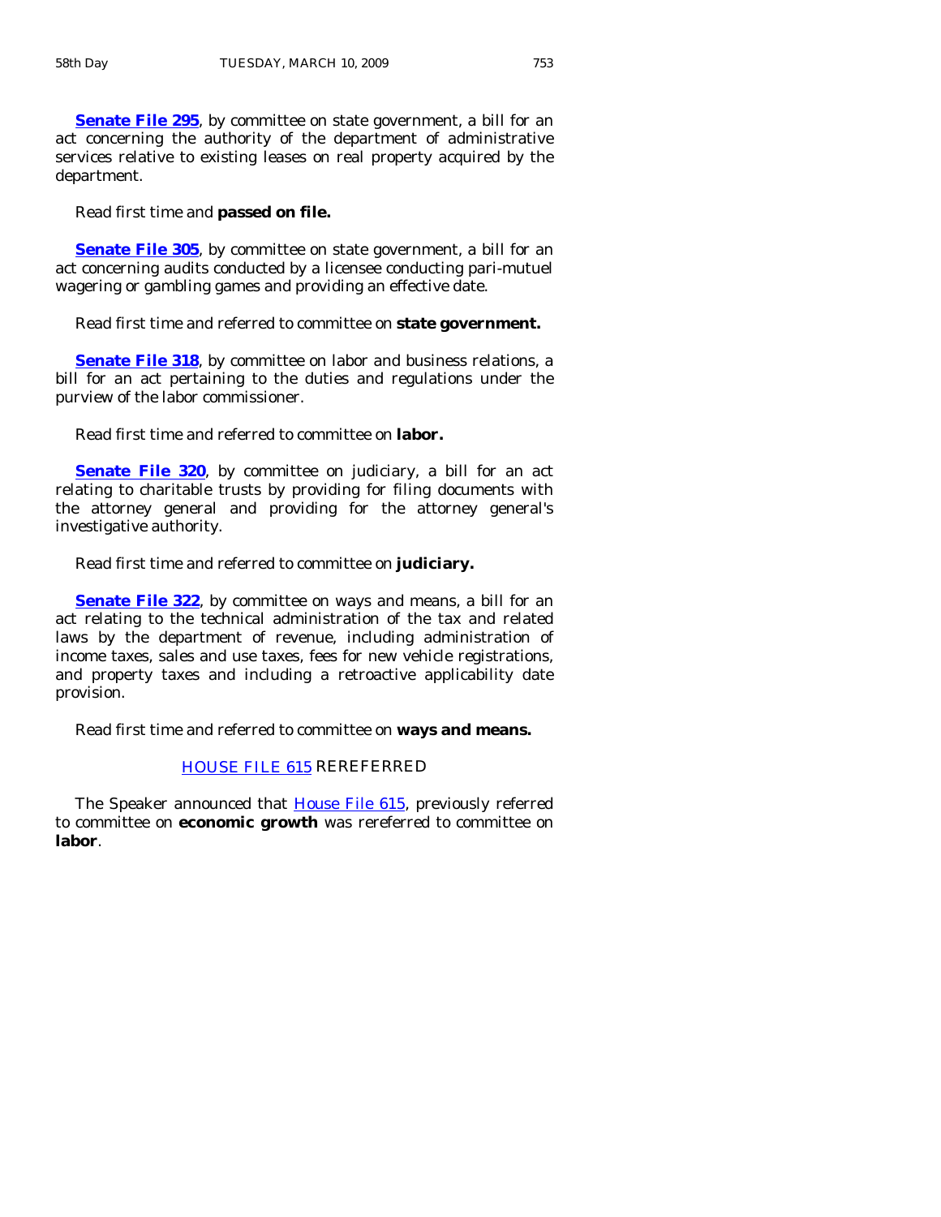**Senate File 295**, by committee on state government, a bill for an act concerning the authority of the department of administrative services relative to existing leases on real property acquired by the department.

Read first time and **passed on file.**

**Senate File 305**, by committee on state government, a bill for an act concerning audits conducted by a licensee conducting pari-mutuel wagering or gambling games and providing an effective date.

Read first time and referred to committee on **state government.**

**Senate File 318**, by committee on labor and business relations, a bill for an act pertaining to the duties and regulations under the purview of the labor commissioner.

Read first time and referred to committee on **labor.**

**Senate File 320**, by committee on judiciary, a bill for an act relating to charitable trusts by providing for filing documents with the attorney general and providing for the attorney general's investigative authority.

Read first time and referred to committee on **judiciary.**

**Senate File 322**, by committee on ways and means, a bill for an act relating to the technical administration of the tax and related laws by the department of revenue, including administration of income taxes, sales and use taxes, fees for new vehicle registrations, and property taxes and including a retroactive applicability date provision.

Read first time and referred to committee on **ways and means.**

## HOUSE FILE 615 REREFERRED

The Speaker announced that House File 615, previously referred to committee on **economic growth** was rereferred to committee on **labor**.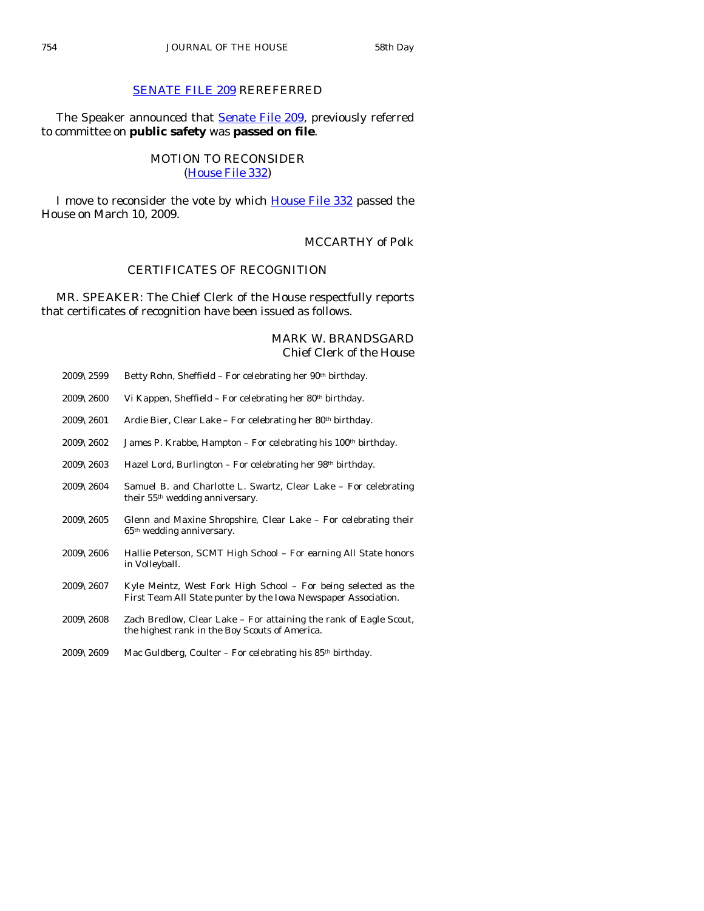## SENATE FILE 209 REREFERRED

The Speaker announced that Senate File 209, previously referred to committee on **public safety** was **passed on file**.

## MOTION TO RECONSIDER
(House File 332)

I move to reconsider the vote by which House File 332 passed the House on March 10, 2009.

MCCARTHY of Polk

## CERTIFICATES OF RECOGNITION

MR. SPEAKER: The Chief Clerk of the House respectfully reports that certificates of recognition have been issued as follows.

MARK W. BRANDSGARD
Chief Clerk of the House

2009\2599 Betty Rohn, Sheffield – For celebrating her 90th birthday.

2009\2600 Vi Kappen, Sheffield – For celebrating her 80th birthday.

2009\2601 Ardie Bier, Clear Lake – For celebrating her 80th birthday.

2009\2602 James P. Krabbe, Hampton – For celebrating his 100th birthday.

2009\2603 Hazel Lord, Burlington – For celebrating her 98th birthday.

2009\2604 Samuel B. and Charlotte L. Swartz, Clear Lake – For celebrating their 55th wedding anniversary.

2009\2605 Glenn and Maxine Shropshire, Clear Lake – For celebrating their 65th wedding anniversary.

2009\2606 Hallie Peterson, SCMT High School – For earning All State honors in Volleyball.

2009\2607 Kyle Meintz, West Fork High School – For being selected as the First Team All State punter by the Iowa Newspaper Association.

2009\2608 Zach Bredlow, Clear Lake – For attaining the rank of Eagle Scout, the highest rank in the Boy Scouts of America.

2009\2609 Mac Guldberg, Coulter – For celebrating his 85th birthday.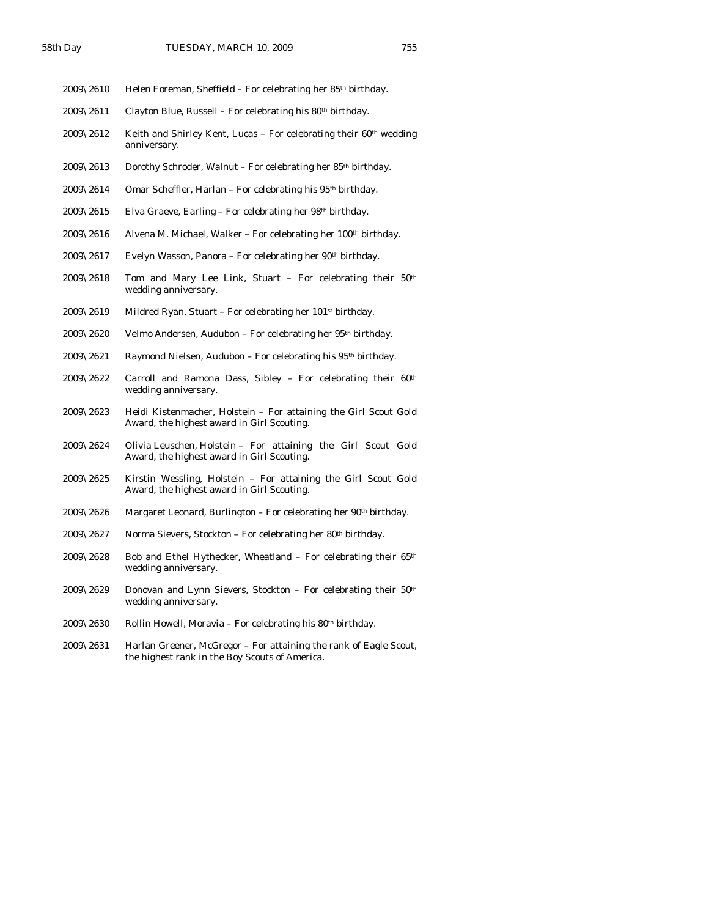2009\2610 Helen Foreman, Sheffield – For celebrating her 85th birthday.

2009\2611 Clayton Blue, Russell – For celebrating his 80th birthday.

2009\2612 Keith and Shirley Kent, Lucas – For celebrating their 60th wedding anniversary.

2009\2613 Dorothy Schroder, Walnut – For celebrating her 85th birthday.

2009\2614 Omar Scheffler, Harlan – For celebrating his 95th birthday.

2009\2615 Elva Graeve, Earling – For celebrating her 98th birthday.

2009\2616 Alvena M. Michael, Walker – For celebrating her 100th birthday.

2009\2617 Evelyn Wasson, Panora – For celebrating her 90th birthday.

2009\2618 Tom and Mary Lee Link, Stuart – For celebrating their 50th wedding anniversary.

2009\2619 Mildred Ryan, Stuart – For celebrating her 101st birthday.

2009\2620 Velmo Andersen, Audubon – For celebrating her 95th birthday.

2009\2621 Raymond Nielsen, Audubon – For celebrating his 95th birthday.

2009\2622 Carroll and Ramona Dass, Sibley – For celebrating their 60th wedding anniversary.

2009\2623 Heidi Kistenmacher, Holstein – For attaining the Girl Scout Gold Award, the highest award in Girl Scouting.

2009\2624 Olivia Leuschen, Holstein – For attaining the Girl Scout Gold Award, the highest award in Girl Scouting.

2009\2625 Kirstin Wessling, Holstein – For attaining the Girl Scout Gold Award, the highest award in Girl Scouting.

2009\2626 Margaret Leonard, Burlington – For celebrating her 90th birthday.

2009\2627 Norma Sievers, Stockton – For celebrating her 80th birthday.

2009\2628 Bob and Ethel Hythecker, Wheatland – For celebrating their 65th wedding anniversary.

2009\2629 Donovan and Lynn Sievers, Stockton – For celebrating their 50th wedding anniversary.

2009\2630 Rollin Howell, Moravia – For celebrating his 80th birthday.

2009\2631 Harlan Greener, McGregor – For attaining the rank of Eagle Scout, the highest rank in the Boy Scouts of America.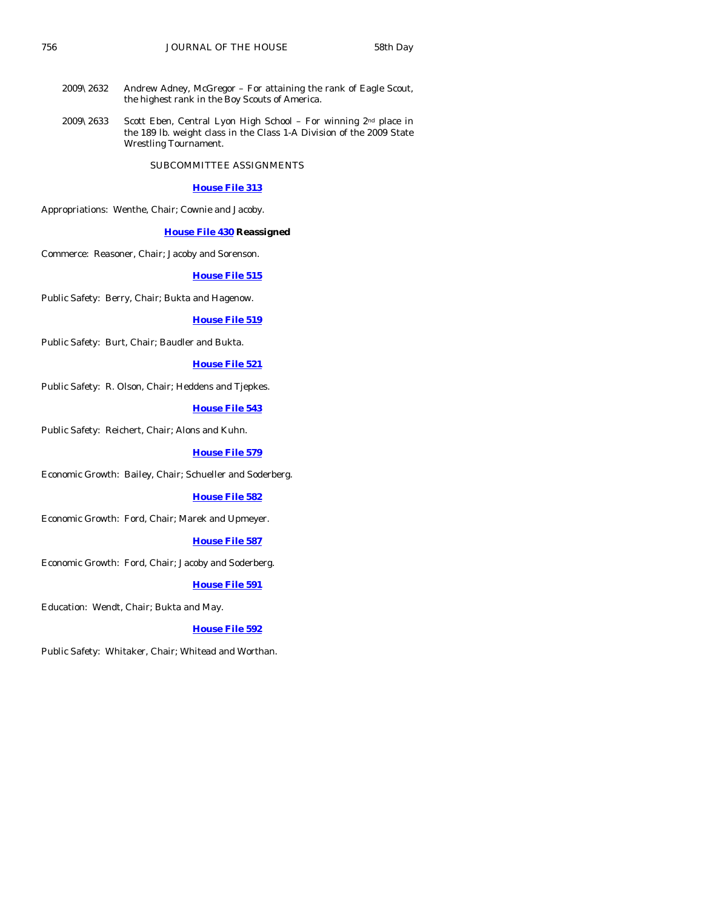2009\2632 Andrew Adney, McGregor – For attaining the rank of Eagle Scout, the highest rank in the Boy Scouts of America.

2009\2633 Scott Eben, Central Lyon High School – For winning 2nd place in the 189 lb. weight class in the Class 1-A Division of the 2009 State Wrestling Tournament.

SUBCOMMITTEE ASSIGNMENTS

**House File 313**

Appropriations: Wenthe, Chair; Cownie and Jacoby.

**House File 430 Reassigned**

Commerce: Reasoner, Chair; Jacoby and Sorenson.

**House File 515**

Public Safety: Berry, Chair; Bukta and Hagenow.

**House File 519**

Public Safety: Burt, Chair; Baudler and Bukta.

**House File 521**

Public Safety: R. Olson, Chair; Heddens and Tjepkes.

**House File 543**

Public Safety: Reichert, Chair; Alons and Kuhn.

**House File 579**

Economic Growth: Bailey, Chair; Schueller and Soderberg.

**House File 582**

Economic Growth: Ford, Chair; Marek and Upmeyer.

**House File 587**

Economic Growth: Ford, Chair; Jacoby and Soderberg.

**House File 591**

Education: Wendt, Chair; Bukta and May.

**House File 592**

Public Safety: Whitaker, Chair; Whitead and Worthan.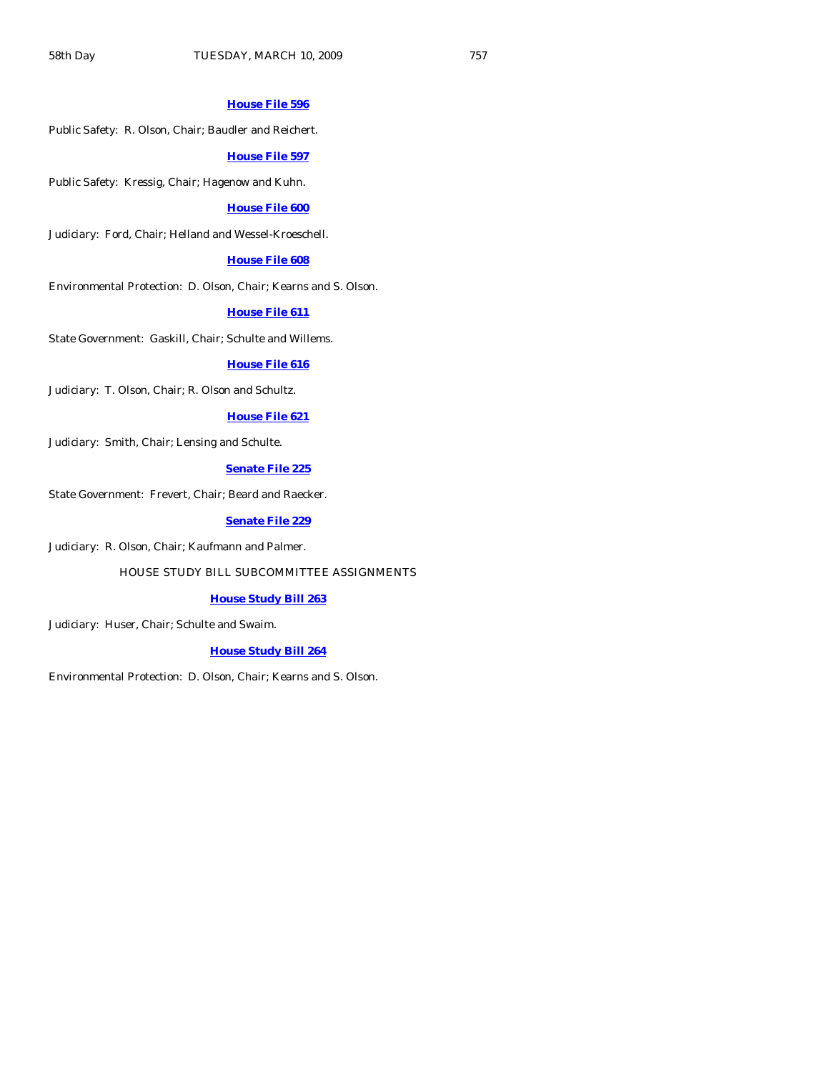**House File 596**

Public Safety: R. Olson, Chair; Baudler and Reichert.

**House File 597**

Public Safety: Kressig, Chair; Hagenow and Kuhn.

**House File 600**

Judiciary: Ford, Chair; Helland and Wessel-Kroeschell.

**House File 608**

Environmental Protection: D. Olson, Chair; Kearns and S. Olson.

**House File 611**

State Government: Gaskill, Chair; Schulte and Willems.

**House File 616**

Judiciary: T. Olson, Chair; R. Olson and Schultz.

**House File 621**

Judiciary: Smith, Chair; Lensing and Schulte.

**Senate File 225**

State Government: Frevert, Chair; Beard and Raecker.

**Senate File 229**

Judiciary: R. Olson, Chair; Kaufmann and Palmer.

HOUSE STUDY BILL SUBCOMMITTEE ASSIGNMENTS

**House Study Bill 263**

Judiciary: Huser, Chair; Schulte and Swaim.

**House Study Bill 264**

Environmental Protection: D. Olson, Chair; Kearns and S. Olson.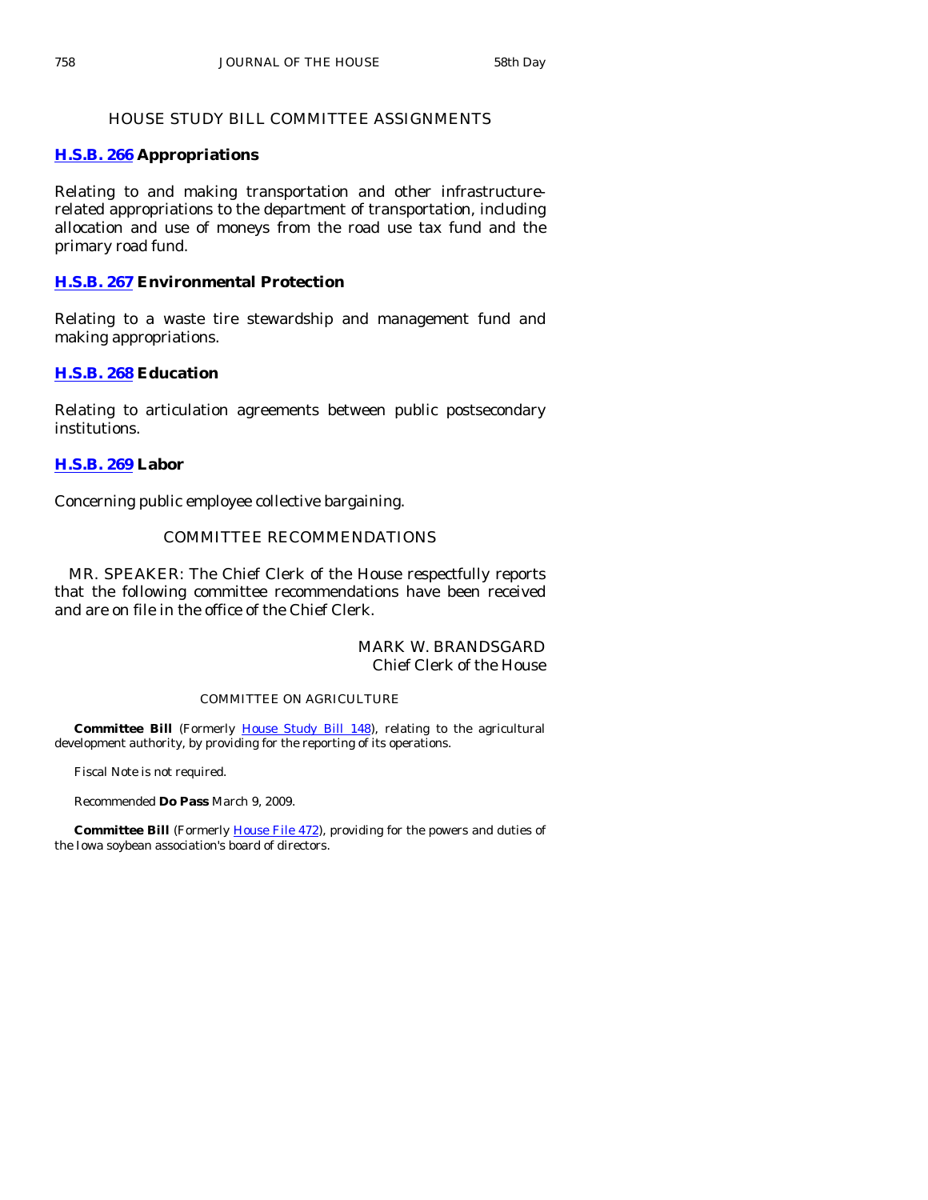## HOUSE STUDY BILL COMMITTEE ASSIGNMENTS

**H.S.B. 266 Appropriations**

Relating to and making transportation and other infrastructure-related appropriations to the department of transportation, including allocation and use of moneys from the road use tax fund and the primary road fund.

**H.S.B. 267 Environmental Protection**

Relating to a waste tire stewardship and management fund and making appropriations.

**H.S.B. 268 Education**

Relating to articulation agreements between public postsecondary institutions.

**H.S.B. 269 Labor**

Concerning public employee collective bargaining.

## COMMITTEE RECOMMENDATIONS

MR. SPEAKER: The Chief Clerk of the House respectfully reports that the following committee recommendations have been received and are on file in the office of the Chief Clerk.

MARK W. BRANDSGARD
Chief Clerk of the House

### COMMITTEE ON AGRICULTURE

**Committee Bill** (Formerly House Study Bill 148), relating to the agricultural development authority, by providing for the reporting of its operations.

Fiscal Note is not required.

Recommended **Do Pass** March 9, 2009.

**Committee Bill** (Formerly House File 472), providing for the powers and duties of the Iowa soybean association's board of directors.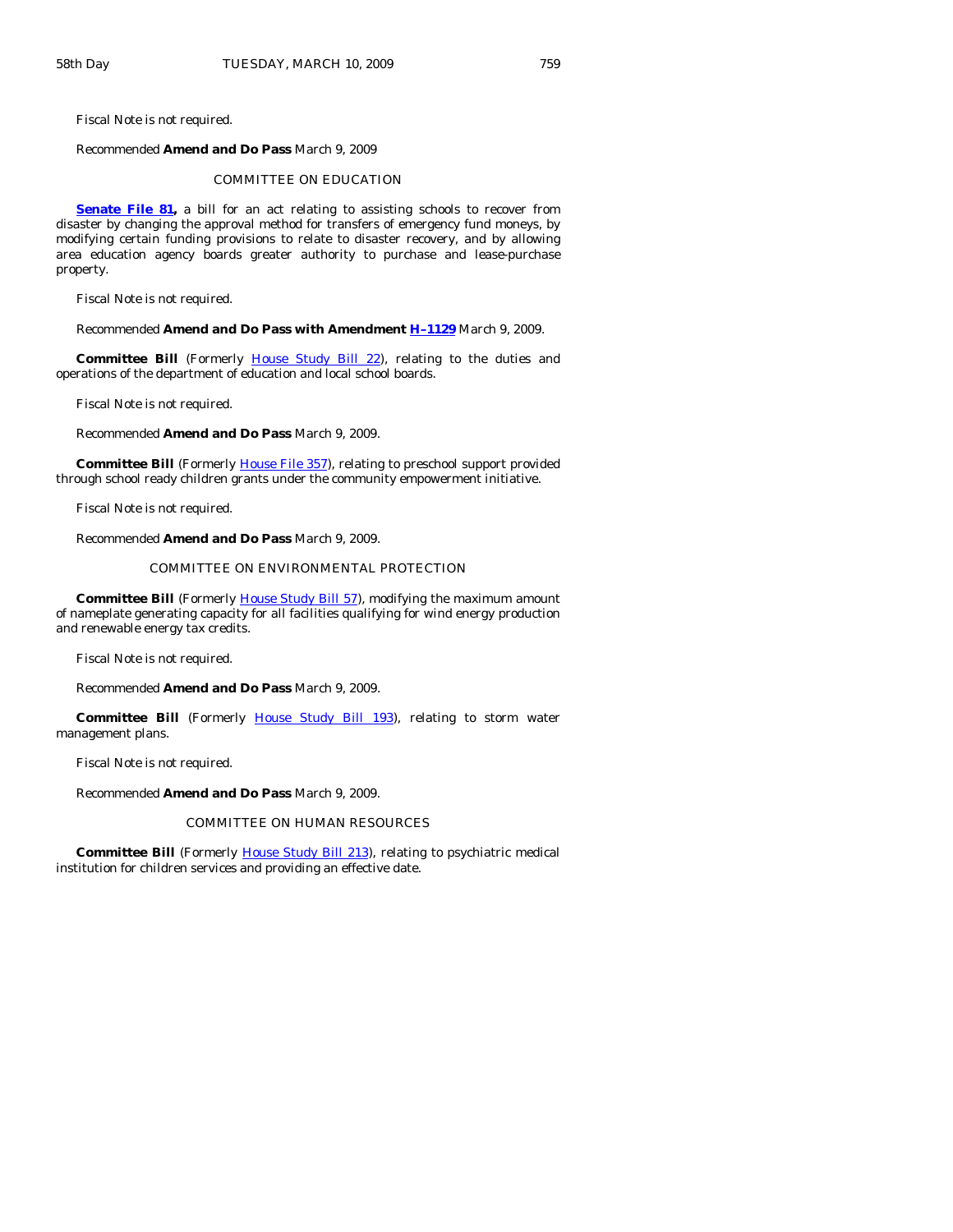Fiscal Note is not required.

Recommended **Amend and Do Pass** March 9, 2009

COMMITTEE ON EDUCATION

**Senate File 81,** a bill for an act relating to assisting schools to recover from disaster by changing the approval method for transfers of emergency fund moneys, by modifying certain funding provisions to relate to disaster recovery, and by allowing area education agency boards greater authority to purchase and lease-purchase property.

Fiscal Note is not required.

Recommended **Amend and Do Pass with Amendment H–1129** March 9, 2009.

**Committee Bill** (Formerly House Study Bill 22), relating to the duties and operations of the department of education and local school boards.

Fiscal Note is not required.

Recommended **Amend and Do Pass** March 9, 2009.

**Committee Bill** (Formerly House File 357), relating to preschool support provided through school ready children grants under the community empowerment initiative.

Fiscal Note is not required.

Recommended **Amend and Do Pass** March 9, 2009.

COMMITTEE ON ENVIRONMENTAL PROTECTION

**Committee Bill** (Formerly House Study Bill 57), modifying the maximum amount of nameplate generating capacity for all facilities qualifying for wind energy production and renewable energy tax credits.

Fiscal Note is not required.

Recommended **Amend and Do Pass** March 9, 2009.

**Committee Bill** (Formerly House Study Bill 193), relating to storm water management plans.

Fiscal Note is not required.

Recommended **Amend and Do Pass** March 9, 2009.

COMMITTEE ON HUMAN RESOURCES

**Committee Bill** (Formerly House Study Bill 213), relating to psychiatric medical institution for children services and providing an effective date.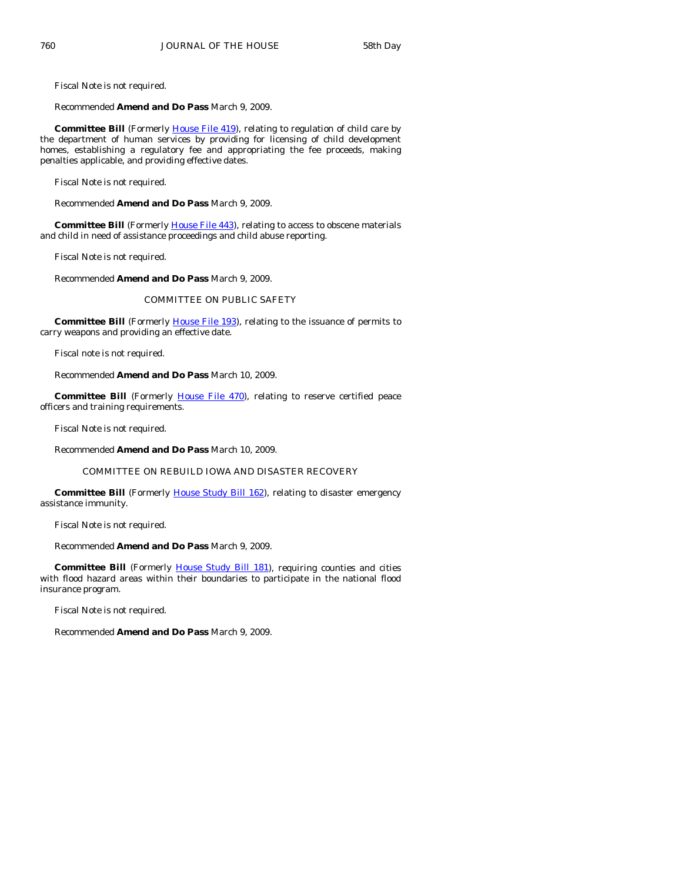Fiscal Note is not required.

Recommended **Amend and Do Pass** March 9, 2009.

**Committee Bill** (Formerly House File 419), relating to regulation of child care by the department of human services by providing for licensing of child development homes, establishing a regulatory fee and appropriating the fee proceeds, making penalties applicable, and providing effective dates.

Fiscal Note is not required.

Recommended **Amend and Do Pass** March 9, 2009.

**Committee Bill** (Formerly House File 443), relating to access to obscene materials and child in need of assistance proceedings and child abuse reporting.

Fiscal Note is not required.

Recommended **Amend and Do Pass** March 9, 2009.

COMMITTEE ON PUBLIC SAFETY

**Committee Bill** (Formerly House File 193), relating to the issuance of permits to carry weapons and providing an effective date.

Fiscal note is not required.

Recommended **Amend and Do Pass** March 10, 2009.

**Committee Bill** (Formerly House File 470), relating to reserve certified peace officers and training requirements.

Fiscal Note is not required.

Recommended **Amend and Do Pass** March 10, 2009.

COMMITTEE ON REBUILD IOWA AND DISASTER RECOVERY

**Committee Bill** (Formerly House Study Bill 162), relating to disaster emergency assistance immunity.

Fiscal Note is not required.

Recommended **Amend and Do Pass** March 9, 2009.

**Committee Bill** (Formerly House Study Bill 181), requiring counties and cities with flood hazard areas within their boundaries to participate in the national flood insurance program.

Fiscal Note is not required.

Recommended **Amend and Do Pass** March 9, 2009.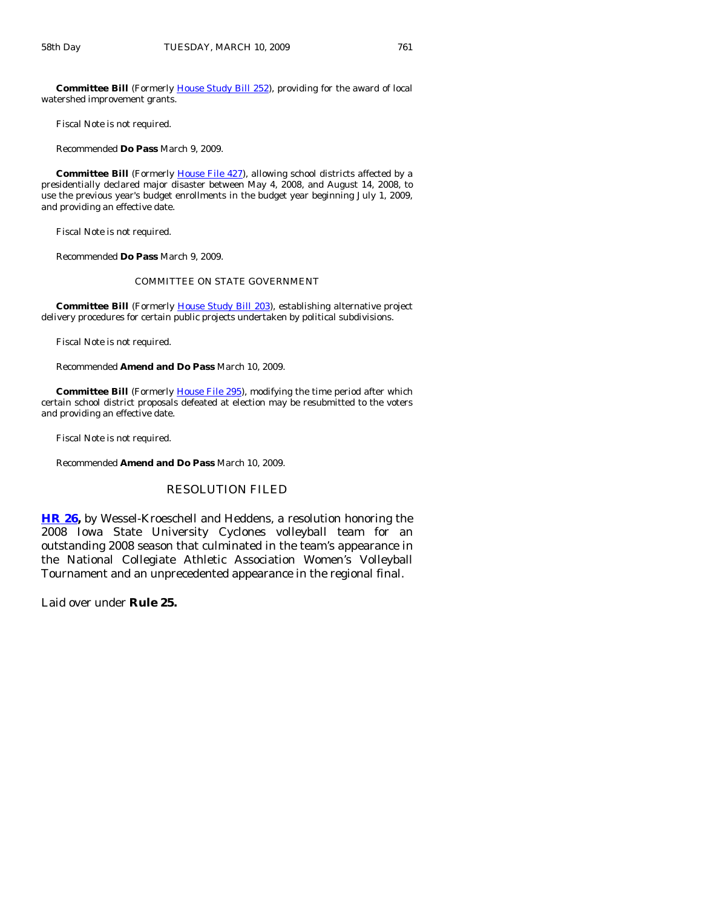**Committee Bill** (Formerly House Study Bill 252), providing for the award of local watershed improvement grants.

Fiscal Note is not required.

Recommended **Do Pass** March 9, 2009.

**Committee Bill** (Formerly House File 427), allowing school districts affected by a presidentially declared major disaster between May 4, 2008, and August 14, 2008, to use the previous year's budget enrollments in the budget year beginning July 1, 2009, and providing an effective date.

Fiscal Note is not required.

Recommended **Do Pass** March 9, 2009.

COMMITTEE ON STATE GOVERNMENT

**Committee Bill** (Formerly House Study Bill 203), establishing alternative project delivery procedures for certain public projects undertaken by political subdivisions.

Fiscal Note is not required.

Recommended **Amend and Do Pass** March 10, 2009.

**Committee Bill** (Formerly House File 295), modifying the time period after which certain school district proposals defeated at election may be resubmitted to the voters and providing an effective date.

Fiscal Note is not required.

Recommended **Amend and Do Pass** March 10, 2009.

## RESOLUTION FILED

**HR 26,** by Wessel-Kroeschell and Heddens, a resolution honoring the 2008 Iowa State University Cyclones volleyball team for an outstanding 2008 season that culminated in the team's appearance in the National Collegiate Athletic Association Women's Volleyball Tournament and an unprecedented appearance in the regional final.

Laid over under **Rule 25.**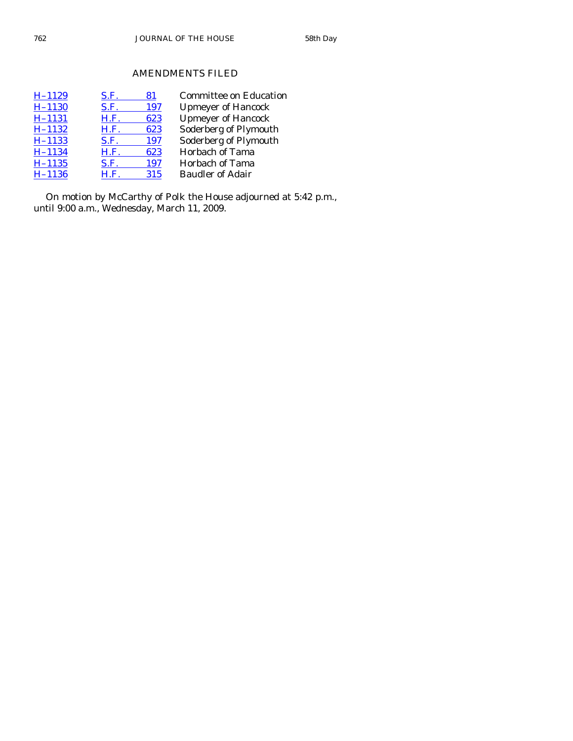## AMENDMENTS FILED

| | | |
|---|---|---|
| H–1129 | S.F. 81 | Committee on Education |
| H–1130 | S.F. 197 | Upmeyer of Hancock |
| H–1131 | H.F. 623 | Upmeyer of Hancock |
| H–1132 | H.F. 623 | Soderberg of Plymouth |
| H–1133 | S.F. 197 | Soderberg of Plymouth |
| H–1134 | H.F. 623 | Horbach of Tama |
| H–1135 | S.F. 197 | Horbach of Tama |
| H–1136 | H.F. 315 | Baudler of Adair |

On motion by McCarthy of Polk the House adjourned at 5:42 p.m., until 9:00 a.m., Wednesday, March 11, 2009.